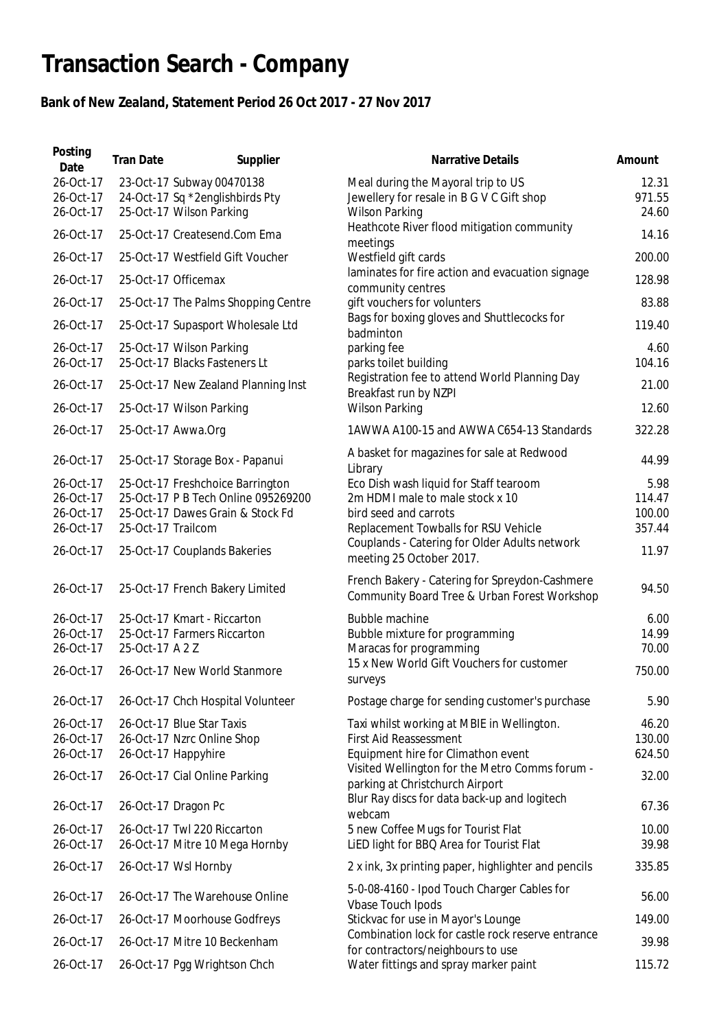# Transaction Search - Company

**Bank of New Zealand, Statement Period 26 Oct 2017 - 27 Nov 2017**

| Posting Date | Tran Date | Supplier | Narrative Details | Amount |
|---|---|---|---|---|
| 26-Oct-17 | 23-Oct-17 | Subway 00470138 | Meal during the Mayoral trip to US | 12.31 |
| 26-Oct-17 | 24-Oct-17 | Sq *2englishbirds Pty | Jewellery for resale in B G V C Gift shop | 971.55 |
| 26-Oct-17 | 25-Oct-17 | Wilson Parking | Wilson Parking | 24.60 |
| 26-Oct-17 | 25-Oct-17 | Createsend.Com Ema | Heathcote River flood mitigation community meetings | 14.16 |
| 26-Oct-17 | 25-Oct-17 | Westfield Gift Voucher | Westfield gift cards | 200.00 |
| 26-Oct-17 | 25-Oct-17 | Officemax | laminates for fire action and evacuation signage community centres | 128.98 |
| 26-Oct-17 | 25-Oct-17 | The Palms Shopping Centre | gift vouchers for volunters | 83.88 |
| 26-Oct-17 | 25-Oct-17 | Supasport Wholesale Ltd | Bags for boxing gloves and Shuttlecocks for badminton | 119.40 |
| 26-Oct-17 | 25-Oct-17 | Wilson Parking | parking fee | 4.60 |
| 26-Oct-17 | 25-Oct-17 | Blacks Fasteners Lt | parks toilet building | 104.16 |
| 26-Oct-17 | 25-Oct-17 | New Zealand Planning Inst | Registration fee to attend World Planning Day Breakfast run by NZPI | 21.00 |
| 26-Oct-17 | 25-Oct-17 | Wilson Parking | Wilson Parking | 12.60 |
| 26-Oct-17 | 25-Oct-17 | Awwa.Org | 1AWWA A100-15 and AWWA C654-13 Standards | 322.28 |
| 26-Oct-17 | 25-Oct-17 | Storage Box - Papanui | A basket for magazines for sale at Redwood Library | 44.99 |
| 26-Oct-17 | 25-Oct-17 | Freshchoice Barrington | Eco Dish wash liquid for Staff tearoom | 5.98 |
| 26-Oct-17 | 25-Oct-17 | P B Tech Online 095269200 | 2m HDMI male to male stock x 10 | 114.47 |
| 26-Oct-17 | 25-Oct-17 | Dawes Grain & Stock Fd | bird seed and carrots | 100.00 |
| 26-Oct-17 | 25-Oct-17 | Trailcom | Replacement Towballs for RSU Vehicle | 357.44 |
| 26-Oct-17 | 25-Oct-17 | Couplands Bakeries | Couplands - Catering for Older Adults network meeting 25 October 2017. | 11.97 |
| 26-Oct-17 | 25-Oct-17 | French Bakery Limited | French Bakery - Catering for Spreydon-Cashmere Community Board Tree & Urban Forest Workshop | 94.50 |
| 26-Oct-17 | 25-Oct-17 | Kmart - Riccarton | Bubble machine | 6.00 |
| 26-Oct-17 | 25-Oct-17 | Farmers Riccarton | Bubble mixture for programming | 14.99 |
| 26-Oct-17 | 25-Oct-17 | A 2 Z | Maracas for programming | 70.00 |
| 26-Oct-17 | 26-Oct-17 | New World Stanmore | 15 x New World Gift Vouchers for customer surveys | 750.00 |
| 26-Oct-17 | 26-Oct-17 | Chch Hospital Volunteer | Postage charge for sending customer's purchase | 5.90 |
| 26-Oct-17 | 26-Oct-17 | Blue Star Taxis | Taxi whilst working at MBIE in Wellington. | 46.20 |
| 26-Oct-17 | 26-Oct-17 | Nzrc Online Shop | First Aid Reassessment | 130.00 |
| 26-Oct-17 | 26-Oct-17 | Happyhire | Equipment hire for Climathon event | 624.50 |
| 26-Oct-17 | 26-Oct-17 | Cial Online Parking | Visited Wellington for the Metro Comms forum - parking at Christchurch Airport | 32.00 |
| 26-Oct-17 | 26-Oct-17 | Dragon Pc | Blur Ray discs for data back-up and logitech webcam | 67.36 |
| 26-Oct-17 | 26-Oct-17 | Twl 220 Riccarton | 5 new Coffee Mugs for Tourist Flat | 10.00 |
| 26-Oct-17 | 26-Oct-17 | Mitre 10 Mega Hornby | LiED light for BBQ Area for Tourist Flat | 39.98 |
| 26-Oct-17 | 26-Oct-17 | Wsl Hornby | 2 x ink, 3x printing paper, highlighter and pencils | 335.85 |
| 26-Oct-17 | 26-Oct-17 | The Warehouse Online | 5-0-08-4160 - Ipod Touch Charger Cables for Vbase Touch Ipods | 56.00 |
| 26-Oct-17 | 26-Oct-17 | Moorhouse Godfreys | Stickvac for use in Mayor's Lounge | 149.00 |
| 26-Oct-17 | 26-Oct-17 | Mitre 10 Beckenham | Combination lock for castle rock reserve entrance for contractors/neighbours to use | 39.98 |
| 26-Oct-17 | 26-Oct-17 | Pgg Wrightson Chch | Water fittings and spray marker paint | 115.72 |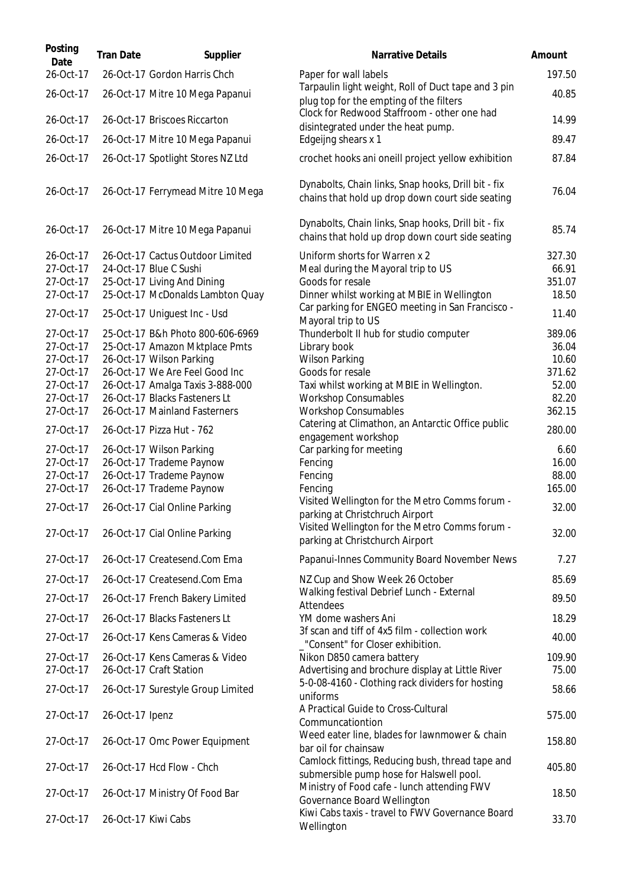| Posting Date | Tran Date | Supplier | Narrative Details | Amount |
|---|---|---|---|---|
| 26-Oct-17 | 26-Oct-17 | Gordon Harris Chch | Paper for wall labels | 197.50 |
| 26-Oct-17 | 26-Oct-17 | Mitre 10 Mega Papanui | Tarpaulin light weight, Roll of Duct tape and 3 pin plug top for the empting of the filters | 40.85 |
| 26-Oct-17 | 26-Oct-17 | Briscoes Riccarton | Clock for Redwood Staffroom - other one had disintegrated under the heat pump. | 14.99 |
| 26-Oct-17 | 26-Oct-17 | Mitre 10 Mega Papanui | Edgeijng shears x 1 | 89.47 |
| 26-Oct-17 | 26-Oct-17 | Spotlight Stores NZ Ltd | crochet hooks ani oneill project yellow exhibition | 87.84 |
| 26-Oct-17 | 26-Oct-17 | Ferrymead Mitre 10 Mega | Dynabolts, Chain links, Snap hooks, Drill bit - fix chains that hold up drop down court side seating | 76.04 |
| 26-Oct-17 | 26-Oct-17 | Mitre 10 Mega Papanui | Dynabolts, Chain links, Snap hooks, Drill bit - fix chains that hold up drop down court side seating | 85.74 |
| 26-Oct-17 | 26-Oct-17 | Cactus Outdoor Limited | Uniform shorts for Warren x 2 | 327.30 |
| 27-Oct-17 | 24-Oct-17 | Blue C Sushi | Meal during the Mayoral trip to US | 66.91 |
| 27-Oct-17 | 25-Oct-17 | Living And Dining | Goods for resale | 351.07 |
| 27-Oct-17 | 25-Oct-17 | McDonalds Lambton Quay | Dinner whilst working at MBIE in Wellington | 18.50 |
| 27-Oct-17 | 25-Oct-17 | Uniguest Inc - Usd | Car parking for ENGEO meeting in San Francisco - Mayoral trip to US | 11.40 |
| 27-Oct-17 | 25-Oct-17 | B&h Photo 800-606-6969 | Thunderbolt II hub for studio computer | 389.06 |
| 27-Oct-17 | 25-Oct-17 | Amazon Mktplace Pmts | Library book | 36.04 |
| 27-Oct-17 | 26-Oct-17 | Wilson Parking | Wilson Parking | 10.60 |
| 27-Oct-17 | 26-Oct-17 | We Are Feel Good Inc | Goods for resale | 371.62 |
| 27-Oct-17 | 26-Oct-17 | Amalga Taxis 3-888-000 | Taxi whilst working at MBIE in Wellington. | 52.00 |
| 27-Oct-17 | 26-Oct-17 | Blacks Fasteners Lt | Workshop Consumables | 82.20 |
| 27-Oct-17 | 26-Oct-17 | Mainland Fasterners | Workshop Consumables | 362.15 |
| 27-Oct-17 | 26-Oct-17 | Pizza Hut - 762 | Catering at Climathon, an Antarctic Office public engagement workshop | 280.00 |
| 27-Oct-17 | 26-Oct-17 | Wilson Parking | Car parking for meeting | 6.60 |
| 27-Oct-17 | 26-Oct-17 | Trademe Paynow | Fencing | 16.00 |
| 27-Oct-17 | 26-Oct-17 | Trademe Paynow | Fencing | 88.00 |
| 27-Oct-17 | 26-Oct-17 | Trademe Paynow | Fencing | 165.00 |
| 27-Oct-17 | 26-Oct-17 | Cial Online Parking | Visited Wellington for the Metro Comms forum - parking at Christchruch Airport | 32.00 |
| 27-Oct-17 | 26-Oct-17 | Cial Online Parking | Visited Wellington for the Metro Comms forum - parking at Christchurch Airport | 32.00 |
| 27-Oct-17 | 26-Oct-17 | Createsend.Com Ema | Papanui-Innes Community Board November News | 7.27 |
| 27-Oct-17 | 26-Oct-17 | Createsend.Com Ema | NZ Cup and Show Week 26 October | 85.69 |
| 27-Oct-17 | 26-Oct-17 | French Bakery Limited | Walking festival Debrief Lunch - External Attendees | 89.50 |
| 27-Oct-17 | 26-Oct-17 | Blacks Fasteners Lt | YM dome washers Ani | 18.29 |
| 27-Oct-17 | 26-Oct-17 | Kens Cameras & Video | 3f scan and tiff of 4x5 film - collection work _"Consent" for Closer exhibition. | 40.00 |
| 27-Oct-17 | 26-Oct-17 | Kens Cameras & Video | Nikon D850 camera battery | 109.90 |
| 27-Oct-17 | 26-Oct-17 | Craft Station | Advertising and brochure display at Little River | 75.00 |
| 27-Oct-17 | 26-Oct-17 | Surestyle Group Limited | 5-0-08-4160 - Clothing rack dividers for hosting uniforms | 58.66 |
| 27-Oct-17 | 26-Oct-17 | Ipenz | A Practical Guide to Cross-Cultural Communcationtion | 575.00 |
| 27-Oct-17 | 26-Oct-17 | Omc Power Equipment | Weed eater line, blades for lawnmower & chain bar oil for chainsaw | 158.80 |
| 27-Oct-17 | 26-Oct-17 | Hcd Flow - Chch | Camlock fittings, Reducing bush, thread tape and submersible pump hose for Halswell pool. | 405.80 |
| 27-Oct-17 | 26-Oct-17 | Ministry Of Food Bar | Ministry of Food cafe - lunch attending FWV Governance Board Wellington | 18.50 |
| 27-Oct-17 | 26-Oct-17 | Kiwi Cabs | Kiwi Cabs taxis - travel to FWV Governance Board Wellington | 33.70 |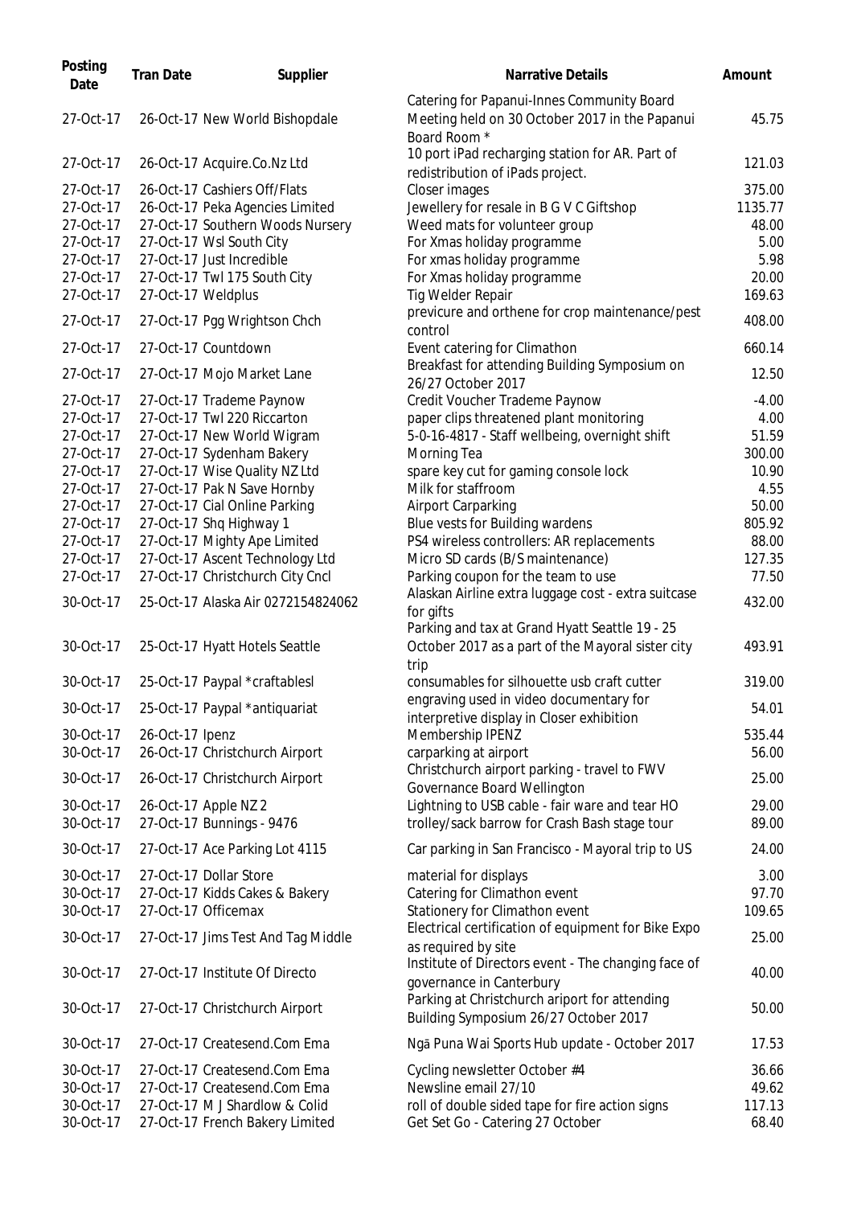| Posting Date | Tran Date | Supplier | Narrative Details | Amount |
|---|---|---|---|---|
| 27-Oct-17 | 26-Oct-17 | New World Bishopdale | Catering for Papanui-Innes Community Board Meeting held on 30 October 2017 in the Papanui Board Room * | 45.75 |
| 27-Oct-17 | 26-Oct-17 | Acquire.Co.Nz Ltd | 10 port iPad recharging station for AR. Part of redistribution of iPads project. | 121.03 |
| 27-Oct-17 | 26-Oct-17 | Cashiers Off/Flats | Closer images | 375.00 |
| 27-Oct-17 | 26-Oct-17 | Peka Agencies Limited | Jewellery for resale in B G V C Giftshop | 1135.77 |
| 27-Oct-17 | 27-Oct-17 | Southern Woods Nursery | Weed mats for volunteer group | 48.00 |
| 27-Oct-17 | 27-Oct-17 | Wsl South City | For Xmas holiday programme | 5.00 |
| 27-Oct-17 | 27-Oct-17 | Just Incredible | For xmas holiday programme | 5.98 |
| 27-Oct-17 | 27-Oct-17 | Twl 175 South City | For Xmas holiday programme | 20.00 |
| 27-Oct-17 | 27-Oct-17 | Weldplus | Tig Welder Repair | 169.63 |
| 27-Oct-17 | 27-Oct-17 | Pgg Wrightson Chch | previcure and orthene for crop maintenance/pest control | 408.00 |
| 27-Oct-17 | 27-Oct-17 | Countdown | Event catering for Climathon | 660.14 |
| 27-Oct-17 | 27-Oct-17 | Mojo Market Lane | Breakfast for attending Building Symposium on 26/27 October 2017 | 12.50 |
| 27-Oct-17 | 27-Oct-17 | Trademe Paynow | Credit Voucher Trademe Paynow | -4.00 |
| 27-Oct-17 | 27-Oct-17 | Twl 220 Riccarton | paper clips threatened plant monitoring | 4.00 |
| 27-Oct-17 | 27-Oct-17 | New World Wigram | 5-0-16-4817 - Staff wellbeing, overnight shift | 51.59 |
| 27-Oct-17 | 27-Oct-17 | Sydenham Bakery | Morning Tea | 300.00 |
| 27-Oct-17 | 27-Oct-17 | Wise Quality NZ Ltd | spare key cut for gaming console lock | 10.90 |
| 27-Oct-17 | 27-Oct-17 | Pak N Save Hornby | Milk for staffroom | 4.55 |
| 27-Oct-17 | 27-Oct-17 | Cial Online Parking | Airport Carparking | 50.00 |
| 27-Oct-17 | 27-Oct-17 | Shq Highway 1 | Blue vests for Building wardens | 805.92 |
| 27-Oct-17 | 27-Oct-17 | Mighty Ape Limited | PS4 wireless controllers: AR replacements | 88.00 |
| 27-Oct-17 | 27-Oct-17 | Ascent Technology Ltd | Micro SD cards (B/S maintenance) | 127.35 |
| 27-Oct-17 | 27-Oct-17 | Christchurch City Cncl | Parking coupon for the team to use | 77.50 |
| 30-Oct-17 | 25-Oct-17 | Alaska Air 0272154824062 | Alaskan Airline extra luggage cost - extra suitcase for gifts | 432.00 |
| 30-Oct-17 | 25-Oct-17 | Hyatt Hotels Seattle | Parking and tax at Grand Hyatt Seattle 19 - 25 October 2017 as a part of the Mayoral sister city trip | 493.91 |
| 30-Oct-17 | 25-Oct-17 | Paypal *craftablesl | consumables for silhouette usb craft cutter | 319.00 |
| 30-Oct-17 | 25-Oct-17 | Paypal *antiquariat | engraving used in video documentary for interpretive display in Closer exhibition | 54.01 |
| 30-Oct-17 | 26-Oct-17 | Ipenz | Membership IPENZ | 535.44 |
| 30-Oct-17 | 26-Oct-17 | Christchurch Airport | carparking at airport | 56.00 |
| 30-Oct-17 | 26-Oct-17 | Christchurch Airport | Christchurch airport parking - travel to FWV Governance Board Wellington | 25.00 |
| 30-Oct-17 | 26-Oct-17 | Apple NZ 2 | Lightning to USB cable - fair ware and tear HO | 29.00 |
| 30-Oct-17 | 27-Oct-17 | Bunnings - 9476 | trolley/sack barrow for Crash Bash stage tour | 89.00 |
| 30-Oct-17 | 27-Oct-17 | Ace Parking Lot 4115 | Car parking in San Francisco - Mayoral trip to US | 24.00 |
| 30-Oct-17 | 27-Oct-17 | Dollar Store | material for displays | 3.00 |
| 30-Oct-17 | 27-Oct-17 | Kidds Cakes & Bakery | Catering for Climathon event | 97.70 |
| 30-Oct-17 | 27-Oct-17 | Officemax | Stationery for Climathon event | 109.65 |
| 30-Oct-17 | 27-Oct-17 | Jims Test And Tag Middle | Electrical certification of equipment for Bike Expo as required by site | 25.00 |
| 30-Oct-17 | 27-Oct-17 | Institute Of Directo | Institute of Directors event - The changing face of governance in Canterbury | 40.00 |
| 30-Oct-17 | 27-Oct-17 | Christchurch Airport | Parking at Christchurch ariport for attending Building Symposium 26/27 October 2017 | 50.00 |
| 30-Oct-17 | 27-Oct-17 | Createsend.Com Ema | Ngā Puna Wai Sports Hub update - October 2017 | 17.53 |
| 30-Oct-17 | 27-Oct-17 | Createsend.Com Ema | Cycling newsletter October #4 | 36.66 |
| 30-Oct-17 | 27-Oct-17 | Createsend.Com Ema | Newsline email 27/10 | 49.62 |
| 30-Oct-17 | 27-Oct-17 | M J Shardlow & Colid | roll of double sided tape for fire action signs | 117.13 |
| 30-Oct-17 | 27-Oct-17 | French Bakery Limited | Get Set Go - Catering 27 October | 68.40 |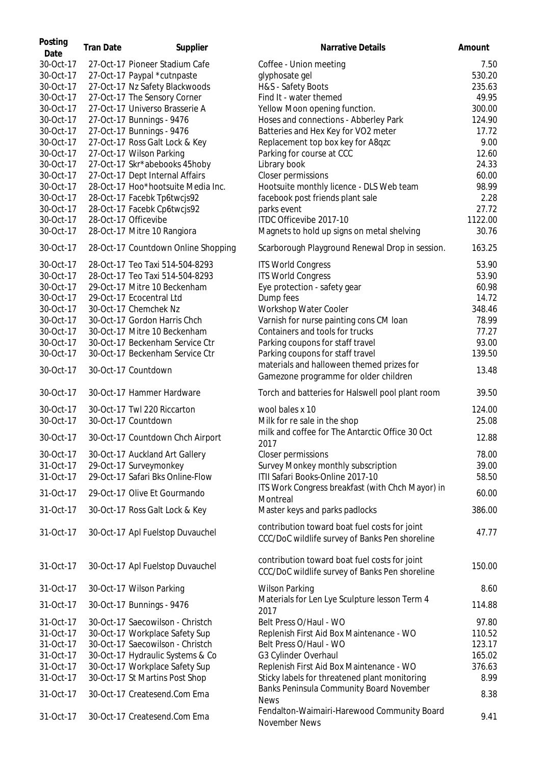| Posting Date | Tran Date | Supplier | Narrative Details | Amount |
|---|---|---|---|---|
| 30-Oct-17 | 27-Oct-17 | Pioneer Stadium Cafe | Coffee - Union meeting | 7.50 |
| 30-Oct-17 | 27-Oct-17 | Paypal *cutnpaste | glyphosate gel | 530.20 |
| 30-Oct-17 | 27-Oct-17 | Nz Safety Blackwoods | H&S - Safety Boots | 235.63 |
| 30-Oct-17 | 27-Oct-17 | The Sensory Corner | Find It - water themed | 49.95 |
| 30-Oct-17 | 27-Oct-17 | Universo Brasserie A | Yellow Moon opening function. | 300.00 |
| 30-Oct-17 | 27-Oct-17 | Bunnings - 9476 | Hoses and connections - Abberley Park | 124.90 |
| 30-Oct-17 | 27-Oct-17 | Bunnings - 9476 | Batteries and Hex Key for VO2 meter | 17.72 |
| 30-Oct-17 | 27-Oct-17 | Ross Galt Lock & Key | Replacement top box key for A8qzc | 9.00 |
| 30-Oct-17 | 27-Oct-17 | Wilson Parking | Parking for course at CCC | 12.60 |
| 30-Oct-17 | 27-Oct-17 | Skr*abebooks 45hoby | Library book | 24.33 |
| 30-Oct-17 | 27-Oct-17 | Dept Internal Affairs | Closer permissions | 60.00 |
| 30-Oct-17 | 28-Oct-17 | Hoo*hootsuite Media Inc. | Hootsuite monthly licence - DLS Web team | 98.99 |
| 30-Oct-17 | 28-Oct-17 | Facebk Tp6twcjs92 | facebook post friends plant sale | 2.28 |
| 30-Oct-17 | 28-Oct-17 | Facebk Cp6twcjs92 | parks event | 27.72 |
| 30-Oct-17 | 28-Oct-17 | Officevibe | ITDC Officevibe 2017-10 | 1122.00 |
| 30-Oct-17 | 28-Oct-17 | Mitre 10 Rangiora | Magnets to hold up signs on metal shelving | 30.76 |
| 30-Oct-17 | 28-Oct-17 | Countdown Online Shopping | Scarborough Playground Renewal Drop in session. | 163.25 |
| 30-Oct-17 | 28-Oct-17 | Teo Taxi 514-504-8293 | ITS World Congress | 53.90 |
| 30-Oct-17 | 28-Oct-17 | Teo Taxi 514-504-8293 | ITS World Congress | 53.90 |
| 30-Oct-17 | 29-Oct-17 | Mitre 10 Beckenham | Eye protection - safety gear | 60.98 |
| 30-Oct-17 | 29-Oct-17 | Ecocentral Ltd | Dump fees | 14.72 |
| 30-Oct-17 | 30-Oct-17 | Chemchek Nz | Workshop Water Cooler | 348.46 |
| 30-Oct-17 | 30-Oct-17 | Gordon Harris Chch | Varnish for nurse painting cons CM loan | 78.99 |
| 30-Oct-17 | 30-Oct-17 | Mitre 10 Beckenham | Containers and tools for trucks | 77.27 |
| 30-Oct-17 | 30-Oct-17 | Beckenham Service Ctr | Parking coupons for staff travel | 93.00 |
| 30-Oct-17 | 30-Oct-17 | Beckenham Service Ctr | Parking coupons for staff travel | 139.50 |
| 30-Oct-17 | 30-Oct-17 | Countdown | materials and halloween themed prizes for Gamezone programme for older children | 13.48 |
| 30-Oct-17 | 30-Oct-17 | Hammer Hardware | Torch and batteries for Halswell pool plant room | 39.50 |
| 30-Oct-17 | 30-Oct-17 | Twl 220 Riccarton | wool bales x 10 | 124.00 |
| 30-Oct-17 | 30-Oct-17 | Countdown | Milk for re sale in the shop | 25.08 |
| 30-Oct-17 | 30-Oct-17 | Countdown Chch Airport | milk and coffee for The Antarctic Office 30 Oct 2017 | 12.88 |
| 30-Oct-17 | 30-Oct-17 | Auckland Art Gallery | Closer permissions | 78.00 |
| 31-Oct-17 | 29-Oct-17 | Surveymonkey | Survey Monkey monthly subscription | 39.00 |
| 31-Oct-17 | 29-Oct-17 | Safari Bks Online-Flow | ITII Safari Books-Online 2017-10 | 58.50 |
| 31-Oct-17 | 29-Oct-17 | Olive Et Gourmando | ITS Work Congress breakfast (with Chch Mayor) in Montreal | 60.00 |
| 31-Oct-17 | 30-Oct-17 | Ross Galt Lock & Key | Master keys and parks padlocks | 386.00 |
| 31-Oct-17 | 30-Oct-17 | Apl Fuelstop Duvauchel | contribution toward boat fuel costs for joint CCC/DoC wildlife survey of Banks Pen shoreline | 47.77 |
| 31-Oct-17 | 30-Oct-17 | Apl Fuelstop Duvauchel | contribution toward boat fuel costs for joint CCC/DoC wildlife survey of Banks Pen shoreline | 150.00 |
| 31-Oct-17 | 30-Oct-17 | Wilson Parking | Wilson Parking | 8.60 |
| 31-Oct-17 | 30-Oct-17 | Bunnings - 9476 | Materials for Len Lye Sculpture lesson Term 4 2017 | 114.88 |
| 31-Oct-17 | 30-Oct-17 | Saecowilson - Christch | Belt Press O/Haul - WO | 97.80 |
| 31-Oct-17 | 30-Oct-17 | Workplace Safety Sup | Replenish First Aid Box Maintenance - WO | 110.52 |
| 31-Oct-17 | 30-Oct-17 | Saecowilson - Christch | Belt Press O/Haul - WO | 123.17 |
| 31-Oct-17 | 30-Oct-17 | Hydraulic Systems & Co | G3 Cylinder Overhaul | 165.02 |
| 31-Oct-17 | 30-Oct-17 | Workplace Safety Sup | Replenish First Aid Box Maintenance - WO | 376.63 |
| 31-Oct-17 | 30-Oct-17 | St Martins Post Shop | Sticky labels for threatened plant monitoring | 8.99 |
| 31-Oct-17 | 30-Oct-17 | Createsend.Com Ema | Banks Peninsula Community Board November News | 8.38 |
| 31-Oct-17 | 30-Oct-17 | Createsend.Com Ema | Fendalton-Waimairi-Harewood Community Board November News | 9.41 |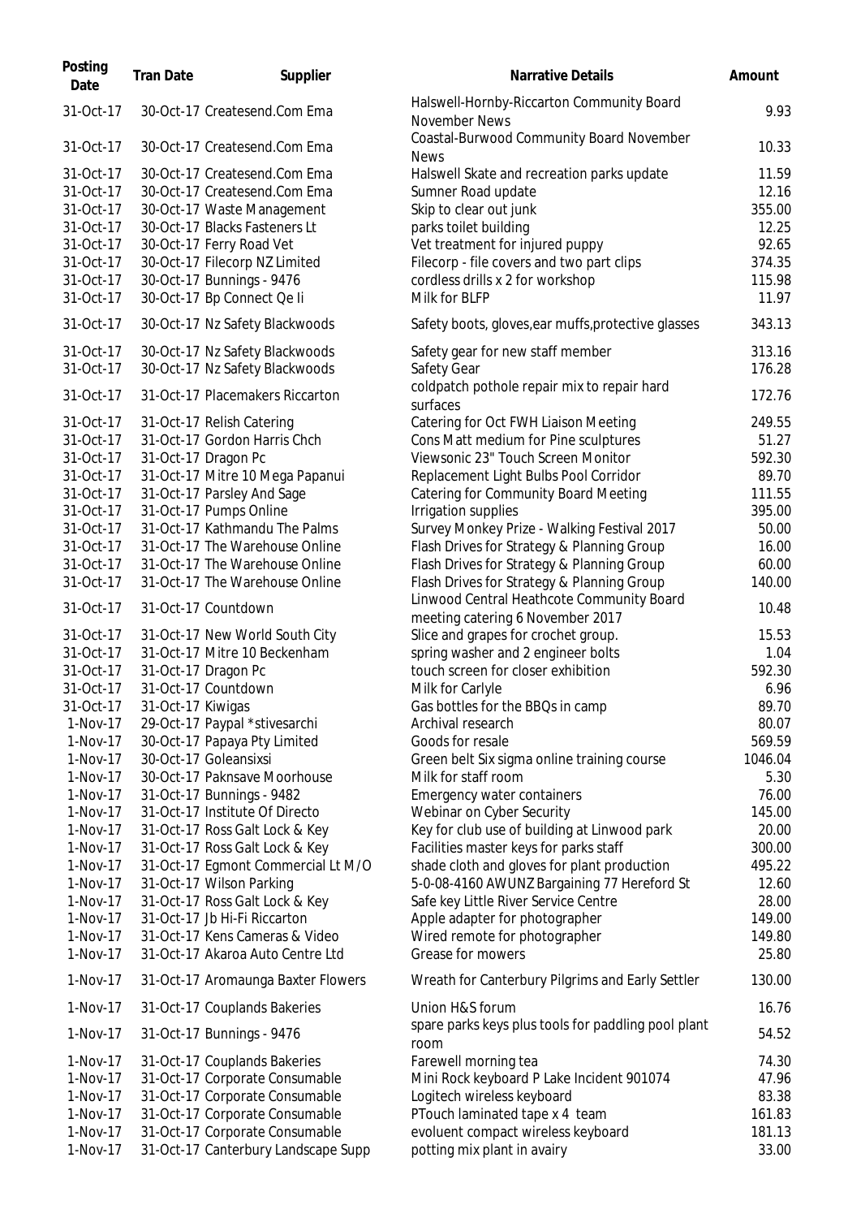| Posting Date | Tran Date | Supplier | Narrative Details | Amount |
|---|---|---|---|---|
| 31-Oct-17 | 30-Oct-17 | Createsend.Com Ema | Halswell-Hornby-Riccarton Community Board November News | 9.93 |
| 31-Oct-17 | 30-Oct-17 | Createsend.Com Ema | Coastal-Burwood Community Board November News | 10.33 |
| 31-Oct-17 | 30-Oct-17 | Createsend.Com Ema | Halswell Skate and recreation parks update | 11.59 |
| 31-Oct-17 | 30-Oct-17 | Createsend.Com Ema | Sumner Road update | 12.16 |
| 31-Oct-17 | 30-Oct-17 | Waste Management | Skip to clear out junk | 355.00 |
| 31-Oct-17 | 30-Oct-17 | Blacks Fasteners Lt | parks toilet building | 12.25 |
| 31-Oct-17 | 30-Oct-17 | Ferry Road Vet | Vet treatment for injured puppy | 92.65 |
| 31-Oct-17 | 30-Oct-17 | Filecorp NZ Limited | Filecorp - file covers and two part clips | 374.35 |
| 31-Oct-17 | 30-Oct-17 | Bunnings - 9476 | cordless drills x 2 for workshop | 115.98 |
| 31-Oct-17 | 30-Oct-17 | Bp Connect Qe Ii | Milk for BLFP | 11.97 |
| 31-Oct-17 | 30-Oct-17 | Nz Safety Blackwoods | Safety boots, gloves,ear muffs,protective glasses | 343.13 |
| 31-Oct-17 | 30-Oct-17 | Nz Safety Blackwoods | Safety gear for new staff member | 313.16 |
| 31-Oct-17 | 30-Oct-17 | Nz Safety Blackwoods | Safety Gear | 176.28 |
| 31-Oct-17 | 31-Oct-17 | Placemakers Riccarton | coldpatch pothole repair mix to repair hard surfaces | 172.76 |
| 31-Oct-17 | 31-Oct-17 | Relish Catering | Catering for Oct FWH Liaison Meeting | 249.55 |
| 31-Oct-17 | 31-Oct-17 | Gordon Harris Chch | Cons Matt medium for Pine sculptures | 51.27 |
| 31-Oct-17 | 31-Oct-17 | Dragon Pc | Viewsonic 23" Touch Screen Monitor | 592.30 |
| 31-Oct-17 | 31-Oct-17 | Mitre 10 Mega Papanui | Replacement Light Bulbs Pool Corridor | 89.70 |
| 31-Oct-17 | 31-Oct-17 | Parsley And Sage | Catering for Community Board Meeting | 111.55 |
| 31-Oct-17 | 31-Oct-17 | Pumps Online | Irrigation supplies | 395.00 |
| 31-Oct-17 | 31-Oct-17 | Kathmandu The Palms | Survey Monkey Prize - Walking Festival 2017 | 50.00 |
| 31-Oct-17 | 31-Oct-17 | The Warehouse Online | Flash Drives for Strategy & Planning Group | 16.00 |
| 31-Oct-17 | 31-Oct-17 | The Warehouse Online | Flash Drives for Strategy & Planning Group | 60.00 |
| 31-Oct-17 | 31-Oct-17 | The Warehouse Online | Flash Drives for Strategy & Planning Group | 140.00 |
| 31-Oct-17 | 31-Oct-17 | Countdown | Linwood Central Heathcote Community Board meeting catering 6 November 2017 | 10.48 |
| 31-Oct-17 | 31-Oct-17 | New World South City | Slice and grapes for crochet group. | 15.53 |
| 31-Oct-17 | 31-Oct-17 | Mitre 10 Beckenham | spring washer and 2 engineer bolts | 1.04 |
| 31-Oct-17 | 31-Oct-17 | Dragon Pc | touch screen for closer exhibition | 592.30 |
| 31-Oct-17 | 31-Oct-17 | Countdown | Milk for Carlyle | 6.96 |
| 31-Oct-17 | 31-Oct-17 | Kiwigas | Gas bottles for the BBQs in camp | 89.70 |
| 1-Nov-17 | 29-Oct-17 | Paypal *stivesarchi | Archival research | 80.07 |
| 1-Nov-17 | 30-Oct-17 | Papaya Pty Limited | Goods for resale | 569.59 |
| 1-Nov-17 | 30-Oct-17 | Goleansixsi | Green belt Six sigma online training course | 1046.04 |
| 1-Nov-17 | 30-Oct-17 | Paknsave Moorhouse | Milk for staff room | 5.30 |
| 1-Nov-17 | 31-Oct-17 | Bunnings - 9482 | Emergency water containers | 76.00 |
| 1-Nov-17 | 31-Oct-17 | Institute Of Directo | Webinar on Cyber Security | 145.00 |
| 1-Nov-17 | 31-Oct-17 | Ross Galt Lock & Key | Key for club use of building at Linwood park | 20.00 |
| 1-Nov-17 | 31-Oct-17 | Ross Galt Lock & Key | Facilities master keys for parks staff | 300.00 |
| 1-Nov-17 | 31-Oct-17 | Egmont Commercial Lt M/O | shade cloth and gloves for plant production | 495.22 |
| 1-Nov-17 | 31-Oct-17 | Wilson Parking | 5-0-08-4160 AWUNZ Bargaining 77 Hereford St | 12.60 |
| 1-Nov-17 | 31-Oct-17 | Ross Galt Lock & Key | Safe key Little River Service Centre | 28.00 |
| 1-Nov-17 | 31-Oct-17 | Jb Hi-Fi Riccarton | Apple adapter for photographer | 149.00 |
| 1-Nov-17 | 31-Oct-17 | Kens Cameras & Video | Wired remote for photographer | 149.80 |
| 1-Nov-17 | 31-Oct-17 | Akaroa Auto Centre Ltd | Grease for mowers | 25.80 |
| 1-Nov-17 | 31-Oct-17 | Aromaunga Baxter Flowers | Wreath for Canterbury Pilgrims and Early Settler | 130.00 |
| 1-Nov-17 | 31-Oct-17 | Couplands Bakeries | Union H&S forum | 16.76 |
| 1-Nov-17 | 31-Oct-17 | Bunnings - 9476 | spare parks keys plus tools for paddling pool plant room | 54.52 |
| 1-Nov-17 | 31-Oct-17 | Couplands Bakeries | Farewell morning tea | 74.30 |
| 1-Nov-17 | 31-Oct-17 | Corporate Consumable | Mini Rock keyboard P Lake Incident 901074 | 47.96 |
| 1-Nov-17 | 31-Oct-17 | Corporate Consumable | Logitech wireless keyboard | 83.38 |
| 1-Nov-17 | 31-Oct-17 | Corporate Consumable | PTouch laminated tape x 4 team | 161.83 |
| 1-Nov-17 | 31-Oct-17 | Corporate Consumable | evoluent compact wireless keyboard | 181.13 |
| 1-Nov-17 | 31-Oct-17 | Canterbury Landscape Supp | potting mix plant in avairy | 33.00 |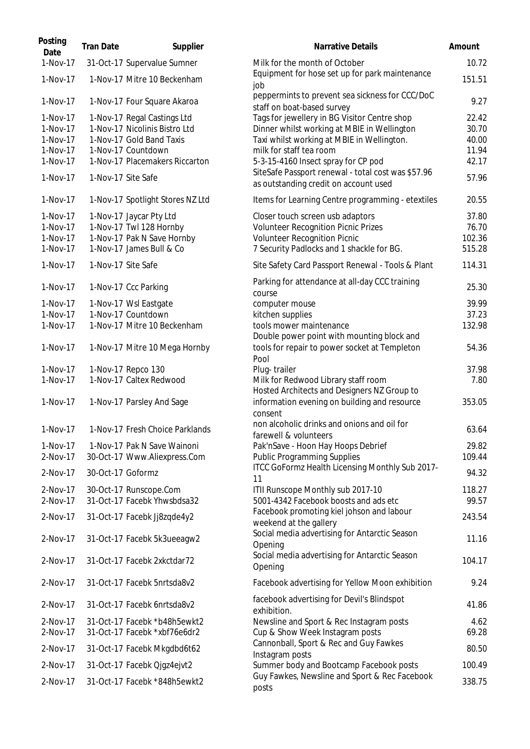| Posting Date | Tran Date | Supplier | Narrative Details | Amount |
|---|---|---|---|---|
| 1-Nov-17 | 31-Oct-17 | Supervalue Sumner | Milk for the month of October | 10.72 |
| 1-Nov-17 | 1-Nov-17 | Mitre 10 Beckenham | Equipment for hose set up for park maintenance job | 151.51 |
| 1-Nov-17 | 1-Nov-17 | Four Square Akaroa | peppermints to prevent sea sickness for CCC/DoC staff on boat-based survey | 9.27 |
| 1-Nov-17 | 1-Nov-17 | Regal Castings Ltd | Tags for jewellery in BG Visitor Centre shop | 22.42 |
| 1-Nov-17 | 1-Nov-17 | Nicolinis Bistro Ltd | Dinner whilst working at MBIE in Wellington | 30.70 |
| 1-Nov-17 | 1-Nov-17 | Gold Band Taxis | Taxi whilst working at MBIE in Wellington. | 40.00 |
| 1-Nov-17 | 1-Nov-17 | Countdown | milk for staff tea room | 11.94 |
| 1-Nov-17 | 1-Nov-17 | Placemakers Riccarton | 5-3-15-4160 Insect spray for CP pod | 42.17 |
| 1-Nov-17 | 1-Nov-17 | Site Safe | SiteSafe Passport renewal - total cost was $57.96 as outstanding credit on account used | 57.96 |
| 1-Nov-17 | 1-Nov-17 | Spotlight Stores NZ Ltd | Items for Learning Centre programming - etextiles | 20.55 |
| 1-Nov-17 | 1-Nov-17 | Jaycar Pty Ltd | Closer touch screen usb adaptors | 37.80 |
| 1-Nov-17 | 1-Nov-17 | Twl 128 Hornby | Volunteer Recognition Picnic Prizes | 76.70 |
| 1-Nov-17 | 1-Nov-17 | Pak N Save Hornby | Volunteer Recognition Picnic | 102.36 |
| 1-Nov-17 | 1-Nov-17 | James Bull & Co | 7 Security Padlocks and 1 shackle for BG. | 515.28 |
| 1-Nov-17 | 1-Nov-17 | Site Safe | Site Safety Card Passport Renewal - Tools & Plant | 114.31 |
| 1-Nov-17 | 1-Nov-17 | Ccc Parking | Parking for attendance at all-day CCC training course | 25.30 |
| 1-Nov-17 | 1-Nov-17 | Wsl Eastgate | computer mouse | 39.99 |
| 1-Nov-17 | 1-Nov-17 | Countdown | kitchen supplies | 37.23 |
| 1-Nov-17 | 1-Nov-17 | Mitre 10 Beckenham | tools mower maintenance | 132.98 |
| 1-Nov-17 | 1-Nov-17 | Mitre 10 Mega Hornby | Double power point with mounting block and tools for repair to power socket at Templeton Pool | 54.36 |
| 1-Nov-17 | 1-Nov-17 | Repco 130 | Plug- trailer | 37.98 |
| 1-Nov-17 | 1-Nov-17 | Caltex Redwood | Milk for Redwood Library staff room | 7.80 |
| 1-Nov-17 | 1-Nov-17 | Parsley And Sage | Hosted Architects and Designers NZ Group to information evening on building and resource consent | 353.05 |
| 1-Nov-17 | 1-Nov-17 | Fresh Choice Parklands | non alcoholic drinks and onions and oil for farewell & volunteers | 63.64 |
| 1-Nov-17 | 1-Nov-17 | Pak N Save Wainoni | Pak'nSave - Hoon Hay Hoops Debrief | 29.82 |
| 2-Nov-17 | 30-Oct-17 | Www.Aliexpress.Com | Public Programming Supplies | 109.44 |
| 2-Nov-17 | 30-Oct-17 | Goformz | ITCC GoFormz Health Licensing Monthly Sub 2017-11 | 94.32 |
| 2-Nov-17 | 30-Oct-17 | Runscope.Com | ITII Runscope Monthly sub 2017-10 | 118.27 |
| 2-Nov-17 | 31-Oct-17 | Facebk Yhwsbdsa32 | 5001-4342 Facebook boosts and ads etc | 99.57 |
| 2-Nov-17 | 31-Oct-17 | Facebk Jj8zqde4y2 | Facebook promoting kiel johson and labour weekend at the gallery | 243.54 |
| 2-Nov-17 | 31-Oct-17 | Facebk 5k3ueeagw2 | Social media advertising for Antarctic Season Opening | 11.16 |
| 2-Nov-17 | 31-Oct-17 | Facebk 2xkctdar72 | Social media advertising for Antarctic Season Opening | 104.17 |
| 2-Nov-17 | 31-Oct-17 | Facebk 5nrtsda8v2 | Facebook advertising for Yellow Moon exhibition | 9.24 |
| 2-Nov-17 | 31-Oct-17 | Facebk 6nrtsda8v2 | facebook advertising for Devil's Blindspot exhibition. | 41.86 |
| 2-Nov-17 | 31-Oct-17 | Facebk *b48h5ewkt2 | Newsline and Sport & Rec Instagram posts | 4.62 |
| 2-Nov-17 | 31-Oct-17 | Facebk *xbf76e6dr2 | Cup & Show Week Instagram posts | 69.28 |
| 2-Nov-17 | 31-Oct-17 | Facebk Mkgdbd6t62 | Cannonball, Sport & Rec and Guy Fawkes Instagram posts | 80.50 |
| 2-Nov-17 | 31-Oct-17 | Facebk Qjgz4ejvt2 | Summer body and Bootcamp Facebook posts | 100.49 |
| 2-Nov-17 | 31-Oct-17 | Facebk *848h5ewkt2 | Guy Fawkes, Newsline and Sport & Rec Facebook posts | 338.75 |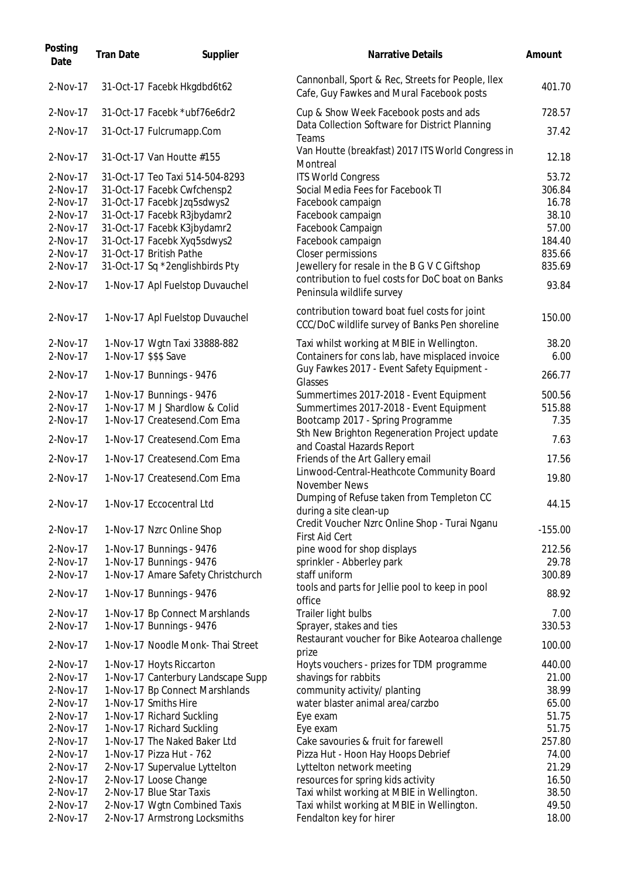| Posting Date | Tran Date | Supplier | Narrative Details | Amount |
|---|---|---|---|---|
| 2-Nov-17 | 31-Oct-17 | Facebk Hkgdbd6t62 | Cannonball, Sport & Rec, Streets for People, Ilex Cafe, Guy Fawkes and Mural Facebook posts | 401.70 |
| 2-Nov-17 | 31-Oct-17 | Facebk *ubf76e6dr2 | Cup & Show Week Facebook posts and ads | 728.57 |
| 2-Nov-17 | 31-Oct-17 | Fulcrumapp.Com | Data Collection Software for District Planning Teams | 37.42 |
| 2-Nov-17 | 31-Oct-17 | Van Houtte #155 | Van Houtte (breakfast) 2017 ITS World Congress in Montreal | 12.18 |
| 2-Nov-17 | 31-Oct-17 | Teo Taxi 514-504-8293 | ITS World Congress | 53.72 |
| 2-Nov-17 | 31-Oct-17 | Facebk Cwfchensp2 | Social Media Fees for Facebook TI | 306.84 |
| 2-Nov-17 | 31-Oct-17 | Facebk Jzq5sdwys2 | Facebook campaign | 16.78 |
| 2-Nov-17 | 31-Oct-17 | Facebk R3jbydamr2 | Facebook campaign | 38.10 |
| 2-Nov-17 | 31-Oct-17 | Facebk K3jbydamr2 | Facebook Campaign | 57.00 |
| 2-Nov-17 | 31-Oct-17 | Facebk Xyq5sdwys2 | Facebook campaign | 184.40 |
| 2-Nov-17 | 31-Oct-17 | British Pathe | Closer permissions | 835.66 |
| 2-Nov-17 | 31-Oct-17 | Sq *2englishbirds Pty | Jewellery for resale in the B G V C Giftshop | 835.69 |
| 2-Nov-17 | 1-Nov-17 | Apl Fuelstop Duvauchel | contribution to fuel costs for DoC boat on Banks Peninsula wildlife survey | 93.84 |
| 2-Nov-17 | 1-Nov-17 | Apl Fuelstop Duvauchel | contribution toward boat fuel costs for joint CCC/DoC wildlife survey of Banks Pen shoreline | 150.00 |
| 2-Nov-17 | 1-Nov-17 | Wgtn Taxi 33888-882 | Taxi whilst working at MBIE in Wellington. | 38.20 |
| 2-Nov-17 | 1-Nov-17 | $$$ Save | Containers for cons lab, have misplaced invoice | 6.00 |
| 2-Nov-17 | 1-Nov-17 | Bunnings - 9476 | Guy Fawkes 2017 - Event Safety Equipment - Glasses | 266.77 |
| 2-Nov-17 | 1-Nov-17 | Bunnings - 9476 | Summertimes 2017-2018 - Event Equipment | 500.56 |
| 2-Nov-17 | 1-Nov-17 | M J Shardlow & Colid | Summertimes 2017-2018 - Event Equipment | 515.88 |
| 2-Nov-17 | 1-Nov-17 | Createsend.Com Ema | Bootcamp 2017 - Spring Programme | 7.35 |
| 2-Nov-17 | 1-Nov-17 | Createsend.Com Ema | Sth New Brighton Regeneration Project update and Coastal Hazards Report | 7.63 |
| 2-Nov-17 | 1-Nov-17 | Createsend.Com Ema | Friends of the Art Gallery email | 17.56 |
| 2-Nov-17 | 1-Nov-17 | Createsend.Com Ema | Linwood-Central-Heathcote Community Board November News | 19.80 |
| 2-Nov-17 | 1-Nov-17 | Eccocentral Ltd | Dumping of Refuse taken from Templeton CC during a site clean-up | 44.15 |
| 2-Nov-17 | 1-Nov-17 | Nzrc Online Shop | Credit Voucher Nzrc Online Shop - Turai Nganu First Aid Cert | -155.00 |
| 2-Nov-17 | 1-Nov-17 | Bunnings - 9476 | pine wood for shop displays | 212.56 |
| 2-Nov-17 | 1-Nov-17 | Bunnings - 9476 | sprinkler - Abberley park | 29.78 |
| 2-Nov-17 | 1-Nov-17 | Amare Safety Christchurch | staff uniform | 300.89 |
| 2-Nov-17 | 1-Nov-17 | Bunnings - 9476 | tools and parts for Jellie pool to keep in pool office | 88.92 |
| 2-Nov-17 | 1-Nov-17 | Bp Connect Marshlands | Trailer light bulbs | 7.00 |
| 2-Nov-17 | 1-Nov-17 | Bunnings - 9476 | Sprayer, stakes and ties | 330.53 |
| 2-Nov-17 | 1-Nov-17 | Noodle Monk- Thai Street | Restaurant voucher for Bike Aotearoa challenge prize | 100.00 |
| 2-Nov-17 | 1-Nov-17 | Hoyts Riccarton | Hoyts vouchers - prizes for TDM programme | 440.00 |
| 2-Nov-17 | 1-Nov-17 | Canterbury Landscape Supp | shavings for rabbits | 21.00 |
| 2-Nov-17 | 1-Nov-17 | Bp Connect Marshlands | community activity/ planting | 38.99 |
| 2-Nov-17 | 1-Nov-17 | Smiths Hire | water blaster animal area/carzbo | 65.00 |
| 2-Nov-17 | 1-Nov-17 | Richard Suckling | Eye exam | 51.75 |
| 2-Nov-17 | 1-Nov-17 | Richard Suckling | Eye exam | 51.75 |
| 2-Nov-17 | 1-Nov-17 | The Naked Baker Ltd | Cake savouries & fruit for farewell | 257.80 |
| 2-Nov-17 | 1-Nov-17 | Pizza Hut - 762 | Pizza Hut - Hoon Hay Hoops Debrief | 74.00 |
| 2-Nov-17 | 2-Nov-17 | Supervalue Lyttelton | Lyttelton network meeting | 21.29 |
| 2-Nov-17 | 2-Nov-17 | Loose Change | resources for spring kids activity | 16.50 |
| 2-Nov-17 | 2-Nov-17 | Blue Star Taxis | Taxi whilst working at MBIE in Wellington. | 38.50 |
| 2-Nov-17 | 2-Nov-17 | Wgtn Combined Taxis | Taxi whilst working at MBIE in Wellington. | 49.50 |
| 2-Nov-17 | 2-Nov-17 | Armstrong Locksmiths | Fendalton key for hirer | 18.00 |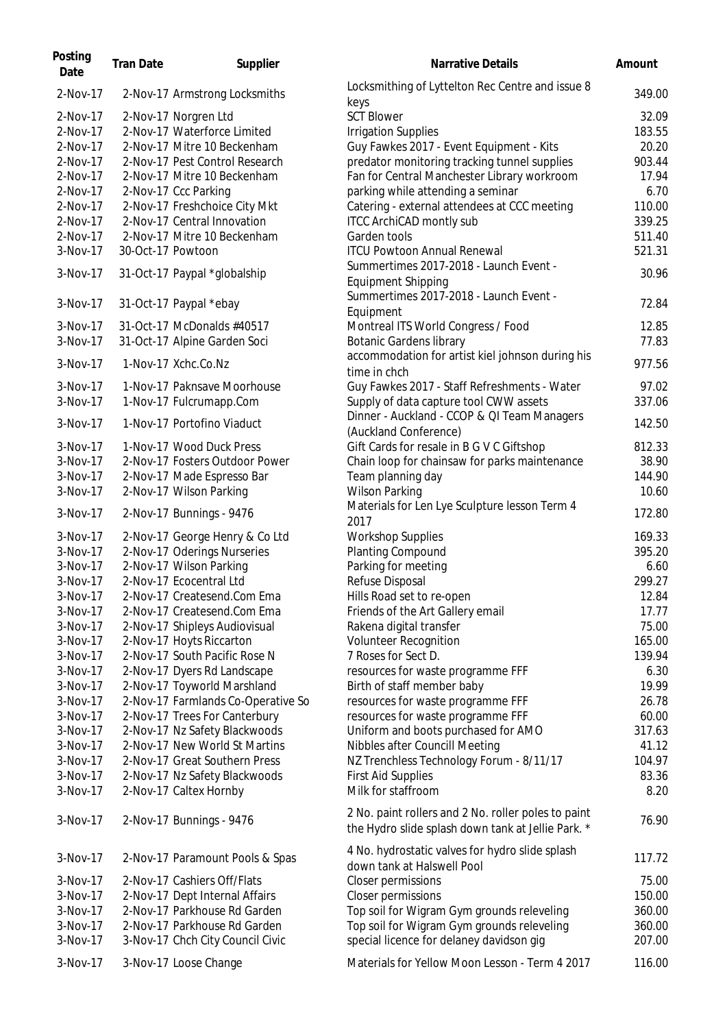| Posting Date | Tran Date | Supplier | Narrative Details | Amount |
|---|---|---|---|---|
| 2-Nov-17 | 2-Nov-17 | Armstrong Locksmiths | Locksmithing of Lyttelton Rec Centre and issue 8 keys | 349.00 |
| 2-Nov-17 | 2-Nov-17 | Norgren Ltd | SCT Blower | 32.09 |
| 2-Nov-17 | 2-Nov-17 | Waterforce Limited | Irrigation Supplies | 183.55 |
| 2-Nov-17 | 2-Nov-17 | Mitre 10 Beckenham | Guy Fawkes 2017 - Event Equipment - Kits | 20.20 |
| 2-Nov-17 | 2-Nov-17 | Pest Control Research | predator monitoring tracking tunnel supplies | 903.44 |
| 2-Nov-17 | 2-Nov-17 | Mitre 10 Beckenham | Fan for Central Manchester Library workroom | 17.94 |
| 2-Nov-17 | 2-Nov-17 | Ccc Parking | parking while attending a seminar | 6.70 |
| 2-Nov-17 | 2-Nov-17 | Freshchoice City Mkt | Catering - external attendees at CCC meeting | 110.00 |
| 2-Nov-17 | 2-Nov-17 | Central Innovation | ITCC ArchiCAD montly sub | 339.25 |
| 2-Nov-17 | 2-Nov-17 | Mitre 10 Beckenham | Garden tools | 511.40 |
| 3-Nov-17 | 30-Oct-17 | Powtoon | ITCU Powtoon Annual Renewal | 521.31 |
| 3-Nov-17 | 31-Oct-17 | Paypal *globalship | Summertimes 2017-2018 - Launch Event - Equipment Shipping | 30.96 |
| 3-Nov-17 | 31-Oct-17 | Paypal *ebay | Summertimes 2017-2018 - Launch Event - Equipment | 72.84 |
| 3-Nov-17 | 31-Oct-17 | McDonalds #40517 | Montreal ITS World Congress / Food | 12.85 |
| 3-Nov-17 | 31-Oct-17 | Alpine Garden Soci | Botanic Gardens library | 77.83 |
| 3-Nov-17 | 1-Nov-17 | Xchc.Co.Nz | accommodation for artist kiel johnson during his time in chch | 977.56 |
| 3-Nov-17 | 1-Nov-17 | Paknsave Moorhouse | Guy Fawkes 2017 - Staff Refreshments - Water | 97.02 |
| 3-Nov-17 | 1-Nov-17 | Fulcrumapp.Com | Supply of data capture tool CWW assets | 337.06 |
| 3-Nov-17 | 1-Nov-17 | Portofino Viaduct | Dinner - Auckland - CCOP & QI Team Managers (Auckland Conference) | 142.50 |
| 3-Nov-17 | 1-Nov-17 | Wood Duck Press | Gift Cards for resale in B G V C Giftshop | 812.33 |
| 3-Nov-17 | 2-Nov-17 | Fosters Outdoor Power | Chain loop for chainsaw for parks maintenance | 38.90 |
| 3-Nov-17 | 2-Nov-17 | Made Espresso Bar | Team planning day | 144.90 |
| 3-Nov-17 | 2-Nov-17 | Wilson Parking | Wilson Parking | 10.60 |
| 3-Nov-17 | 2-Nov-17 | Bunnings - 9476 | Materials for Len Lye Sculpture lesson Term 4 2017 | 172.80 |
| 3-Nov-17 | 2-Nov-17 | George Henry & Co Ltd | Workshop Supplies | 169.33 |
| 3-Nov-17 | 2-Nov-17 | Oderings Nurseries | Planting Compound | 395.20 |
| 3-Nov-17 | 2-Nov-17 | Wilson Parking | Parking for meeting | 6.60 |
| 3-Nov-17 | 2-Nov-17 | Ecocentral Ltd | Refuse Disposal | 299.27 |
| 3-Nov-17 | 2-Nov-17 | Createsend.Com Ema | Hills Road set to re-open | 12.84 |
| 3-Nov-17 | 2-Nov-17 | Createsend.Com Ema | Friends of the Art Gallery email | 17.77 |
| 3-Nov-17 | 2-Nov-17 | Shipleys Audiovisual | Rakena digital transfer | 75.00 |
| 3-Nov-17 | 2-Nov-17 | Hoyts Riccarton | Volunteer Recognition | 165.00 |
| 3-Nov-17 | 2-Nov-17 | South Pacific Rose N | 7 Roses for Sect D. | 139.94 |
| 3-Nov-17 | 2-Nov-17 | Dyers Rd Landscape | resources for waste programme FFF | 6.30 |
| 3-Nov-17 | 2-Nov-17 | Toyworld Marshland | Birth of staff member baby | 19.99 |
| 3-Nov-17 | 2-Nov-17 | Farmlands Co-Operative So | resources for waste programme FFF | 26.78 |
| 3-Nov-17 | 2-Nov-17 | Trees For Canterbury | resources for waste programme FFF | 60.00 |
| 3-Nov-17 | 2-Nov-17 | Nz Safety Blackwoods | Uniform and boots purchased for AMO | 317.63 |
| 3-Nov-17 | 2-Nov-17 | New World St Martins | Nibbles after Councill Meeting | 41.12 |
| 3-Nov-17 | 2-Nov-17 | Great Southern Press | NZ Trenchless Technology Forum - 8/11/17 | 104.97 |
| 3-Nov-17 | 2-Nov-17 | Nz Safety Blackwoods | First Aid Supplies | 83.36 |
| 3-Nov-17 | 2-Nov-17 | Caltex Hornby | Milk for staffroom | 8.20 |
| 3-Nov-17 | 2-Nov-17 | Bunnings - 9476 | 2 No. paint rollers and 2 No. roller poles to paint the Hydro slide splash down tank at Jellie Park. * | 76.90 |
| 3-Nov-17 | 2-Nov-17 | Paramount Pools & Spas | 4 No. hydrostatic valves for hydro slide splash down tank at Halswell Pool | 117.72 |
| 3-Nov-17 | 2-Nov-17 | Cashiers Off/Flats | Closer permissions | 75.00 |
| 3-Nov-17 | 2-Nov-17 | Dept Internal Affairs | Closer permissions | 150.00 |
| 3-Nov-17 | 2-Nov-17 | Parkhouse Rd Garden | Top soil for Wigram Gym grounds releveling | 360.00 |
| 3-Nov-17 | 2-Nov-17 | Parkhouse Rd Garden | Top soil for Wigram Gym grounds releveling | 360.00 |
| 3-Nov-17 | 3-Nov-17 | Chch City Council Civic | special licence for delaney davidson gig | 207.00 |
| 3-Nov-17 | 3-Nov-17 | Loose Change | Materials for Yellow Moon Lesson - Term 4 2017 | 116.00 |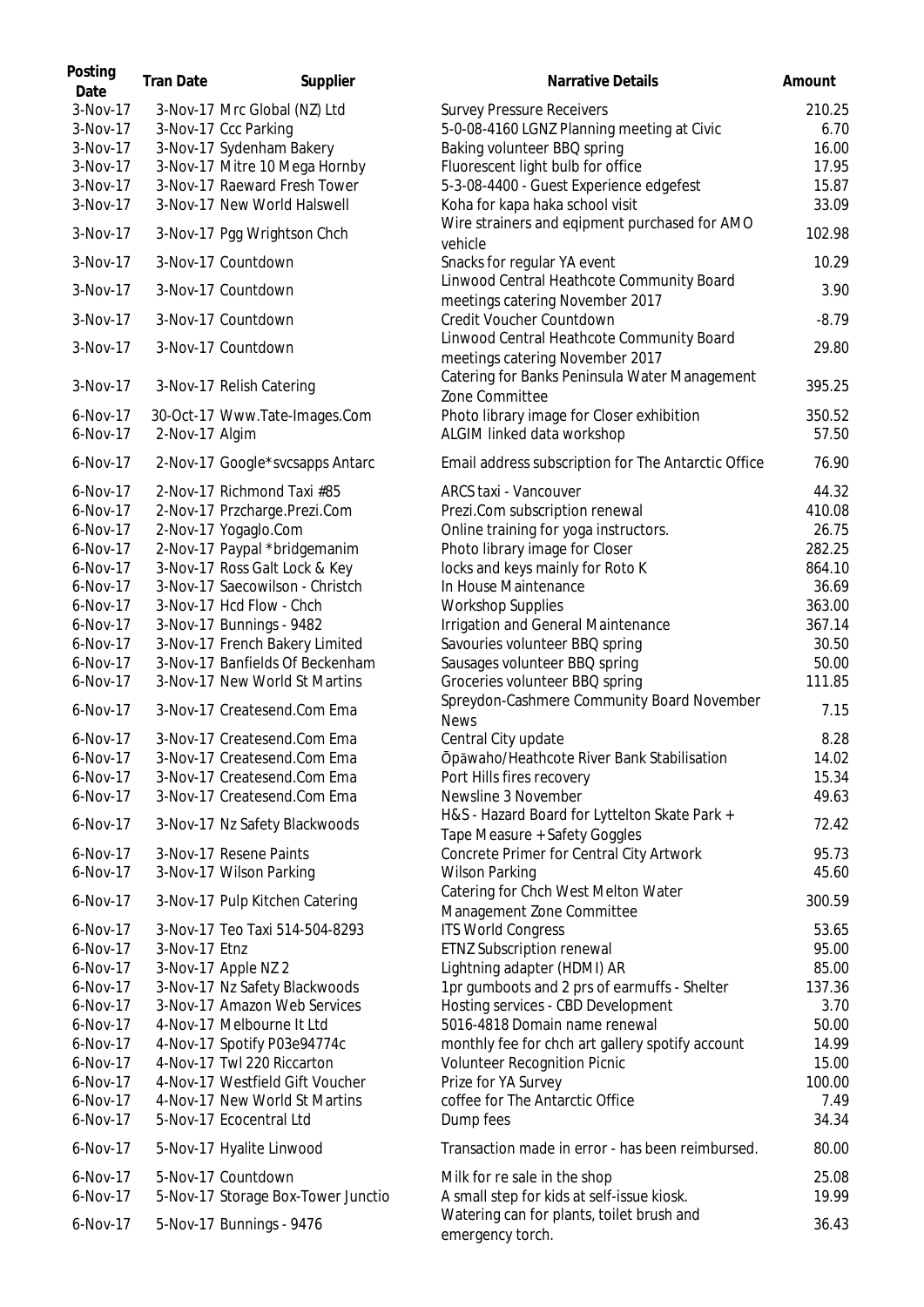| Posting Date | Tran Date | Supplier | Narrative Details | Amount |
| --- | --- | --- | --- | --- |
| 3-Nov-17 | 3-Nov-17 | Mrc Global (NZ) Ltd | Survey Pressure Receivers | 210.25 |
| 3-Nov-17 | 3-Nov-17 | Ccc Parking | 5-0-08-4160 LGNZ Planning meeting at Civic | 6.70 |
| 3-Nov-17 | 3-Nov-17 | Sydenham Bakery | Baking volunteer BBQ spring | 16.00 |
| 3-Nov-17 | 3-Nov-17 | Mitre 10 Mega Hornby | Fluorescent light bulb for office | 17.95 |
| 3-Nov-17 | 3-Nov-17 | Raeward Fresh Tower | 5-3-08-4400 - Guest Experience edgefest | 15.87 |
| 3-Nov-17 | 3-Nov-17 | New World Halswell | Koha for kapa haka school visit | 33.09 |
| 3-Nov-17 | 3-Nov-17 | Pgg Wrightson Chch | Wire strainers and eqipment purchased for AMO vehicle | 102.98 |
| 3-Nov-17 | 3-Nov-17 | Countdown | Snacks for regular YA event | 10.29 |
| 3-Nov-17 | 3-Nov-17 | Countdown | Linwood Central Heathcote Community Board meetings catering November 2017 | 3.90 |
| 3-Nov-17 | 3-Nov-17 | Countdown | Credit Voucher Countdown | -8.79 |
| 3-Nov-17 | 3-Nov-17 | Countdown | Linwood Central Heathcote Community Board meetings catering November 2017 | 29.80 |
| 3-Nov-17 | 3-Nov-17 | Relish Catering | Catering for Banks Peninsula Water Management Zone Committee | 395.25 |
| 6-Nov-17 | 30-Oct-17 | Www.Tate-Images.Com | Photo library image for Closer exhibition | 350.52 |
| 6-Nov-17 | 2-Nov-17 | Algim | ALGIM linked data workshop | 57.50 |
| 6-Nov-17 | 2-Nov-17 | Google*svcsapps Antarc | Email address subscription for The Antarctic Office | 76.90 |
| 6-Nov-17 | 2-Nov-17 | Richmond Taxi #85 | ARCS taxi - Vancouver | 44.32 |
| 6-Nov-17 | 2-Nov-17 | Przcharge.Prezi.Com | Prezi.Com subscription renewal | 410.08 |
| 6-Nov-17 | 2-Nov-17 | Yogaglo.Com | Online training for yoga instructors. | 26.75 |
| 6-Nov-17 | 2-Nov-17 | Paypal *bridgemanim | Photo library image for Closer | 282.25 |
| 6-Nov-17 | 3-Nov-17 | Ross Galt Lock & Key | locks and keys mainly for Roto K | 864.10 |
| 6-Nov-17 | 3-Nov-17 | Saecowilson - Christch | In House Maintenance | 36.69 |
| 6-Nov-17 | 3-Nov-17 | Hcd Flow - Chch | Workshop Supplies | 363.00 |
| 6-Nov-17 | 3-Nov-17 | Bunnings - 9482 | Irrigation and General Maintenance | 367.14 |
| 6-Nov-17 | 3-Nov-17 | French Bakery Limited | Savouries volunteer BBQ spring | 30.50 |
| 6-Nov-17 | 3-Nov-17 | Banfields Of Beckenham | Sausages volunteer BBQ spring | 50.00 |
| 6-Nov-17 | 3-Nov-17 | New World St Martins | Groceries volunteer BBQ spring | 111.85 |
| 6-Nov-17 | 3-Nov-17 | Createsend.Com Ema | Spreydon-Cashmere Community Board November News | 7.15 |
| 6-Nov-17 | 3-Nov-17 | Createsend.Com Ema | Central City update | 8.28 |
| 6-Nov-17 | 3-Nov-17 | Createsend.Com Ema | Ōpāwaho/Heathcote River Bank Stabilisation | 14.02 |
| 6-Nov-17 | 3-Nov-17 | Createsend.Com Ema | Port Hills fires recovery | 15.34 |
| 6-Nov-17 | 3-Nov-17 | Createsend.Com Ema | Newsline 3 November | 49.63 |
| 6-Nov-17 | 3-Nov-17 | Nz Safety Blackwoods | H&S - Hazard Board for Lyttelton Skate Park + Tape Measure + Safety Goggles | 72.42 |
| 6-Nov-17 | 3-Nov-17 | Resene Paints | Concrete Primer for Central City Artwork | 95.73 |
| 6-Nov-17 | 3-Nov-17 | Wilson Parking | Wilson Parking | 45.60 |
| 6-Nov-17 | 3-Nov-17 | Pulp Kitchen Catering | Catering for Chch West Melton Water Management Zone Committee | 300.59 |
| 6-Nov-17 | 3-Nov-17 | Teo Taxi 514-504-8293 | ITS World Congress | 53.65 |
| 6-Nov-17 | 3-Nov-17 | Etnz | ETNZ Subscription renewal | 95.00 |
| 6-Nov-17 | 3-Nov-17 | Apple NZ 2 | Lightning adapter (HDMI) AR | 85.00 |
| 6-Nov-17 | 3-Nov-17 | Nz Safety Blackwoods | 1pr gumboots and 2 prs of earmuffs - Shelter | 137.36 |
| 6-Nov-17 | 3-Nov-17 | Amazon Web Services | Hosting services - CBD Development | 3.70 |
| 6-Nov-17 | 4-Nov-17 | Melbourne It Ltd | 5016-4818 Domain name renewal | 50.00 |
| 6-Nov-17 | 4-Nov-17 | Spotify P03e94774c | monthly fee for chch art gallery spotify account | 14.99 |
| 6-Nov-17 | 4-Nov-17 | Twl 220 Riccarton | Volunteer Recognition Picnic | 15.00 |
| 6-Nov-17 | 4-Nov-17 | Westfield Gift Voucher | Prize for YA Survey | 100.00 |
| 6-Nov-17 | 4-Nov-17 | New World St Martins | coffee for The Antarctic Office | 7.49 |
| 6-Nov-17 | 5-Nov-17 | Ecocentral Ltd | Dump fees | 34.34 |
| 6-Nov-17 | 5-Nov-17 | Hyalite Linwood | Transaction made in error - has been reimbursed. | 80.00 |
| 6-Nov-17 | 5-Nov-17 | Countdown | Milk for re sale in the shop | 25.08 |
| 6-Nov-17 | 5-Nov-17 | Storage Box-Tower Junctio | A small step for kids at self-issue kiosk. | 19.99 |
| 6-Nov-17 | 5-Nov-17 | Bunnings - 9476 | Watering can for plants, toilet brush and emergency torch. | 36.43 |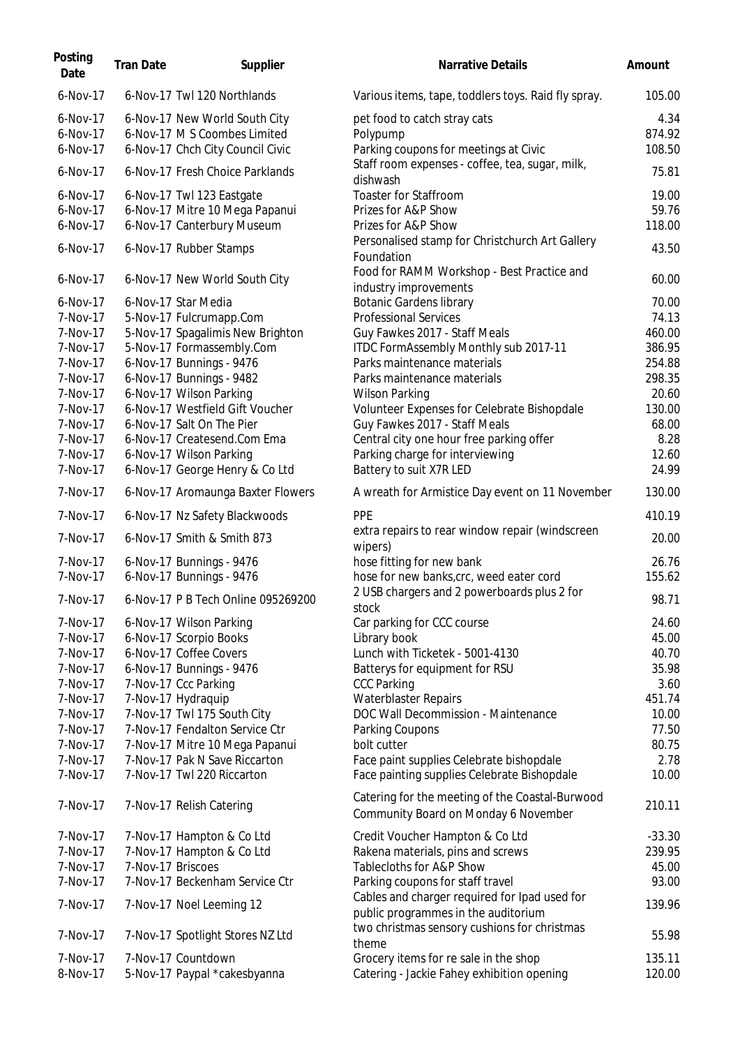| Posting Date | Tran Date | Supplier | Narrative Details | Amount |
|---|---|---|---|---|
| 6-Nov-17 | 6-Nov-17 | Twl 120 Northlands | Various items, tape, toddlers toys. Raid fly spray. | 105.00 |
| 6-Nov-17 | 6-Nov-17 | New World South City | pet food to catch stray cats | 4.34 |
| 6-Nov-17 | 6-Nov-17 | M S Coombes Limited | Polypump | 874.92 |
| 6-Nov-17 | 6-Nov-17 | Chch City Council Civic | Parking coupons for meetings at Civic | 108.50 |
| 6-Nov-17 | 6-Nov-17 | Fresh Choice Parklands | Staff room expenses - coffee, tea, sugar, milk, dishwash | 75.81 |
| 6-Nov-17 | 6-Nov-17 | Twl 123 Eastgate | Toaster for Staffroom | 19.00 |
| 6-Nov-17 | 6-Nov-17 | Mitre 10 Mega Papanui | Prizes for A&P Show | 59.76 |
| 6-Nov-17 | 6-Nov-17 | Canterbury Museum | Prizes for A&P Show | 118.00 |
| 6-Nov-17 | 6-Nov-17 | Rubber Stamps | Personalised stamp for Christchurch Art Gallery Foundation | 43.50 |
| 6-Nov-17 | 6-Nov-17 | New World South City | Food for RAMM Workshop - Best Practice and industry improvements | 60.00 |
| 6-Nov-17 | 6-Nov-17 | Star Media | Botanic Gardens library | 70.00 |
| 7-Nov-17 | 5-Nov-17 | Fulcrumapp.Com | Professional Services | 74.13 |
| 7-Nov-17 | 5-Nov-17 | Spagalimis New Brighton | Guy Fawkes 2017 - Staff Meals | 460.00 |
| 7-Nov-17 | 5-Nov-17 | Formassembly.Com | ITDC FormAssembly Monthly sub 2017-11 | 386.95 |
| 7-Nov-17 | 6-Nov-17 | Bunnings - 9476 | Parks maintenance materials | 254.88 |
| 7-Nov-17 | 6-Nov-17 | Bunnings - 9482 | Parks maintenance materials | 298.35 |
| 7-Nov-17 | 6-Nov-17 | Wilson Parking | Wilson Parking | 20.60 |
| 7-Nov-17 | 6-Nov-17 | Westfield Gift Voucher | Volunteer Expenses for Celebrate Bishopdale | 130.00 |
| 7-Nov-17 | 6-Nov-17 | Salt On The Pier | Guy Fawkes 2017 - Staff Meals | 68.00 |
| 7-Nov-17 | 6-Nov-17 | Createsend.Com Ema | Central city one hour free parking offer | 8.28 |
| 7-Nov-17 | 6-Nov-17 | Wilson Parking | Parking charge for interviewing | 12.60 |
| 7-Nov-17 | 6-Nov-17 | George Henry & Co Ltd | Battery to suit X7R LED | 24.99 |
| 7-Nov-17 | 6-Nov-17 | Aromaunga Baxter Flowers | A wreath for Armistice Day event on 11 November | 130.00 |
| 7-Nov-17 | 6-Nov-17 | Nz Safety Blackwoods | PPE | 410.19 |
| 7-Nov-17 | 6-Nov-17 | Smith & Smith 873 | extra repairs to rear window repair (windscreen wipers) | 20.00 |
| 7-Nov-17 | 6-Nov-17 | Bunnings - 9476 | hose fitting for new bank | 26.76 |
| 7-Nov-17 | 6-Nov-17 | Bunnings - 9476 | hose for new banks,crc, weed eater cord | 155.62 |
| 7-Nov-17 | 6-Nov-17 | P B Tech Online 095269200 | 2 USB chargers and 2 powerboards plus 2 for stock | 98.71 |
| 7-Nov-17 | 6-Nov-17 | Wilson Parking | Car parking for CCC course | 24.60 |
| 7-Nov-17 | 6-Nov-17 | Scorpio Books | Library book | 45.00 |
| 7-Nov-17 | 6-Nov-17 | Coffee Covers | Lunch with Ticketek - 5001-4130 | 40.70 |
| 7-Nov-17 | 6-Nov-17 | Bunnings - 9476 | Batterys for equipment for RSU | 35.98 |
| 7-Nov-17 | 7-Nov-17 | Ccc Parking | CCC Parking | 3.60 |
| 7-Nov-17 | 7-Nov-17 | Hydraquip | Waterblaster Repairs | 451.74 |
| 7-Nov-17 | 7-Nov-17 | Twl 175 South City | DOC Wall Decommission - Maintenance | 10.00 |
| 7-Nov-17 | 7-Nov-17 | Fendalton Service Ctr | Parking Coupons | 77.50 |
| 7-Nov-17 | 7-Nov-17 | Mitre 10 Mega Papanui | bolt cutter | 80.75 |
| 7-Nov-17 | 7-Nov-17 | Pak N Save Riccarton | Face paint supplies Celebrate bishopdale | 2.78 |
| 7-Nov-17 | 7-Nov-17 | Twl 220 Riccarton | Face painting supplies Celebrate Bishopdale | 10.00 |
| 7-Nov-17 | 7-Nov-17 | Relish Catering | Catering for the meeting of the Coastal-Burwood Community Board on Monday 6 November | 210.11 |
| 7-Nov-17 | 7-Nov-17 | Hampton & Co Ltd | Credit Voucher Hampton & Co Ltd | -33.30 |
| 7-Nov-17 | 7-Nov-17 | Hampton & Co Ltd | Rakena materials, pins and screws | 239.95 |
| 7-Nov-17 | 7-Nov-17 | Briscoes | Tablecloths for A&P Show | 45.00 |
| 7-Nov-17 | 7-Nov-17 | Beckenham Service Ctr | Parking coupons for staff travel | 93.00 |
| 7-Nov-17 | 7-Nov-17 | Noel Leeming 12 | Cables and charger required for Ipad used for public programmes in the auditorium | 139.96 |
| 7-Nov-17 | 7-Nov-17 | Spotlight Stores NZ Ltd | two christmas sensory cushions for christmas theme | 55.98 |
| 7-Nov-17 | 7-Nov-17 | Countdown | Grocery items for re sale in the shop | 135.11 |
| 8-Nov-17 | 5-Nov-17 | Paypal *cakesbyanna | Catering - Jackie Fahey exhibition opening | 120.00 |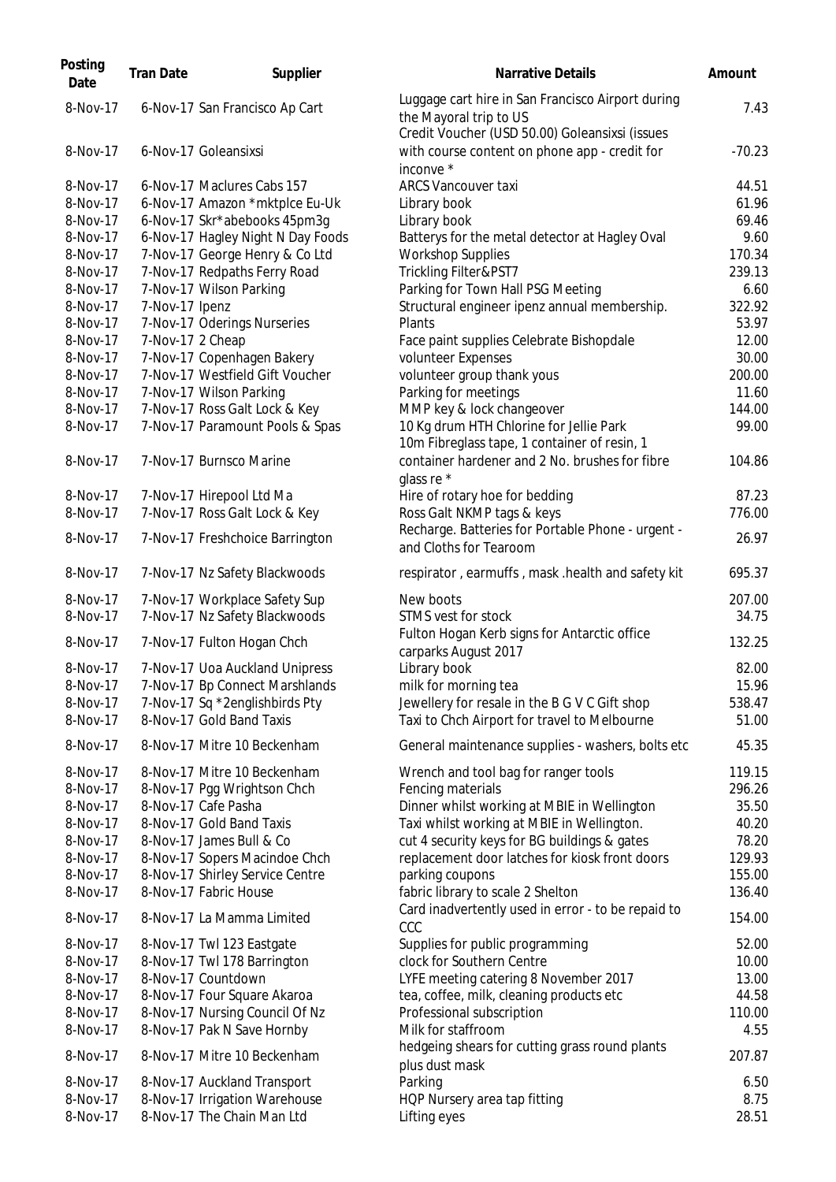| Posting Date | Tran Date | Supplier | Narrative Details | Amount |
|---|---|---|---|---|
| 8-Nov-17 | 6-Nov-17 | San Francisco Ap Cart | Luggage cart hire in San Francisco Airport during the Mayoral trip to US | 7.43 |
| 8-Nov-17 | 6-Nov-17 | Goleansixsi | Credit Voucher (USD 50.00) Goleansixsi (issues with course content on phone app - credit for inconve * | -70.23 |
| 8-Nov-17 | 6-Nov-17 | Maclures Cabs 157 | ARCS Vancouver taxi | 44.51 |
| 8-Nov-17 | 6-Nov-17 | Amazon *mktplce Eu-Uk | Library book | 61.96 |
| 8-Nov-17 | 6-Nov-17 | Skr*abebooks 45pm3g | Library book | 69.46 |
| 8-Nov-17 | 6-Nov-17 | Hagley Night N Day Foods | Batterys for the metal detector at Hagley Oval | 9.60 |
| 8-Nov-17 | 7-Nov-17 | George Henry & Co Ltd | Workshop Supplies | 170.34 |
| 8-Nov-17 | 7-Nov-17 | Redpaths Ferry Road | Trickling Filter&PST7 | 239.13 |
| 8-Nov-17 | 7-Nov-17 | Wilson Parking | Parking for Town Hall PSG Meeting | 6.60 |
| 8-Nov-17 | 7-Nov-17 | Ipenz | Structural engineer ipenz annual membership. | 322.92 |
| 8-Nov-17 | 7-Nov-17 | Oderings Nurseries | Plants | 53.97 |
| 8-Nov-17 | 7-Nov-17 | 2 Cheap | Face paint supplies Celebrate Bishopdale | 12.00 |
| 8-Nov-17 | 7-Nov-17 | Copenhagen Bakery | volunteer Expenses | 30.00 |
| 8-Nov-17 | 7-Nov-17 | Westfield Gift Voucher | volunteer group thank yous | 200.00 |
| 8-Nov-17 | 7-Nov-17 | Wilson Parking | Parking for meetings | 11.60 |
| 8-Nov-17 | 7-Nov-17 | Ross Galt Lock & Key | MMP key & lock changeover | 144.00 |
| 8-Nov-17 | 7-Nov-17 | Paramount Pools & Spas | 10 Kg drum HTH Chlorine for Jellie Park | 99.00 |
| 8-Nov-17 | 7-Nov-17 | Burnsco Marine | 10m Fibreglass tape, 1 container of resin, 1 container hardener and 2 No. brushes for fibre glass re * | 104.86 |
| 8-Nov-17 | 7-Nov-17 | Hirepool Ltd Ma | Hire of rotary hoe for bedding | 87.23 |
| 8-Nov-17 | 7-Nov-17 | Ross Galt Lock & Key | Ross Galt NKMP tags & keys | 776.00 |
| 8-Nov-17 | 7-Nov-17 | Freshchoice Barrington | Recharge. Batteries for Portable Phone - urgent - and Cloths for Tearoom | 26.97 |
| 8-Nov-17 | 7-Nov-17 | Nz Safety Blackwoods | respirator , earmuffs , mask .health and safety kit | 695.37 |
| 8-Nov-17 | 7-Nov-17 | Workplace Safety Sup | New boots | 207.00 |
| 8-Nov-17 | 7-Nov-17 | Nz Safety Blackwoods | STMS vest for stock | 34.75 |
| 8-Nov-17 | 7-Nov-17 | Fulton Hogan Chch | Fulton Hogan Kerb signs for Antarctic office carparks August 2017 | 132.25 |
| 8-Nov-17 | 7-Nov-17 | Uoa Auckland Unipress | Library book | 82.00 |
| 8-Nov-17 | 7-Nov-17 | Bp Connect Marshlands | milk for morning tea | 15.96 |
| 8-Nov-17 | 7-Nov-17 | Sq *2englishbirds Pty | Jewellery for resale in the B G V C Gift shop | 538.47 |
| 8-Nov-17 | 8-Nov-17 | Gold Band Taxis | Taxi to Chch Airport for travel to Melbourne | 51.00 |
| 8-Nov-17 | 8-Nov-17 | Mitre 10 Beckenham | General maintenance supplies - washers, bolts etc | 45.35 |
| 8-Nov-17 | 8-Nov-17 | Mitre 10 Beckenham | Wrench and tool bag for ranger tools | 119.15 |
| 8-Nov-17 | 8-Nov-17 | Pgg Wrightson Chch | Fencing materials | 296.26 |
| 8-Nov-17 | 8-Nov-17 | Cafe Pasha | Dinner whilst working at MBIE in Wellington | 35.50 |
| 8-Nov-17 | 8-Nov-17 | Gold Band Taxis | Taxi whilst working at MBIE in Wellington. | 40.20 |
| 8-Nov-17 | 8-Nov-17 | James Bull & Co | cut 4 security keys for BG buildings & gates | 78.20 |
| 8-Nov-17 | 8-Nov-17 | Sopers Macindoe Chch | replacement door latches for kiosk front doors | 129.93 |
| 8-Nov-17 | 8-Nov-17 | Shirley Service Centre | parking coupons | 155.00 |
| 8-Nov-17 | 8-Nov-17 | Fabric House | fabric library to scale 2 Shelton | 136.40 |
| 8-Nov-17 | 8-Nov-17 | La Mamma Limited | Card inadvertently used in error - to be repaid to CCC | 154.00 |
| 8-Nov-17 | 8-Nov-17 | Twl 123 Eastgate | Supplies for public programming | 52.00 |
| 8-Nov-17 | 8-Nov-17 | Twl 178 Barrington | clock for Southern Centre | 10.00 |
| 8-Nov-17 | 8-Nov-17 | Countdown | LYFE meeting catering 8 November 2017 | 13.00 |
| 8-Nov-17 | 8-Nov-17 | Four Square Akaroa | tea, coffee, milk, cleaning products etc | 44.58 |
| 8-Nov-17 | 8-Nov-17 | Nursing Council Of Nz | Professional subscription | 110.00 |
| 8-Nov-17 | 8-Nov-17 | Pak N Save Hornby | Milk for staffroom | 4.55 |
| 8-Nov-17 | 8-Nov-17 | Mitre 10 Beckenham | hedgeing shears for cutting grass round plants plus dust mask | 207.87 |
| 8-Nov-17 | 8-Nov-17 | Auckland Transport | Parking | 6.50 |
| 8-Nov-17 | 8-Nov-17 | Irrigation Warehouse | HQP Nursery area tap fitting | 8.75 |
| 8-Nov-17 | 8-Nov-17 | The Chain Man Ltd | Lifting eyes | 28.51 |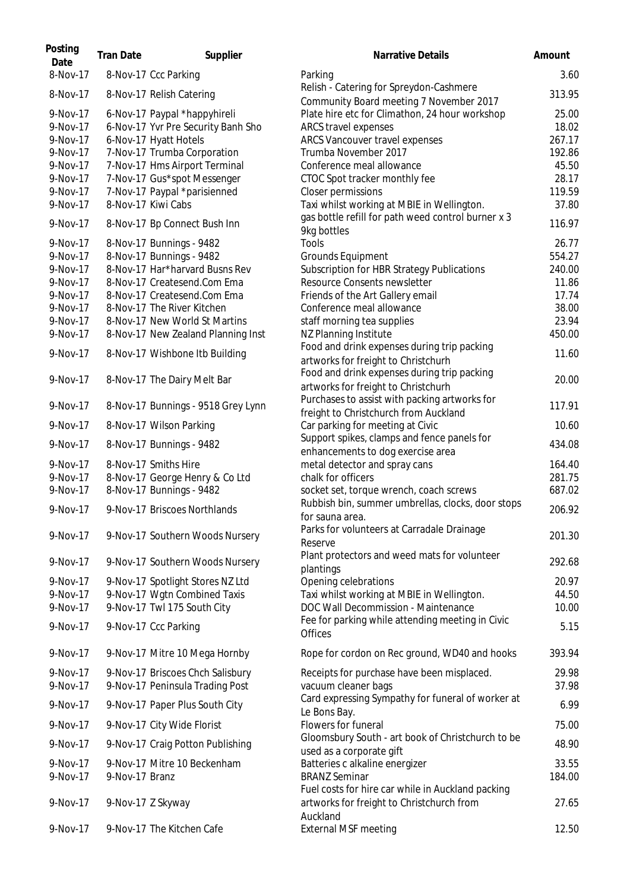| Posting Date | Tran Date | Supplier | Narrative Details | Amount |
|---|---|---|---|---|
| 8-Nov-17 | 8-Nov-17 | Ccc Parking | Parking | 3.60 |
| 8-Nov-17 | 8-Nov-17 | Relish Catering | Relish - Catering for Spreydon-Cashmere Community Board meeting 7 November 2017 | 313.95 |
| 9-Nov-17 | 6-Nov-17 | Paypal *happyhireli | Plate hire etc for Climathon, 24 hour workshop | 25.00 |
| 9-Nov-17 | 6-Nov-17 | Yvr Pre Security Banh Sho | ARCS travel expenses | 18.02 |
| 9-Nov-17 | 6-Nov-17 | Hyatt Hotels | ARCS Vancouver travel expenses | 267.17 |
| 9-Nov-17 | 7-Nov-17 | Trumba Corporation | Trumba November 2017 | 192.86 |
| 9-Nov-17 | 7-Nov-17 | Hms Airport Terminal | Conference meal allowance | 45.50 |
| 9-Nov-17 | 7-Nov-17 | Gus*spot Messenger | CTOC Spot tracker monthly fee | 28.17 |
| 9-Nov-17 | 7-Nov-17 | Paypal *parisienned | Closer permissions | 119.59 |
| 9-Nov-17 | 8-Nov-17 | Kiwi Cabs | Taxi whilst working at MBIE in Wellington. | 37.80 |
| 9-Nov-17 | 8-Nov-17 | Bp Connect Bush Inn | gas bottle refill for path weed control burner x 3 9kg bottles | 116.97 |
| 9-Nov-17 | 8-Nov-17 | Bunnings - 9482 | Tools | 26.77 |
| 9-Nov-17 | 8-Nov-17 | Bunnings - 9482 | Grounds Equipment | 554.27 |
| 9-Nov-17 | 8-Nov-17 | Har*harvard Busns Rev | Subscription for HBR Strategy Publications | 240.00 |
| 9-Nov-17 | 8-Nov-17 | Createsend.Com Ema | Resource Consents newsletter | 11.86 |
| 9-Nov-17 | 8-Nov-17 | Createsend.Com Ema | Friends of the Art Gallery email | 17.74 |
| 9-Nov-17 | 8-Nov-17 | The River Kitchen | Conference meal allowance | 38.00 |
| 9-Nov-17 | 8-Nov-17 | New World St Martins | staff morning tea supplies | 23.94 |
| 9-Nov-17 | 8-Nov-17 | New Zealand Planning Inst | NZ Planning Institute | 450.00 |
| 9-Nov-17 | 8-Nov-17 | Wishbone Itb Building | Food and drink expenses during trip packing artworks for freight to Christchurh | 11.60 |
| 9-Nov-17 | 8-Nov-17 | The Dairy Melt Bar | Food and drink expenses during trip packing artworks for freight to Christchurh | 20.00 |
| 9-Nov-17 | 8-Nov-17 | Bunnings - 9518 Grey Lynn | Purchases to assist with packing artworks for freight to Christchurch from Auckland | 117.91 |
| 9-Nov-17 | 8-Nov-17 | Wilson Parking | Car parking for meeting at Civic | 10.60 |
| 9-Nov-17 | 8-Nov-17 | Bunnings - 9482 | Support spikes, clamps and fence panels for enhancements to dog exercise area | 434.08 |
| 9-Nov-17 | 8-Nov-17 | Smiths Hire | metal detector and spray cans | 164.40 |
| 9-Nov-17 | 8-Nov-17 | George Henry & Co Ltd | chalk for officers | 281.75 |
| 9-Nov-17 | 8-Nov-17 | Bunnings - 9482 | socket set, torque wrench, coach screws | 687.02 |
| 9-Nov-17 | 9-Nov-17 | Briscoes Northlands | Rubbish bin, summer umbrellas, clocks, door stops for sauna area. | 206.92 |
| 9-Nov-17 | 9-Nov-17 | Southern Woods Nursery | Parks for volunteers at Carradale Drainage Reserve | 201.30 |
| 9-Nov-17 | 9-Nov-17 | Southern Woods Nursery | Plant protectors and weed mats for volunteer plantings | 292.68 |
| 9-Nov-17 | 9-Nov-17 | Spotlight Stores NZ Ltd | Opening celebrations | 20.97 |
| 9-Nov-17 | 9-Nov-17 | Wgtn Combined Taxis | Taxi whilst working at MBIE in Wellington. | 44.50 |
| 9-Nov-17 | 9-Nov-17 | Twl 175 South City | DOC Wall Decommission - Maintenance | 10.00 |
| 9-Nov-17 | 9-Nov-17 | Ccc Parking | Fee for parking while attending meeting in Civic Offices | 5.15 |
| 9-Nov-17 | 9-Nov-17 | Mitre 10 Mega Hornby | Rope for cordon on Rec ground, WD40 and hooks | 393.94 |
| 9-Nov-17 | 9-Nov-17 | Briscoes Chch Salisbury | Receipts for purchase have been misplaced. | 29.98 |
| 9-Nov-17 | 9-Nov-17 | Peninsula Trading Post | vacuum cleaner bags | 37.98 |
| 9-Nov-17 | 9-Nov-17 | Paper Plus South City | Card expressing Sympathy for funeral of worker at Le Bons Bay. | 6.99 |
| 9-Nov-17 | 9-Nov-17 | City Wide Florist | Flowers for funeral | 75.00 |
| 9-Nov-17 | 9-Nov-17 | Craig Potton Publishing | Gloomsbury South - art book of Christchurch to be used as a corporate gift | 48.90 |
| 9-Nov-17 | 9-Nov-17 | Mitre 10 Beckenham | Batteries c alkaline energizer | 33.55 |
| 9-Nov-17 | 9-Nov-17 | Branz | BRANZ Seminar | 184.00 |
| 9-Nov-17 | 9-Nov-17 | Z Skyway | Fuel costs for hire car while in Auckland packing artworks for freight to Christchurch from Auckland | 27.65 |
| 9-Nov-17 | 9-Nov-17 | The Kitchen Cafe | External MSF meeting | 12.50 |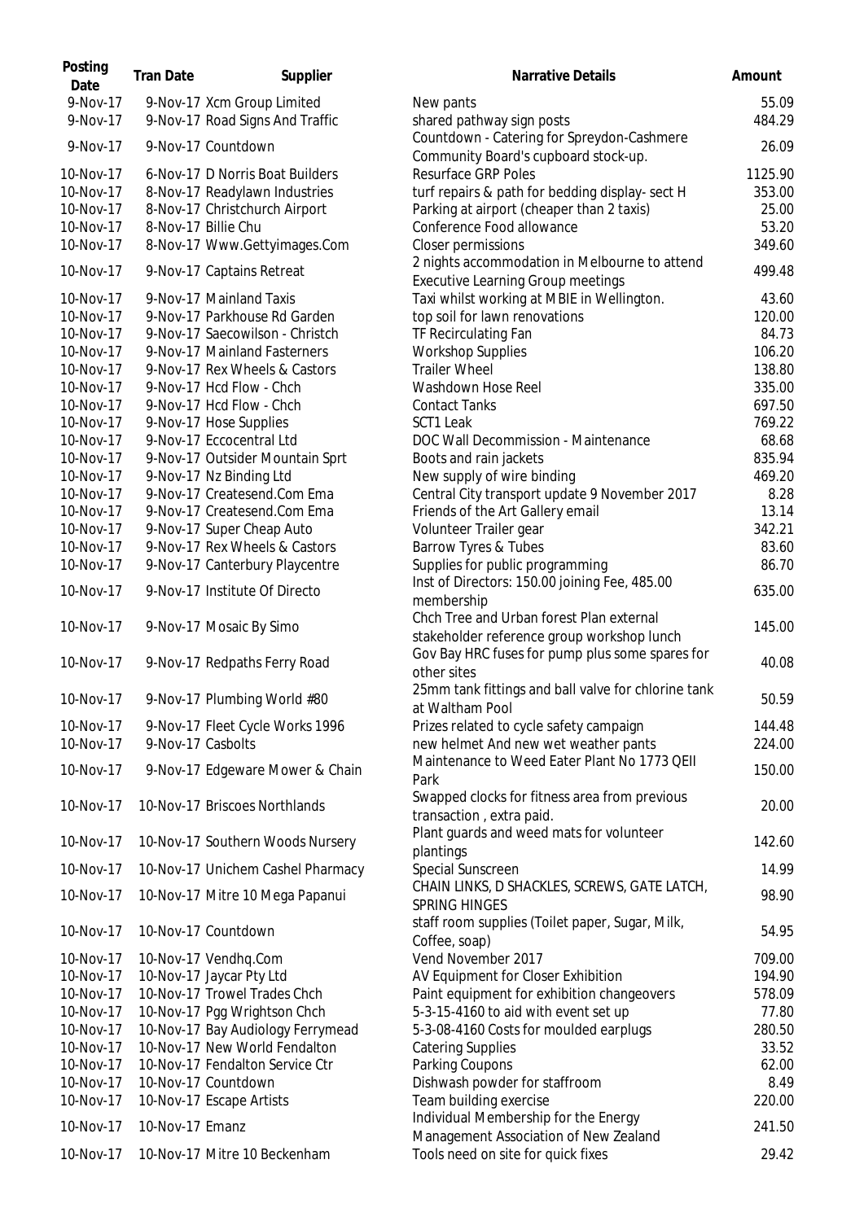| Posting Date | Tran Date | Supplier | Narrative Details | Amount |
|---|---|---|---|---|
| 9-Nov-17 | 9-Nov-17 | Xcm Group Limited | New pants | 55.09 |
| 9-Nov-17 | 9-Nov-17 | Road Signs And Traffic | shared pathway sign posts | 484.29 |
| 9-Nov-17 | 9-Nov-17 | Countdown | Countdown - Catering for Spreydon-Cashmere Community Board's cupboard stock-up. | 26.09 |
| 10-Nov-17 | 6-Nov-17 | D Norris Boat Builders | Resurface GRP Poles | 1125.90 |
| 10-Nov-17 | 8-Nov-17 | Readylawn Industries | turf repairs & path for bedding display- sect H | 353.00 |
| 10-Nov-17 | 8-Nov-17 | Christchurch Airport | Parking at airport (cheaper than 2 taxis) | 25.00 |
| 10-Nov-17 | 8-Nov-17 | Billie Chu | Conference Food allowance | 53.20 |
| 10-Nov-17 | 8-Nov-17 | Www.Gettyimages.Com | Closer permissions | 349.60 |
| 10-Nov-17 | 9-Nov-17 | Captains Retreat | 2 nights accommodation in Melbourne to attend Executive Learning Group meetings | 499.48 |
| 10-Nov-17 | 9-Nov-17 | Mainland Taxis | Taxi whilst working at MBIE in Wellington. | 43.60 |
| 10-Nov-17 | 9-Nov-17 | Parkhouse Rd Garden | top soil for lawn renovations | 120.00 |
| 10-Nov-17 | 9-Nov-17 | Saecowilson - Christch | TF Recirculating Fan | 84.73 |
| 10-Nov-17 | 9-Nov-17 | Mainland Fasterners | Workshop Supplies | 106.20 |
| 10-Nov-17 | 9-Nov-17 | Rex Wheels & Castors | Trailer Wheel | 138.80 |
| 10-Nov-17 | 9-Nov-17 | Hcd Flow - Chch | Washdown Hose Reel | 335.00 |
| 10-Nov-17 | 9-Nov-17 | Hcd Flow - Chch | Contact Tanks | 697.50 |
| 10-Nov-17 | 9-Nov-17 | Hose Supplies | SCT1 Leak | 769.22 |
| 10-Nov-17 | 9-Nov-17 | Eccocentral Ltd | DOC Wall Decommission - Maintenance | 68.68 |
| 10-Nov-17 | 9-Nov-17 | Outsider Mountain Sprt | Boots and rain jackets | 835.94 |
| 10-Nov-17 | 9-Nov-17 | Nz Binding Ltd | New supply of wire binding | 469.20 |
| 10-Nov-17 | 9-Nov-17 | Createsend.Com Ema | Central City transport update 9 November 2017 | 8.28 |
| 10-Nov-17 | 9-Nov-17 | Createsend.Com Ema | Friends of the Art Gallery email | 13.14 |
| 10-Nov-17 | 9-Nov-17 | Super Cheap Auto | Volunteer Trailer gear | 342.21 |
| 10-Nov-17 | 9-Nov-17 | Rex Wheels & Castors | Barrow Tyres & Tubes | 83.60 |
| 10-Nov-17 | 9-Nov-17 | Canterbury Playcentre | Supplies for public programming | 86.70 |
| 10-Nov-17 | 9-Nov-17 | Institute Of Directo | Inst of Directors: 150.00 joining Fee, 485.00 membership | 635.00 |
| 10-Nov-17 | 9-Nov-17 | Mosaic By Simo | Chch Tree and Urban forest Plan external stakeholder reference group workshop lunch | 145.00 |
| 10-Nov-17 | 9-Nov-17 | Redpaths Ferry Road | Gov Bay HRC fuses for pump plus some spares for other sites | 40.08 |
| 10-Nov-17 | 9-Nov-17 | Plumbing World #80 | 25mm tank fittings and ball valve for chlorine tank at Waltham Pool | 50.59 |
| 10-Nov-17 | 9-Nov-17 | Fleet Cycle Works 1996 | Prizes related to cycle safety campaign | 144.48 |
| 10-Nov-17 | 9-Nov-17 | Casbolts | new helmet And new wet weather pants | 224.00 |
| 10-Nov-17 | 9-Nov-17 | Edgeware Mower & Chain | Maintenance to Weed Eater Plant No 1773 QEII Park | 150.00 |
| 10-Nov-17 | 10-Nov-17 | Briscoes Northlands | Swapped clocks for fitness area from previous transaction , extra paid. | 20.00 |
| 10-Nov-17 | 10-Nov-17 | Southern Woods Nursery | Plant guards and weed mats for volunteer plantings | 142.60 |
| 10-Nov-17 | 10-Nov-17 | Unichem Cashel Pharmacy | Special Sunscreen | 14.99 |
| 10-Nov-17 | 10-Nov-17 | Mitre 10 Mega Papanui | CHAIN LINKS, D SHACKLES, SCREWS, GATE LATCH, SPRING HINGES | 98.90 |
| 10-Nov-17 | 10-Nov-17 | Countdown | staff room supplies (Toilet paper, Sugar, Milk, Coffee, soap) | 54.95 |
| 10-Nov-17 | 10-Nov-17 | Vendhq.Com | Vend November 2017 | 709.00 |
| 10-Nov-17 | 10-Nov-17 | Jaycar Pty Ltd | AV Equipment for Closer Exhibition | 194.90 |
| 10-Nov-17 | 10-Nov-17 | Trowel Trades Chch | Paint equipment for exhibition changeovers | 578.09 |
| 10-Nov-17 | 10-Nov-17 | Pgg Wrightson Chch | 5-3-15-4160 to aid with event set up | 77.80 |
| 10-Nov-17 | 10-Nov-17 | Bay Audiology Ferrymead | 5-3-08-4160 Costs for moulded earplugs | 280.50 |
| 10-Nov-17 | 10-Nov-17 | New World Fendalton | Catering Supplies | 33.52 |
| 10-Nov-17 | 10-Nov-17 | Fendalton Service Ctr | Parking Coupons | 62.00 |
| 10-Nov-17 | 10-Nov-17 | Countdown | Dishwash powder for staffroom | 8.49 |
| 10-Nov-17 | 10-Nov-17 | Escape Artists | Team building exercise | 220.00 |
| 10-Nov-17 | 10-Nov-17 | Emanz | Individual Membership for the Energy Management Association of New Zealand | 241.50 |
| 10-Nov-17 | 10-Nov-17 | Mitre 10 Beckenham | Tools need on site for quick fixes | 29.42 |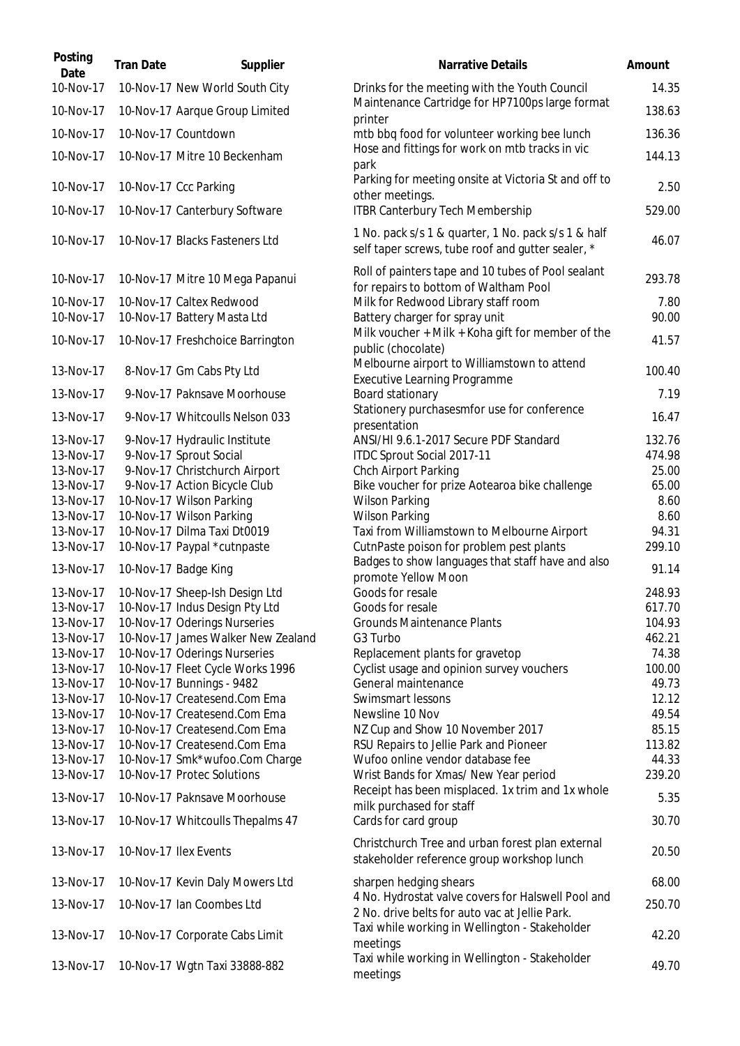| Posting Date | Tran Date | Supplier | Narrative Details | Amount |
|---|---|---|---|---|
| 10-Nov-17 | 10-Nov-17 | New World South City | Drinks for the meeting with the Youth Council | 14.35 |
| 10-Nov-17 | 10-Nov-17 | Aarque Group Limited | Maintenance Cartridge for HP7100ps large format printer | 138.63 |
| 10-Nov-17 | 10-Nov-17 | Countdown | mtb bbq food for volunteer working bee lunch | 136.36 |
| 10-Nov-17 | 10-Nov-17 | Mitre 10 Beckenham | Hose and fittings for work on mtb tracks in vic park | 144.13 |
| 10-Nov-17 | 10-Nov-17 | Ccc Parking | Parking for meeting onsite at Victoria St and off to other meetings. | 2.50 |
| 10-Nov-17 | 10-Nov-17 | Canterbury Software | ITBR Canterbury Tech Membership | 529.00 |
| 10-Nov-17 | 10-Nov-17 | Blacks Fasteners Ltd | 1 No. pack s/s 1 & quarter, 1 No. pack s/s 1 & half self taper screws, tube roof and gutter sealer, * | 46.07 |
| 10-Nov-17 | 10-Nov-17 | Mitre 10 Mega Papanui | Roll of painters tape and 10 tubes of Pool sealant for repairs to bottom of Waltham Pool | 293.78 |
| 10-Nov-17 | 10-Nov-17 | Caltex Redwood | Milk for Redwood Library staff room | 7.80 |
| 10-Nov-17 | 10-Nov-17 | Battery Masta Ltd | Battery charger for spray unit | 90.00 |
| 10-Nov-17 | 10-Nov-17 | Freshchoice Barrington | Milk voucher + Milk + Koha gift for member of the public (chocolate) | 41.57 |
| 13-Nov-17 | 8-Nov-17 | Gm Cabs Pty Ltd | Melbourne airport to Williamstown to attend Executive Learning Programme | 100.40 |
| 13-Nov-17 | 9-Nov-17 | Paknsave Moorhouse | Board stationary | 7.19 |
| 13-Nov-17 | 9-Nov-17 | Whitcoulls Nelson 033 | Stationery purchasesmfor use for conference presentation | 16.47 |
| 13-Nov-17 | 9-Nov-17 | Hydraulic Institute | ANSI/HI 9.6.1-2017 Secure PDF Standard | 132.76 |
| 13-Nov-17 | 9-Nov-17 | Sprout Social | ITDC Sprout Social 2017-11 | 474.98 |
| 13-Nov-17 | 9-Nov-17 | Christchurch Airport | Chch Airport Parking | 25.00 |
| 13-Nov-17 | 9-Nov-17 | Action Bicycle Club | Bike voucher for prize Aotearoa bike challenge | 65.00 |
| 13-Nov-17 | 10-Nov-17 | Wilson Parking | Wilson Parking | 8.60 |
| 13-Nov-17 | 10-Nov-17 | Wilson Parking | Wilson Parking | 8.60 |
| 13-Nov-17 | 10-Nov-17 | Dilma Taxi Dt0019 | Taxi from Williamstown to Melbourne Airport | 94.31 |
| 13-Nov-17 | 10-Nov-17 | Paypal *cutnpaste | CutnPaste poison for problem pest plants | 299.10 |
| 13-Nov-17 | 10-Nov-17 | Badge King | Badges to show languages that staff have and also promote Yellow Moon | 91.14 |
| 13-Nov-17 | 10-Nov-17 | Sheep-Ish Design Ltd | Goods for resale | 248.93 |
| 13-Nov-17 | 10-Nov-17 | Indus Design Pty Ltd | Goods for resale | 617.70 |
| 13-Nov-17 | 10-Nov-17 | Oderings Nurseries | Grounds Maintenance Plants | 104.93 |
| 13-Nov-17 | 10-Nov-17 | James Walker New Zealand | G3 Turbo | 462.21 |
| 13-Nov-17 | 10-Nov-17 | Oderings Nurseries | Replacement plants for gravetop | 74.38 |
| 13-Nov-17 | 10-Nov-17 | Fleet Cycle Works 1996 | Cyclist usage and opinion survey vouchers | 100.00 |
| 13-Nov-17 | 10-Nov-17 | Bunnings - 9482 | General maintenance | 49.73 |
| 13-Nov-17 | 10-Nov-17 | Createsend.Com Ema | Swimsmart lessons | 12.12 |
| 13-Nov-17 | 10-Nov-17 | Createsend.Com Ema | Newsline 10 Nov | 49.54 |
| 13-Nov-17 | 10-Nov-17 | Createsend.Com Ema | NZ Cup and Show 10 November 2017 | 85.15 |
| 13-Nov-17 | 10-Nov-17 | Createsend.Com Ema | RSU Repairs to Jellie Park and Pioneer | 113.82 |
| 13-Nov-17 | 10-Nov-17 | Smk*wufoo.Com Charge | Wufoo online vendor database fee | 44.33 |
| 13-Nov-17 | 10-Nov-17 | Protec Solutions | Wrist Bands for Xmas/ New Year period | 239.20 |
| 13-Nov-17 | 10-Nov-17 | Paknsave Moorhouse | Receipt has been misplaced. 1x trim and 1x whole milk purchased for staff | 5.35 |
| 13-Nov-17 | 10-Nov-17 | Whitcoulls Thepalms 47 | Cards for card group | 30.70 |
| 13-Nov-17 | 10-Nov-17 | Ilex Events | Christchurch Tree and urban forest plan external stakeholder reference group workshop lunch | 20.50 |
| 13-Nov-17 | 10-Nov-17 | Kevin Daly Mowers Ltd | sharpen hedging shears | 68.00 |
| 13-Nov-17 | 10-Nov-17 | Ian Coombes Ltd | 4 No. Hydrostat valve covers for Halswell Pool and 2 No. drive belts for auto vac at Jellie Park. | 250.70 |
| 13-Nov-17 | 10-Nov-17 | Corporate Cabs Limit | Taxi while working in Wellington - Stakeholder meetings | 42.20 |
| 13-Nov-17 | 10-Nov-17 | Wgtn Taxi 33888-882 | Taxi while working in Wellington - Stakeholder meetings | 49.70 |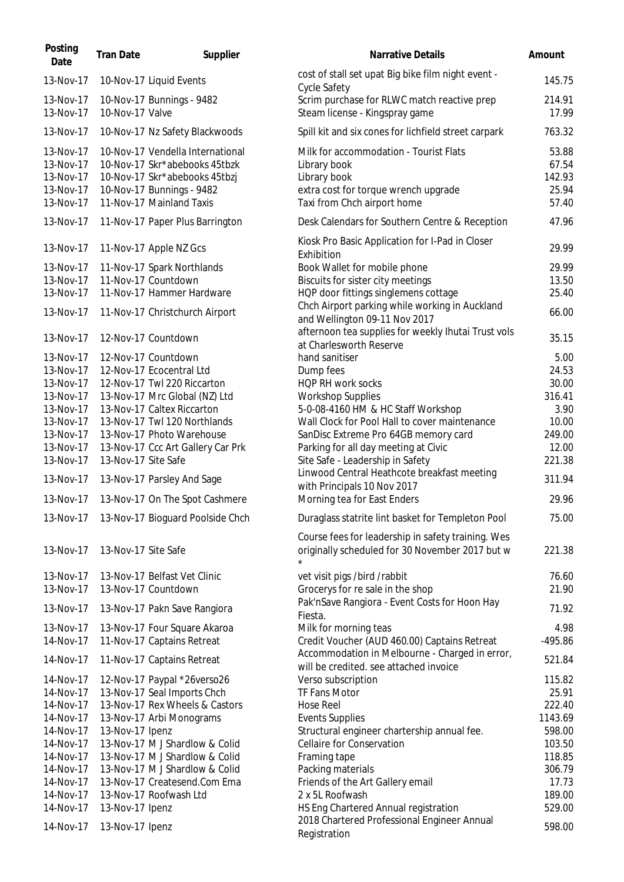| Posting Date | Tran Date | Supplier | Narrative Details | Amount |
|---|---|---|---|---|
| 13-Nov-17 | 10-Nov-17 | Liquid Events | cost of stall set upat Big bike film night event - Cycle Safety | 145.75 |
| 13-Nov-17 | 10-Nov-17 | Bunnings - 9482 | Scrim purchase for RLWC match reactive prep | 214.91 |
| 13-Nov-17 | 10-Nov-17 | Valve | Steam license - Kingspray game | 17.99 |
| 13-Nov-17 | 10-Nov-17 | Nz Safety Blackwoods | Spill kit and six cones for lichfield street carpark | 763.32 |
| 13-Nov-17 | 10-Nov-17 | Vendella International | Milk for accommodation - Tourist Flats | 53.88 |
| 13-Nov-17 | 10-Nov-17 | Skr*abebooks 45tbzk | Library book | 67.54 |
| 13-Nov-17 | 10-Nov-17 | Skr*abebooks 45tbzj | Library book | 142.93 |
| 13-Nov-17 | 10-Nov-17 | Bunnings - 9482 | extra cost for torque wrench upgrade | 25.94 |
| 13-Nov-17 | 11-Nov-17 | Mainland Taxis | Taxi from Chch airport home | 57.40 |
| 13-Nov-17 | 11-Nov-17 | Paper Plus Barrington | Desk Calendars for Southern Centre & Reception | 47.96 |
| 13-Nov-17 | 11-Nov-17 | Apple NZ Gcs | Kiosk Pro Basic Application for I-Pad in Closer Exhibition | 29.99 |
| 13-Nov-17 | 11-Nov-17 | Spark Northlands | Book Wallet for mobile phone | 29.99 |
| 13-Nov-17 | 11-Nov-17 | Countdown | Biscuits for sister city meetings | 13.50 |
| 13-Nov-17 | 11-Nov-17 | Hammer Hardware | HQP door fittings singlemens cottage | 25.40 |
| 13-Nov-17 | 11-Nov-17 | Christchurch Airport | Chch Airport parking while working in Auckland and Wellington 09-11 Nov 2017 | 66.00 |
| 13-Nov-17 | 12-Nov-17 | Countdown | afternoon tea supplies for weekly Ihutai Trust vols at Charlesworth Reserve | 35.15 |
| 13-Nov-17 | 12-Nov-17 | Countdown | hand sanitiser | 5.00 |
| 13-Nov-17 | 12-Nov-17 | Ecocentral Ltd | Dump fees | 24.53 |
| 13-Nov-17 | 12-Nov-17 | Twl 220 Riccarton | HQP RH work socks | 30.00 |
| 13-Nov-17 | 13-Nov-17 | Mrc Global (NZ) Ltd | Workshop Supplies | 316.41 |
| 13-Nov-17 | 13-Nov-17 | Caltex Riccarton | 5-0-08-4160 HM & HC Staff Workshop | 3.90 |
| 13-Nov-17 | 13-Nov-17 | Twl 120 Northlands | Wall Clock for Pool Hall to cover maintenance | 10.00 |
| 13-Nov-17 | 13-Nov-17 | Photo Warehouse | SanDisc Extreme Pro 64GB memory card | 249.00 |
| 13-Nov-17 | 13-Nov-17 | Ccc Art Gallery Car Prk | Parking for all day meeting at Civic | 12.00 |
| 13-Nov-17 | 13-Nov-17 | Site Safe | Site Safe - Leadership in Safety | 221.38 |
| 13-Nov-17 | 13-Nov-17 | Parsley And Sage | Linwood Central Heathcote breakfast meeting with Principals 10 Nov 2017 | 311.94 |
| 13-Nov-17 | 13-Nov-17 | On The Spot Cashmere | Morning tea for East Enders | 29.96 |
| 13-Nov-17 | 13-Nov-17 | Bioguard Poolside Chch | Duraglass statrite lint basket for Templeton Pool | 75.00 |
| 13-Nov-17 | 13-Nov-17 | Site Safe | Course fees for leadership in safety training. Wes originally scheduled for 30 November 2017 but w * | 221.38 |
| 13-Nov-17 | 13-Nov-17 | Belfast Vet Clinic | vet visit pigs /bird /rabbit | 76.60 |
| 13-Nov-17 | 13-Nov-17 | Countdown | Grocerys for re sale in the shop | 21.90 |
| 13-Nov-17 | 13-Nov-17 | Pakn Save Rangiora | Pak'nSave Rangiora - Event Costs for Hoon Hay Fiesta. | 71.92 |
| 13-Nov-17 | 13-Nov-17 | Four Square Akaroa | Milk for morning teas | 4.98 |
| 14-Nov-17 | 11-Nov-17 | Captains Retreat | Credit Voucher (AUD 460.00) Captains Retreat | -495.86 |
| 14-Nov-17 | 11-Nov-17 | Captains Retreat | Accommodation in Melbourne - Charged in error, will be credited. see attached invoice | 521.84 |
| 14-Nov-17 | 12-Nov-17 | Paypal *26verso26 | Verso subscription | 115.82 |
| 14-Nov-17 | 13-Nov-17 | Seal Imports Chch | TF Fans Motor | 25.91 |
| 14-Nov-17 | 13-Nov-17 | Rex Wheels & Castors | Hose Reel | 222.40 |
| 14-Nov-17 | 13-Nov-17 | Arbi Monograms | Events Supplies | 1143.69 |
| 14-Nov-17 | 13-Nov-17 | Ipenz | Structural engineer chartership annual fee. | 598.00 |
| 14-Nov-17 | 13-Nov-17 | M J Shardlow & Colid | Cellaire for Conservation | 103.50 |
| 14-Nov-17 | 13-Nov-17 | M J Shardlow & Colid | Framing tape | 118.85 |
| 14-Nov-17 | 13-Nov-17 | M J Shardlow & Colid | Packing materials | 306.79 |
| 14-Nov-17 | 13-Nov-17 | Createsend.Com Ema | Friends of the Art Gallery email | 17.73 |
| 14-Nov-17 | 13-Nov-17 | Roofwash Ltd | 2 x 5L Roofwash | 189.00 |
| 14-Nov-17 | 13-Nov-17 | Ipenz | HS Eng Chartered Annual registration | 529.00 |
| 14-Nov-17 | 13-Nov-17 | Ipenz | 2018 Chartered Professional Engineer Annual Registration | 598.00 |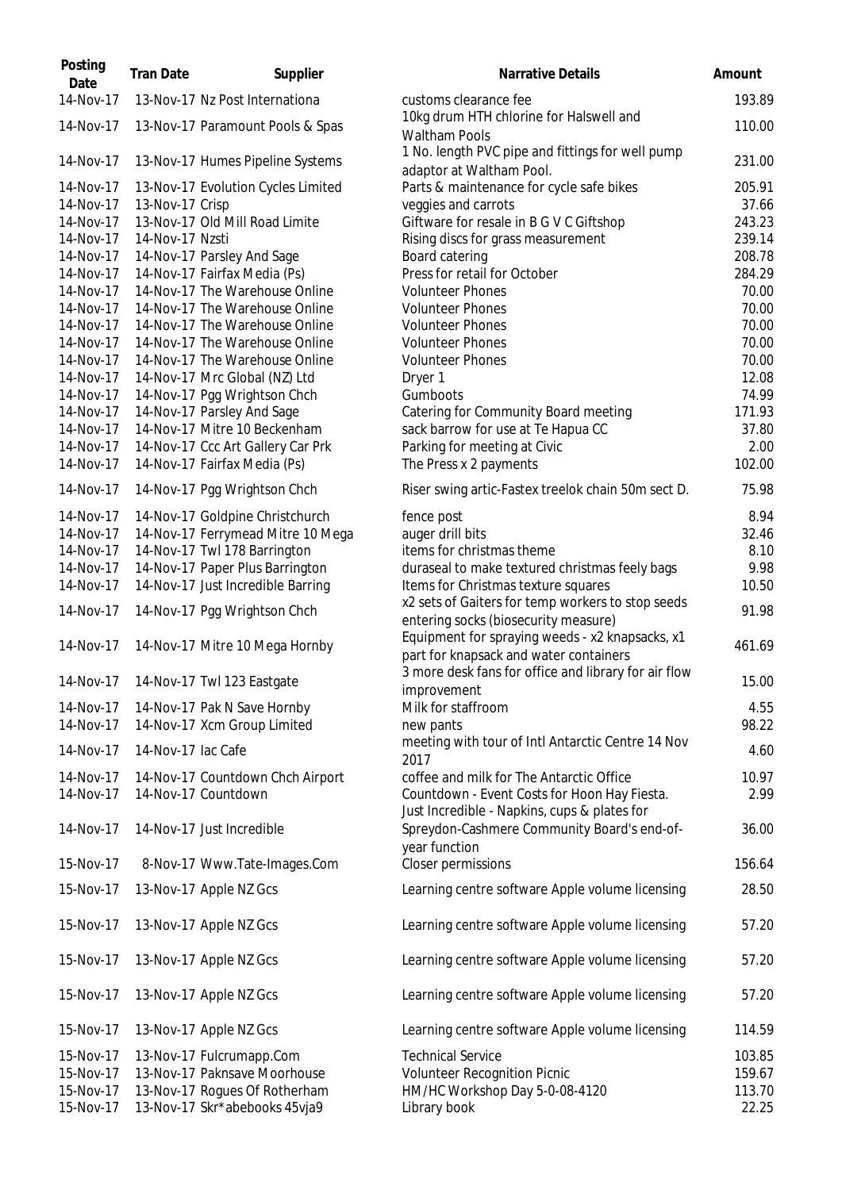| Posting Date | Tran Date | Supplier | Narrative Details | Amount |
|---|---|---|---|---|
| 14-Nov-17 | 13-Nov-17 | Nz Post Internationa | customs clearance fee | 193.89 |
| 14-Nov-17 | 13-Nov-17 | Paramount Pools & Spas | 10kg drum HTH chlorine for Halswell and Waltham Pools | 110.00 |
| 14-Nov-17 | 13-Nov-17 | Humes Pipeline Systems | 1 No. length PVC pipe and fittings for well pump adaptor at Waltham Pool. | 231.00 |
| 14-Nov-17 | 13-Nov-17 | Evolution Cycles Limited | Parts & maintenance for cycle safe bikes | 205.91 |
| 14-Nov-17 | 13-Nov-17 | Crisp | veggies and carrots | 37.66 |
| 14-Nov-17 | 13-Nov-17 | Old Mill Road Limite | Giftware for resale in B G V C Giftshop | 243.23 |
| 14-Nov-17 | 14-Nov-17 | Nzsti | Rising discs for grass measurement | 239.14 |
| 14-Nov-17 | 14-Nov-17 | Parsley And Sage | Board catering | 208.78 |
| 14-Nov-17 | 14-Nov-17 | Fairfax Media (Ps) | Press for retail for October | 284.29 |
| 14-Nov-17 | 14-Nov-17 | The Warehouse Online | Volunteer Phones | 70.00 |
| 14-Nov-17 | 14-Nov-17 | The Warehouse Online | Volunteer Phones | 70.00 |
| 14-Nov-17 | 14-Nov-17 | The Warehouse Online | Volunteer Phones | 70.00 |
| 14-Nov-17 | 14-Nov-17 | The Warehouse Online | Volunteer Phones | 70.00 |
| 14-Nov-17 | 14-Nov-17 | The Warehouse Online | Volunteer Phones | 70.00 |
| 14-Nov-17 | 14-Nov-17 | Mrc Global (NZ) Ltd | Dryer 1 | 12.08 |
| 14-Nov-17 | 14-Nov-17 | Pgg Wrightson Chch | Gumboots | 74.99 |
| 14-Nov-17 | 14-Nov-17 | Parsley And Sage | Catering for Community Board meeting | 171.93 |
| 14-Nov-17 | 14-Nov-17 | Mitre 10 Beckenham | sack barrow for use at Te Hapua CC | 37.80 |
| 14-Nov-17 | 14-Nov-17 | Ccc Art Gallery Car Prk | Parking for meeting at Civic | 2.00 |
| 14-Nov-17 | 14-Nov-17 | Fairfax Media (Ps) | The Press x 2 payments | 102.00 |
| 14-Nov-17 | 14-Nov-17 | Pgg Wrightson Chch | Riser swing artic-Fastex treelok chain 50m sect D. | 75.98 |
| 14-Nov-17 | 14-Nov-17 | Goldpine Christchurch | fence post | 8.94 |
| 14-Nov-17 | 14-Nov-17 | Ferrymead Mitre 10 Mega | auger drill bits | 32.46 |
| 14-Nov-17 | 14-Nov-17 | Twl 178 Barrington | items for christmas theme | 8.10 |
| 14-Nov-17 | 14-Nov-17 | Paper Plus Barrington | duraseal to make textured christmas feely bags | 9.98 |
| 14-Nov-17 | 14-Nov-17 | Just Incredible Barring | Items for Christmas texture squares | 10.50 |
| 14-Nov-17 | 14-Nov-17 | Pgg Wrightson Chch | x2 sets of Gaiters for temp workers to stop seeds entering socks (biosecurity measure) | 91.98 |
| 14-Nov-17 | 14-Nov-17 | Mitre 10 Mega Hornby | Equipment for spraying weeds - x2 knapsacks, x1 part for knapsack and water containers | 461.69 |
| 14-Nov-17 | 14-Nov-17 | Twl 123 Eastgate | 3 more desk fans for office and library for air flow improvement | 15.00 |
| 14-Nov-17 | 14-Nov-17 | Pak N Save Hornby | Milk for staffroom | 4.55 |
| 14-Nov-17 | 14-Nov-17 | Xcm Group Limited | new pants | 98.22 |
| 14-Nov-17 | 14-Nov-17 | Iac Cafe | meeting with tour of Intl Antarctic Centre 14 Nov 2017 | 4.60 |
| 14-Nov-17 | 14-Nov-17 | Countdown Chch Airport | coffee and milk for The Antarctic Office | 10.97 |
| 14-Nov-17 | 14-Nov-17 | Countdown | Countdown - Event Costs for Hoon Hay Fiesta. | 2.99 |
| 14-Nov-17 | 14-Nov-17 | Just Incredible | Just Incredible - Napkins, cups & plates for Spreydon-Cashmere Community Board's end-of-year function | 36.00 |
| 15-Nov-17 | 8-Nov-17 | Www.Tate-Images.Com | Closer permissions | 156.64 |
| 15-Nov-17 | 13-Nov-17 | Apple NZ Gcs | Learning centre software Apple volume licensing | 28.50 |
| 15-Nov-17 | 13-Nov-17 | Apple NZ Gcs | Learning centre software Apple volume licensing | 57.20 |
| 15-Nov-17 | 13-Nov-17 | Apple NZ Gcs | Learning centre software Apple volume licensing | 57.20 |
| 15-Nov-17 | 13-Nov-17 | Apple NZ Gcs | Learning centre software Apple volume licensing | 57.20 |
| 15-Nov-17 | 13-Nov-17 | Apple NZ Gcs | Learning centre software Apple volume licensing | 114.59 |
| 15-Nov-17 | 13-Nov-17 | Fulcrumapp.Com | Technical Service | 103.85 |
| 15-Nov-17 | 13-Nov-17 | Paknsave Moorhouse | Volunteer Recognition Picnic | 159.67 |
| 15-Nov-17 | 13-Nov-17 | Rogues Of Rotherham | HM/HC Workshop Day 5-0-08-4120 | 113.70 |
| 15-Nov-17 | 13-Nov-17 | Skr*abebooks 45vja9 | Library book | 22.25 |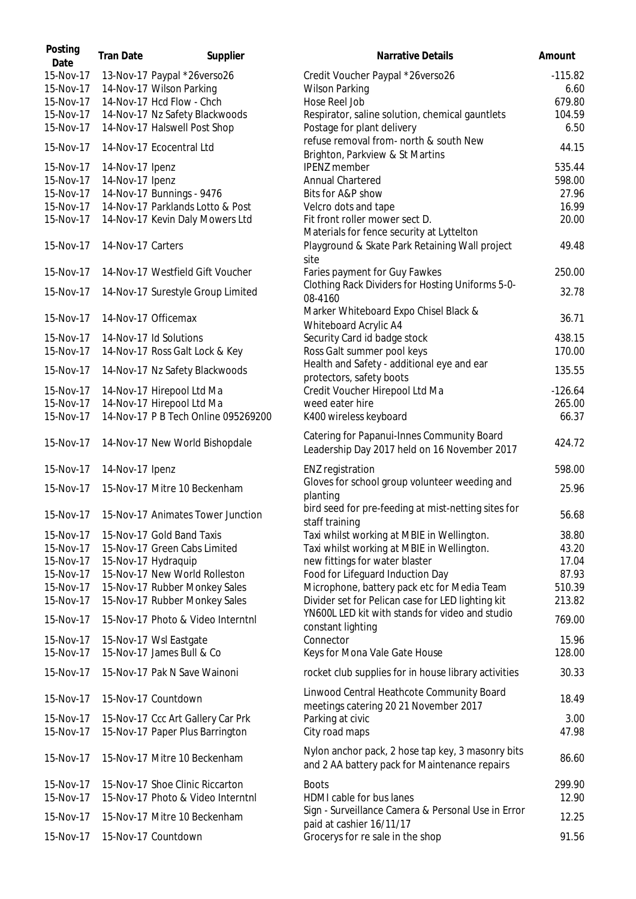| Posting Date | Tran Date | Supplier | Narrative Details | Amount |
|---|---|---|---|---|
| 15-Nov-17 | 13-Nov-17 | Paypal *26verso26 | Credit Voucher Paypal *26verso26 | -115.82 |
| 15-Nov-17 | 14-Nov-17 | Wilson Parking | Wilson Parking | 6.60 |
| 15-Nov-17 | 14-Nov-17 | Hcd Flow - Chch | Hose Reel Job | 679.80 |
| 15-Nov-17 | 14-Nov-17 | Nz Safety Blackwoods | Respirator, saline solution, chemical gauntlets | 104.59 |
| 15-Nov-17 | 14-Nov-17 | Halswell Post Shop | Postage for plant delivery | 6.50 |
| 15-Nov-17 | 14-Nov-17 | Ecocentral Ltd | refuse removal from- north & south New Brighton, Parkview & St Martins | 44.15 |
| 15-Nov-17 | 14-Nov-17 | Ipenz | IPENZ member | 535.44 |
| 15-Nov-17 | 14-Nov-17 | Ipenz | Annual Chartered | 598.00 |
| 15-Nov-17 | 14-Nov-17 | Bunnings - 9476 | Bits for A&P show | 27.96 |
| 15-Nov-17 | 14-Nov-17 | Parklands Lotto & Post | Velcro dots and tape | 16.99 |
| 15-Nov-17 | 14-Nov-17 | Kevin Daly Mowers Ltd | Fit front roller mower sect D. | 20.00 |
| 15-Nov-17 | 14-Nov-17 | Carters | Materials for fence security at Lyttelton Playground & Skate Park Retaining Wall project site | 49.48 |
| 15-Nov-17 | 14-Nov-17 | Westfield Gift Voucher | Faries payment for Guy Fawkes | 250.00 |
| 15-Nov-17 | 14-Nov-17 | Surestyle Group Limited | Clothing Rack Dividers for Hosting Uniforms 5-0-08-4160 | 32.78 |
| 15-Nov-17 | 14-Nov-17 | Officemax | Marker Whiteboard Expo Chisel Black & Whiteboard Acrylic A4 | 36.71 |
| 15-Nov-17 | 14-Nov-17 | Id Solutions | Security Card id badge stock | 438.15 |
| 15-Nov-17 | 14-Nov-17 | Ross Galt Lock & Key | Ross Galt summer pool keys | 170.00 |
| 15-Nov-17 | 14-Nov-17 | Nz Safety Blackwoods | Health and Safety - additional eye and ear protectors, safety boots | 135.55 |
| 15-Nov-17 | 14-Nov-17 | Hirepool Ltd Ma | Credit Voucher Hirepool Ltd Ma | -126.64 |
| 15-Nov-17 | 14-Nov-17 | Hirepool Ltd Ma | weed eater hire | 265.00 |
| 15-Nov-17 | 14-Nov-17 | P B Tech Online 095269200 | K400 wireless keyboard | 66.37 |
| 15-Nov-17 | 14-Nov-17 | New World Bishopdale | Catering for Papanui-Innes Community Board Leadership Day 2017 held on 16 November 2017 | 424.72 |
| 15-Nov-17 | 14-Nov-17 | Ipenz | ENZ registration | 598.00 |
| 15-Nov-17 | 15-Nov-17 | Mitre 10 Beckenham | Gloves for school group volunteer weeding and planting | 25.96 |
| 15-Nov-17 | 15-Nov-17 | Animates Tower Junction | bird seed for pre-feeding at mist-netting sites for staff training | 56.68 |
| 15-Nov-17 | 15-Nov-17 | Gold Band Taxis | Taxi whilst working at MBIE in Wellington. | 38.80 |
| 15-Nov-17 | 15-Nov-17 | Green Cabs Limited | Taxi whilst working at MBIE in Wellington. | 43.20 |
| 15-Nov-17 | 15-Nov-17 | Hydraquip | new fittings for water blaster | 17.04 |
| 15-Nov-17 | 15-Nov-17 | New World Rolleston | Food for Lifeguard Induction Day | 87.93 |
| 15-Nov-17 | 15-Nov-17 | Rubber Monkey Sales | Microphone, battery pack etc for Media Team | 510.39 |
| 15-Nov-17 | 15-Nov-17 | Rubber Monkey Sales | Divider set for Pelican case for LED lighting kit | 213.82 |
| 15-Nov-17 | 15-Nov-17 | Photo & Video Interntnl | YN600L LED kit with stands for video and studio constant lighting | 769.00 |
| 15-Nov-17 | 15-Nov-17 | Wsl Eastgate | Connector | 15.96 |
| 15-Nov-17 | 15-Nov-17 | James Bull & Co | Keys for Mona Vale Gate House | 128.00 |
| 15-Nov-17 | 15-Nov-17 | Pak N Save Wainoni | rocket club supplies for in house library activities | 30.33 |
| 15-Nov-17 | 15-Nov-17 | Countdown | Linwood Central Heathcote Community Board meetings catering 20 21 November 2017 | 18.49 |
| 15-Nov-17 | 15-Nov-17 | Ccc Art Gallery Car Prk | Parking at civic | 3.00 |
| 15-Nov-17 | 15-Nov-17 | Paper Plus Barrington | City road maps | 47.98 |
| 15-Nov-17 | 15-Nov-17 | Mitre 10 Beckenham | Nylon anchor pack, 2 hose tap key, 3 masonry bits and 2 AA battery pack for Maintenance repairs | 86.60 |
| 15-Nov-17 | 15-Nov-17 | Shoe Clinic Riccarton | Boots | 299.90 |
| 15-Nov-17 | 15-Nov-17 | Photo & Video Interntnl | HDMI cable for bus lanes | 12.90 |
| 15-Nov-17 | 15-Nov-17 | Mitre 10 Beckenham | Sign - Surveillance Camera & Personal Use in Error paid at cashier 16/11/17 | 12.25 |
| 15-Nov-17 | 15-Nov-17 | Countdown | Grocerys for re sale in the shop | 91.56 |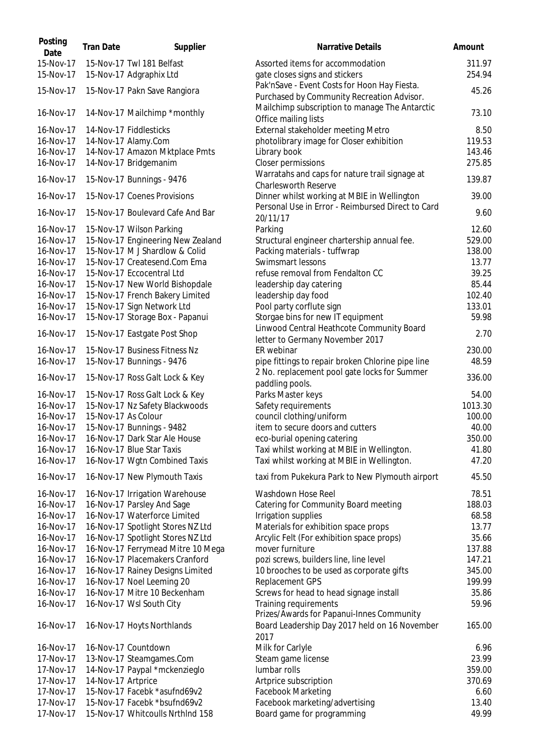| Posting Date | Tran Date | Supplier | Narrative Details | Amount |
|---|---|---|---|---|
| 15-Nov-17 | 15-Nov-17 | Twl 181 Belfast | Assorted items for accommodation | 311.97 |
| 15-Nov-17 | 15-Nov-17 | Adgraphix Ltd | gate closes signs and stickers | 254.94 |
| 15-Nov-17 | 15-Nov-17 | Pakn Save Rangiora | Pak'nSave - Event Costs for Hoon Hay Fiesta. Purchased by Community Recreation Advisor. | 45.26 |
| 16-Nov-17 | 14-Nov-17 | Mailchimp *monthly | Mailchimp subscription to manage The Antarctic Office mailing lists | 73.10 |
| 16-Nov-17 | 14-Nov-17 | Fiddlesticks | External stakeholder meeting Metro | 8.50 |
| 16-Nov-17 | 14-Nov-17 | Alamy.Com | photolibrary image for Closer exhibition | 119.53 |
| 16-Nov-17 | 14-Nov-17 | Amazon Mktplace Pmts | Library book | 143.46 |
| 16-Nov-17 | 14-Nov-17 | Bridgemanim | Closer permissions | 275.85 |
| 16-Nov-17 | 15-Nov-17 | Bunnings - 9476 | Warratahs and caps for nature trail signage at Charlesworth Reserve | 139.87 |
| 16-Nov-17 | 15-Nov-17 | Coenes Provisions | Dinner whilst working at MBIE in Wellington | 39.00 |
| 16-Nov-17 | 15-Nov-17 | Boulevard Cafe And Bar | Personal Use in Error - Reimbursed Direct to Card 20/11/17 | 9.60 |
| 16-Nov-17 | 15-Nov-17 | Wilson Parking | Parking | 12.60 |
| 16-Nov-17 | 15-Nov-17 | Engineering New Zealand | Structural engineer chartership annual fee. | 529.00 |
| 16-Nov-17 | 15-Nov-17 | M J Shardlow & Colid | Packing materials - tuffwrap | 138.00 |
| 16-Nov-17 | 15-Nov-17 | Createsend.Com Ema | Swimsmart lessons | 13.77 |
| 16-Nov-17 | 15-Nov-17 | Eccocentral Ltd | refuse removal from Fendalton CC | 39.25 |
| 16-Nov-17 | 15-Nov-17 | New World Bishopdale | leadership day catering | 85.44 |
| 16-Nov-17 | 15-Nov-17 | French Bakery Limited | leadership day food | 102.40 |
| 16-Nov-17 | 15-Nov-17 | Sign Network Ltd | Pool party corflute sign | 133.01 |
| 16-Nov-17 | 15-Nov-17 | Storage Box - Papanui | Storgae bins for new IT equipment | 59.98 |
| 16-Nov-17 | 15-Nov-17 | Eastgate Post Shop | Linwood Central Heathcote Community Board letter to Germany November 2017 | 2.70 |
| 16-Nov-17 | 15-Nov-17 | Business Fitness Nz | ER webinar | 230.00 |
| 16-Nov-17 | 15-Nov-17 | Bunnings - 9476 | pipe fittings to repair broken Chlorine pipe line | 48.59 |
| 16-Nov-17 | 15-Nov-17 | Ross Galt Lock & Key | 2 No. replacement pool gate locks for Summer paddling pools. | 336.00 |
| 16-Nov-17 | 15-Nov-17 | Ross Galt Lock & Key | Parks Master keys | 54.00 |
| 16-Nov-17 | 15-Nov-17 | Nz Safety Blackwoods | Safety requirements | 1013.30 |
| 16-Nov-17 | 15-Nov-17 | As Colour | council clothing/uniform | 100.00 |
| 16-Nov-17 | 15-Nov-17 | Bunnings - 9482 | item to secure doors and cutters | 40.00 |
| 16-Nov-17 | 16-Nov-17 | Dark Star Ale House | eco-burial opening catering | 350.00 |
| 16-Nov-17 | 16-Nov-17 | Blue Star Taxis | Taxi whilst working at MBIE in Wellington. | 41.80 |
| 16-Nov-17 | 16-Nov-17 | Wgtn Combined Taxis | Taxi whilst working at MBIE in Wellington. | 47.20 |
| 16-Nov-17 | 16-Nov-17 | New Plymouth Taxis | taxi from Pukekura Park to New Plymouth airport | 45.50 |
| 16-Nov-17 | 16-Nov-17 | Irrigation Warehouse | Washdown Hose Reel | 78.51 |
| 16-Nov-17 | 16-Nov-17 | Parsley And Sage | Catering for Community Board meeting | 188.03 |
| 16-Nov-17 | 16-Nov-17 | Waterforce Limited | Irrigation supplies | 68.58 |
| 16-Nov-17 | 16-Nov-17 | Spotlight Stores NZ Ltd | Materials for exhibition space props | 13.77 |
| 16-Nov-17 | 16-Nov-17 | Spotlight Stores NZ Ltd | Arcylic Felt (For exhibition space props) | 35.66 |
| 16-Nov-17 | 16-Nov-17 | Ferrymead Mitre 10 Mega | mover furniture | 137.88 |
| 16-Nov-17 | 16-Nov-17 | Placemakers Cranford | pozi screws, builders line, line level | 147.21 |
| 16-Nov-17 | 16-Nov-17 | Rainey Designs Limited | 10 brooches to be used as corporate gifts | 345.00 |
| 16-Nov-17 | 16-Nov-17 | Noel Leeming 20 | Replacement GPS | 199.99 |
| 16-Nov-17 | 16-Nov-17 | Mitre 10 Beckenham | Screws for head to head signage install | 35.86 |
| 16-Nov-17 | 16-Nov-17 | Wsl South City | Training requirements | 59.96 |
| 16-Nov-17 | 16-Nov-17 | Hoyts Northlands | Prizes/Awards for Papanui-Innes Community Board Leadership Day 2017 held on 16 November 2017 | 165.00 |
| 16-Nov-17 | 16-Nov-17 | Countdown | Milk for Carlyle | 6.96 |
| 17-Nov-17 | 13-Nov-17 | Steamgames.Com | Steam game license | 23.99 |
| 17-Nov-17 | 14-Nov-17 | Paypal *mckenzieglo | lumbar rolls | 359.00 |
| 17-Nov-17 | 14-Nov-17 | Artprice | Artprice subscription | 370.69 |
| 17-Nov-17 | 15-Nov-17 | Facebk *asufnd69v2 | Facebook Marketing | 6.60 |
| 17-Nov-17 | 15-Nov-17 | Facebk *bsufnd69v2 | Facebook marketing/advertising | 13.40 |
| 17-Nov-17 | 15-Nov-17 | Whitcoulls Nrthlnd 158 | Board game for programming | 49.99 |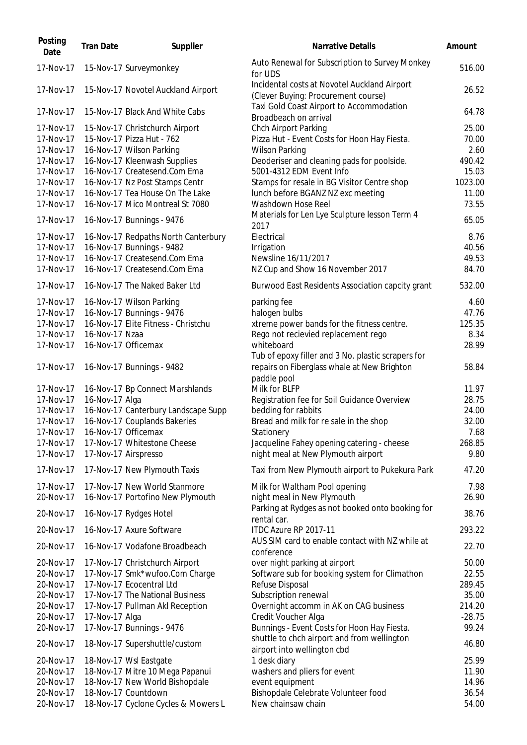| Posting Date | Tran Date | Supplier | Narrative Details | Amount |
|---|---|---|---|---|
| 17-Nov-17 | 15-Nov-17 | Surveymonkey | Auto Renewal for Subscription to Survey Monkey for UDS | 516.00 |
| 17-Nov-17 | 15-Nov-17 | Novotel Auckland Airport | Incidental costs at Novotel Auckland Airport (Clever Buying: Procurement course) | 26.52 |
| 17-Nov-17 | 15-Nov-17 | Black And White Cabs | Taxi Gold Coast Airport to Accommodation Broadbeach on arrival | 64.78 |
| 17-Nov-17 | 15-Nov-17 | Christchurch Airport | Chch Airport Parking | 25.00 |
| 17-Nov-17 | 15-Nov-17 | Pizza Hut - 762 | Pizza Hut - Event Costs for Hoon Hay Fiesta. | 70.00 |
| 17-Nov-17 | 16-Nov-17 | Wilson Parking | Wilson Parking | 2.60 |
| 17-Nov-17 | 16-Nov-17 | Kleenwash Supplies | Deoderiser and cleaning pads for poolside. | 490.42 |
| 17-Nov-17 | 16-Nov-17 | Createsend.Com Ema | 5001-4312 EDM Event Info | 15.03 |
| 17-Nov-17 | 16-Nov-17 | Nz Post Stamps Centr | Stamps for resale in BG Visitor Centre shop | 1023.00 |
| 17-Nov-17 | 16-Nov-17 | Tea House On The Lake | lunch before BGANZ NZ exc meeting | 11.00 |
| 17-Nov-17 | 16-Nov-17 | Mico Montreal St 7080 | Washdown Hose Reel | 73.55 |
| 17-Nov-17 | 16-Nov-17 | Bunnings - 9476 | Materials for Len Lye Sculpture lesson Term 4 2017 | 65.05 |
| 17-Nov-17 | 16-Nov-17 | Redpaths North Canterbury | Electrical | 8.76 |
| 17-Nov-17 | 16-Nov-17 | Bunnings - 9482 | Irrigation | 40.56 |
| 17-Nov-17 | 16-Nov-17 | Createsend.Com Ema | Newsline 16/11/2017 | 49.53 |
| 17-Nov-17 | 16-Nov-17 | Createsend.Com Ema | NZ Cup and Show 16 November 2017 | 84.70 |
| 17-Nov-17 | 16-Nov-17 | The Naked Baker Ltd | Burwood East Residents Association capcity grant | 532.00 |
| 17-Nov-17 | 16-Nov-17 | Wilson Parking | parking fee | 4.60 |
| 17-Nov-17 | 16-Nov-17 | Bunnings - 9476 | halogen bulbs | 47.76 |
| 17-Nov-17 | 16-Nov-17 | Elite Fitness - Christchu | xtreme power bands for the fitness centre. | 125.35 |
| 17-Nov-17 | 16-Nov-17 | Nzaa | Rego not recievied replacement rego | 8.34 |
| 17-Nov-17 | 16-Nov-17 | Officemax | whiteboard | 28.99 |
| 17-Nov-17 | 16-Nov-17 | Bunnings - 9482 | Tub of epoxy filler and 3 No. plastic scrapers for repairs on Fiberglass whale at New Brighton paddle pool | 58.84 |
| 17-Nov-17 | 16-Nov-17 | Bp Connect Marshlands | Milk for BLFP | 11.97 |
| 17-Nov-17 | 16-Nov-17 | Alga | Registration fee for Soil Guidance Overview | 28.75 |
| 17-Nov-17 | 16-Nov-17 | Canterbury Landscape Supp | bedding for rabbits | 24.00 |
| 17-Nov-17 | 16-Nov-17 | Couplands Bakeries | Bread and milk for re sale in the shop | 32.00 |
| 17-Nov-17 | 16-Nov-17 | Officemax | Stationery | 7.68 |
| 17-Nov-17 | 17-Nov-17 | Whitestone Cheese | Jacqueline Fahey opening catering - cheese | 268.85 |
| 17-Nov-17 | 17-Nov-17 | Airspresso | night meal at New Plymouth airport | 9.80 |
| 17-Nov-17 | 17-Nov-17 | New Plymouth Taxis | Taxi from New Plymouth airport to Pukekura Park | 47.20 |
| 17-Nov-17 | 17-Nov-17 | New World Stanmore | Milk for Waltham Pool opening | 7.98 |
| 20-Nov-17 | 16-Nov-17 | Portofino New Plymouth | night meal in New Plymouth | 26.90 |
| 20-Nov-17 | 16-Nov-17 | Rydges Hotel | Parking at Rydges as not booked onto booking for rental car. | 38.76 |
| 20-Nov-17 | 16-Nov-17 | Axure Software | ITDC Azure RP 2017-11 | 293.22 |
| 20-Nov-17 | 16-Nov-17 | Vodafone Broadbeach | AUS SIM card to enable contact with NZ while at conference | 22.70 |
| 20-Nov-17 | 17-Nov-17 | Christchurch Airport | over night parking at airport | 50.00 |
| 20-Nov-17 | 17-Nov-17 | Smk*wufoo.Com Charge | Software sub for booking system for Climathon | 22.55 |
| 20-Nov-17 | 17-Nov-17 | Ecocentral Ltd | Refuse Disposal | 289.45 |
| 20-Nov-17 | 17-Nov-17 | The National Business | Subscription renewal | 35.00 |
| 20-Nov-17 | 17-Nov-17 | Pullman Akl Reception | Overnight accomm in AK on CAG business | 214.20 |
| 20-Nov-17 | 17-Nov-17 | Alga | Credit Voucher Alga | -28.75 |
| 20-Nov-17 | 17-Nov-17 | Bunnings - 9476 | Bunnings - Event Costs for Hoon Hay Fiesta. | 99.24 |
| 20-Nov-17 | 18-Nov-17 | Supershuttle/custom | shuttle to chch airport and from wellington airport into wellington cbd | 46.80 |
| 20-Nov-17 | 18-Nov-17 | Wsl Eastgate | 1 desk diary | 25.99 |
| 20-Nov-17 | 18-Nov-17 | Mitre 10 Mega Papanui | washers and pliers for event | 11.90 |
| 20-Nov-17 | 18-Nov-17 | New World Bishopdale | event equipment | 14.96 |
| 20-Nov-17 | 18-Nov-17 | Countdown | Bishopdale Celebrate Volunteer food | 36.54 |
| 20-Nov-17 | 18-Nov-17 | Cyclone Cycles & Mowers L | New chainsaw chain | 54.00 |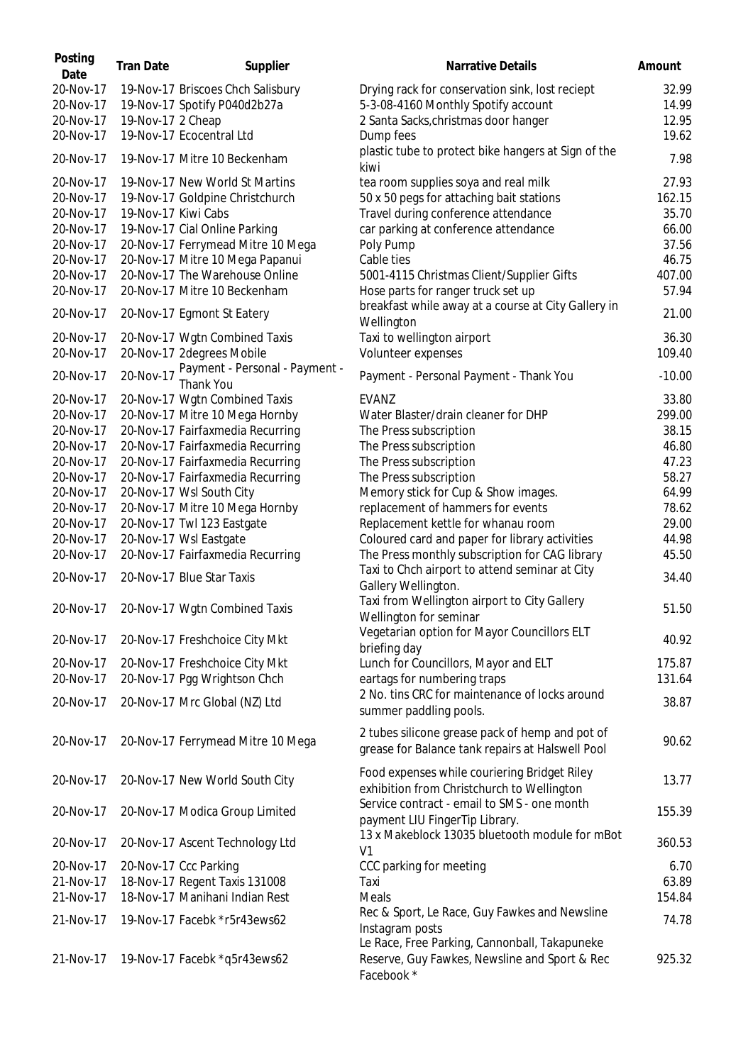| Posting Date | Tran Date | Supplier | Narrative Details | Amount |
|---|---|---|---|---|
| 20-Nov-17 | 19-Nov-17 | Briscoes Chch Salisbury | Drying rack for conservation sink, lost reciept | 32.99 |
| 20-Nov-17 | 19-Nov-17 | Spotify P040d2b27a | 5-3-08-4160 Monthly Spotify account | 14.99 |
| 20-Nov-17 | 19-Nov-17 | 2 Cheap | 2 Santa Sacks,christmas door hanger | 12.95 |
| 20-Nov-17 | 19-Nov-17 | Ecocentral Ltd | Dump fees | 19.62 |
| 20-Nov-17 | 19-Nov-17 | Mitre 10 Beckenham | plastic tube to protect bike hangers at Sign of the kiwi | 7.98 |
| 20-Nov-17 | 19-Nov-17 | New World St Martins | tea room supplies soya and real milk | 27.93 |
| 20-Nov-17 | 19-Nov-17 | Goldpine Christchurch | 50 x 50 pegs for attaching bait stations | 162.15 |
| 20-Nov-17 | 19-Nov-17 | Kiwi Cabs | Travel during conference attendance | 35.70 |
| 20-Nov-17 | 19-Nov-17 | Cial Online Parking | car parking at conference attendance | 66.00 |
| 20-Nov-17 | 20-Nov-17 | Ferrymead Mitre 10 Mega | Poly Pump | 37.56 |
| 20-Nov-17 | 20-Nov-17 | Mitre 10 Mega Papanui | Cable ties | 46.75 |
| 20-Nov-17 | 20-Nov-17 | The Warehouse Online | 5001-4115 Christmas Client/Supplier Gifts | 407.00 |
| 20-Nov-17 | 20-Nov-17 | Mitre 10 Beckenham | Hose parts for ranger truck set up | 57.94 |
| 20-Nov-17 | 20-Nov-17 | Egmont St Eatery | breakfast while away at a course at City Gallery in Wellington | 21.00 |
| 20-Nov-17 | 20-Nov-17 | Wgtn Combined Taxis | Taxi to wellington airport | 36.30 |
| 20-Nov-17 | 20-Nov-17 | 2degrees Mobile | Volunteer expenses | 109.40 |
| 20-Nov-17 | 20-Nov-17 | Payment - Personal - Payment - Thank You | Payment - Personal Payment - Thank You | -10.00 |
| 20-Nov-17 | 20-Nov-17 | Wgtn Combined Taxis | EVANZ | 33.80 |
| 20-Nov-17 | 20-Nov-17 | Mitre 10 Mega Hornby | Water Blaster/drain cleaner for DHP | 299.00 |
| 20-Nov-17 | 20-Nov-17 | Fairfaxmedia Recurring | The Press subscription | 38.15 |
| 20-Nov-17 | 20-Nov-17 | Fairfaxmedia Recurring | The Press subscription | 46.80 |
| 20-Nov-17 | 20-Nov-17 | Fairfaxmedia Recurring | The Press subscription | 47.23 |
| 20-Nov-17 | 20-Nov-17 | Fairfaxmedia Recurring | The Press subscription | 58.27 |
| 20-Nov-17 | 20-Nov-17 | Wsl South City | Memory stick for Cup & Show images. | 64.99 |
| 20-Nov-17 | 20-Nov-17 | Mitre 10 Mega Hornby | replacement of hammers for events | 78.62 |
| 20-Nov-17 | 20-Nov-17 | Twl 123 Eastgate | Replacement kettle for whanau room | 29.00 |
| 20-Nov-17 | 20-Nov-17 | Wsl Eastgate | Coloured card and paper for library activities | 44.98 |
| 20-Nov-17 | 20-Nov-17 | Fairfaxmedia Recurring | The Press monthly subscription for CAG library | 45.50 |
| 20-Nov-17 | 20-Nov-17 | Blue Star Taxis | Taxi to Chch airport to attend seminar at City Gallery Wellington. | 34.40 |
| 20-Nov-17 | 20-Nov-17 | Wgtn Combined Taxis | Taxi from Wellington airport to City Gallery Wellington for seminar | 51.50 |
| 20-Nov-17 | 20-Nov-17 | Freshchoice City Mkt | Vegetarian option for Mayor Councillors ELT briefing day | 40.92 |
| 20-Nov-17 | 20-Nov-17 | Freshchoice City Mkt | Lunch for Councillors, Mayor and ELT | 175.87 |
| 20-Nov-17 | 20-Nov-17 | Pgg Wrightson Chch | eartags for numbering traps | 131.64 |
| 20-Nov-17 | 20-Nov-17 | Mrc Global (NZ) Ltd | 2 No. tins CRC for maintenance of locks around summer paddling pools. | 38.87 |
| 20-Nov-17 | 20-Nov-17 | Ferrymead Mitre 10 Mega | 2 tubes silicone grease pack of hemp and pot of grease for Balance tank repairs at Halswell Pool | 90.62 |
| 20-Nov-17 | 20-Nov-17 | New World South City | Food expenses while couriering Bridget Riley exhibition from Christchurch to Wellington | 13.77 |
| 20-Nov-17 | 20-Nov-17 | Modica Group Limited | Service contract - email to SMS - one month payment LIU FingerTip Library. | 155.39 |
| 20-Nov-17 | 20-Nov-17 | Ascent Technology Ltd | 13 x Makeblock 13035 bluetooth module for mBot V1 | 360.53 |
| 20-Nov-17 | 20-Nov-17 | Ccc Parking | CCC parking for meeting | 6.70 |
| 21-Nov-17 | 18-Nov-17 | Regent Taxis 131008 | Taxi | 63.89 |
| 21-Nov-17 | 18-Nov-17 | Manihani Indian Rest | Meals | 154.84 |
| 21-Nov-17 | 19-Nov-17 | Facebk *r5r43ews62 | Rec & Sport, Le Race, Guy Fawkes and Newsline Instagram posts | 74.78 |
| 21-Nov-17 | 19-Nov-17 | Facebk *q5r43ews62 | Le Race, Free Parking, Cannonball, Takapuneke Reserve, Guy Fawkes, Newsline and Sport & Rec Facebook * | 925.32 |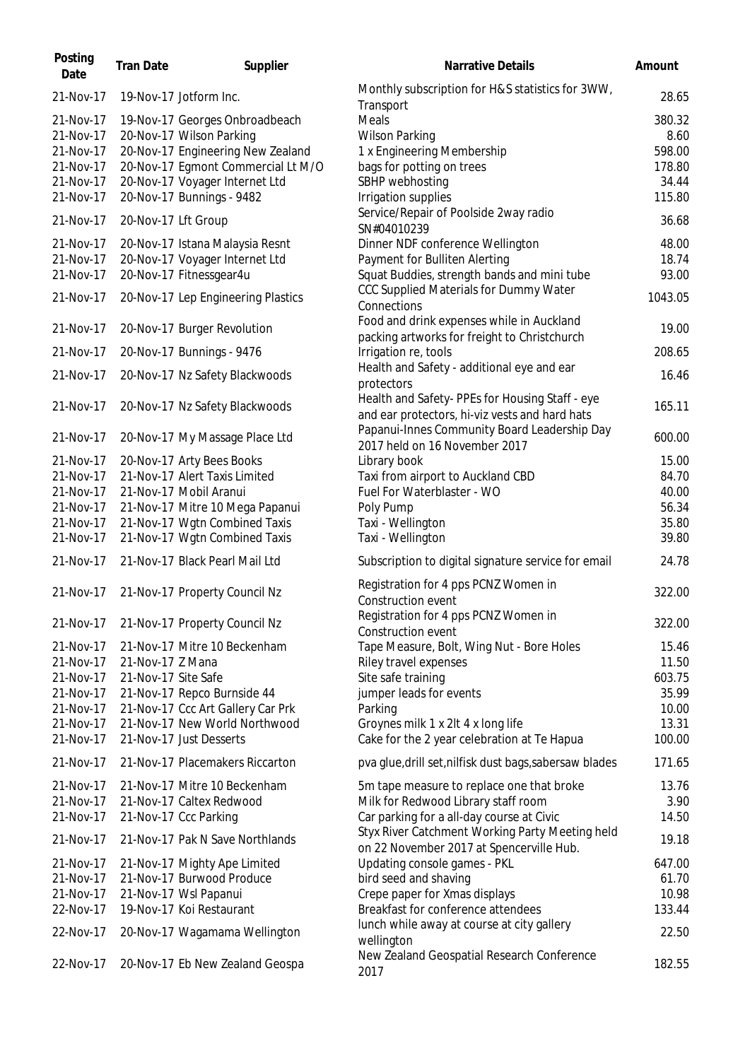| Posting Date | Tran Date | Supplier | Narrative Details | Amount |
|---|---|---|---|---|
| 21-Nov-17 | 19-Nov-17 | Jotform Inc. | Monthly subscription for H&S statistics for 3WW, Transport | 28.65 |
| 21-Nov-17 | 19-Nov-17 | Georges Onbroadbeach | Meals | 380.32 |
| 21-Nov-17 | 20-Nov-17 | Wilson Parking | Wilson Parking | 8.60 |
| 21-Nov-17 | 20-Nov-17 | Engineering New Zealand | 1 x Engineering Membership | 598.00 |
| 21-Nov-17 | 20-Nov-17 | Egmont Commercial Lt M/O | bags for potting on trees | 178.80 |
| 21-Nov-17 | 20-Nov-17 | Voyager Internet Ltd | SBHP webhosting | 34.44 |
| 21-Nov-17 | 20-Nov-17 | Bunnings - 9482 | Irrigation supplies | 115.80 |
| 21-Nov-17 | 20-Nov-17 | Lft Group | Service/Repair of Poolside 2way radio SN#04010239 | 36.68 |
| 21-Nov-17 | 20-Nov-17 | Istana Malaysia Resnt | Dinner NDF conference Wellington | 48.00 |
| 21-Nov-17 | 20-Nov-17 | Voyager Internet Ltd | Payment for Bulliten Alerting | 18.74 |
| 21-Nov-17 | 20-Nov-17 | Fitnessgear4u | Squat Buddies, strength bands and mini tube | 93.00 |
| 21-Nov-17 | 20-Nov-17 | Lep Engineering Plastics | CCC Supplied Materials for Dummy Water Connections | 1043.05 |
| 21-Nov-17 | 20-Nov-17 | Burger Revolution | Food and drink expenses while in Auckland packing artworks for freight to Christchurch | 19.00 |
| 21-Nov-17 | 20-Nov-17 | Bunnings - 9476 | Irrigation re, tools | 208.65 |
| 21-Nov-17 | 20-Nov-17 | Nz Safety Blackwoods | Health and Safety - additional eye and ear protectors | 16.46 |
| 21-Nov-17 | 20-Nov-17 | Nz Safety Blackwoods | Health and Safety- PPEs for Housing Staff - eye and ear protectors, hi-viz vests and hard hats | 165.11 |
| 21-Nov-17 | 20-Nov-17 | My Massage Place Ltd | Papanui-Innes Community Board Leadership Day 2017 held on 16 November 2017 | 600.00 |
| 21-Nov-17 | 20-Nov-17 | Arty Bees Books | Library book | 15.00 |
| 21-Nov-17 | 21-Nov-17 | Alert Taxis Limited | Taxi from airport to Auckland CBD | 84.70 |
| 21-Nov-17 | 21-Nov-17 | Mobil Aranui | Fuel For Waterblaster - WO | 40.00 |
| 21-Nov-17 | 21-Nov-17 | Mitre 10 Mega Papanui | Poly Pump | 56.34 |
| 21-Nov-17 | 21-Nov-17 | Wgtn Combined Taxis | Taxi - Wellington | 35.80 |
| 21-Nov-17 | 21-Nov-17 | Wgtn Combined Taxis | Taxi - Wellington | 39.80 |
| 21-Nov-17 | 21-Nov-17 | Black Pearl Mail Ltd | Subscription to digital signature service for email | 24.78 |
| 21-Nov-17 | 21-Nov-17 | Property Council Nz | Registration for 4 pps PCNZ Women in Construction event | 322.00 |
| 21-Nov-17 | 21-Nov-17 | Property Council Nz | Registration for 4 pps PCNZ Women in Construction event | 322.00 |
| 21-Nov-17 | 21-Nov-17 | Mitre 10 Beckenham | Tape Measure, Bolt, Wing Nut - Bore Holes | 15.46 |
| 21-Nov-17 | 21-Nov-17 | Z Mana | Riley travel expenses | 11.50 |
| 21-Nov-17 | 21-Nov-17 | Site Safe | Site safe training | 603.75 |
| 21-Nov-17 | 21-Nov-17 | Repco Burnside 44 | jumper leads for events | 35.99 |
| 21-Nov-17 | 21-Nov-17 | Ccc Art Gallery Car Prk | Parking | 10.00 |
| 21-Nov-17 | 21-Nov-17 | New World Northwood | Groynes milk 1 x 2lt 4 x long life | 13.31 |
| 21-Nov-17 | 21-Nov-17 | Just Desserts | Cake for the 2 year celebration at Te Hapua | 100.00 |
| 21-Nov-17 | 21-Nov-17 | Placemakers Riccarton | pva glue,drill set,nilfisk dust bags,sabersaw blades | 171.65 |
| 21-Nov-17 | 21-Nov-17 | Mitre 10 Beckenham | 5m tape measure to replace one that broke | 13.76 |
| 21-Nov-17 | 21-Nov-17 | Caltex Redwood | Milk for Redwood Library staff room | 3.90 |
| 21-Nov-17 | 21-Nov-17 | Ccc Parking | Car parking for a all-day course at Civic | 14.50 |
| 21-Nov-17 | 21-Nov-17 | Pak N Save Northlands | Styx River Catchment Working Party Meeting held on 22 November 2017 at Spencerville Hub. | 19.18 |
| 21-Nov-17 | 21-Nov-17 | Mighty Ape Limited | Updating console games - PKL | 647.00 |
| 21-Nov-17 | 21-Nov-17 | Burwood Produce | bird seed and shaving | 61.70 |
| 21-Nov-17 | 21-Nov-17 | Wsl Papanui | Crepe paper for Xmas displays | 10.98 |
| 22-Nov-17 | 19-Nov-17 | Koi Restaurant | Breakfast for conference attendees | 133.44 |
| 22-Nov-17 | 20-Nov-17 | Wagamama Wellington | lunch while away at course at city gallery wellington | 22.50 |
| 22-Nov-17 | 20-Nov-17 | Eb New Zealand Geospa | New Zealand Geospatial Research Conference 2017 | 182.55 |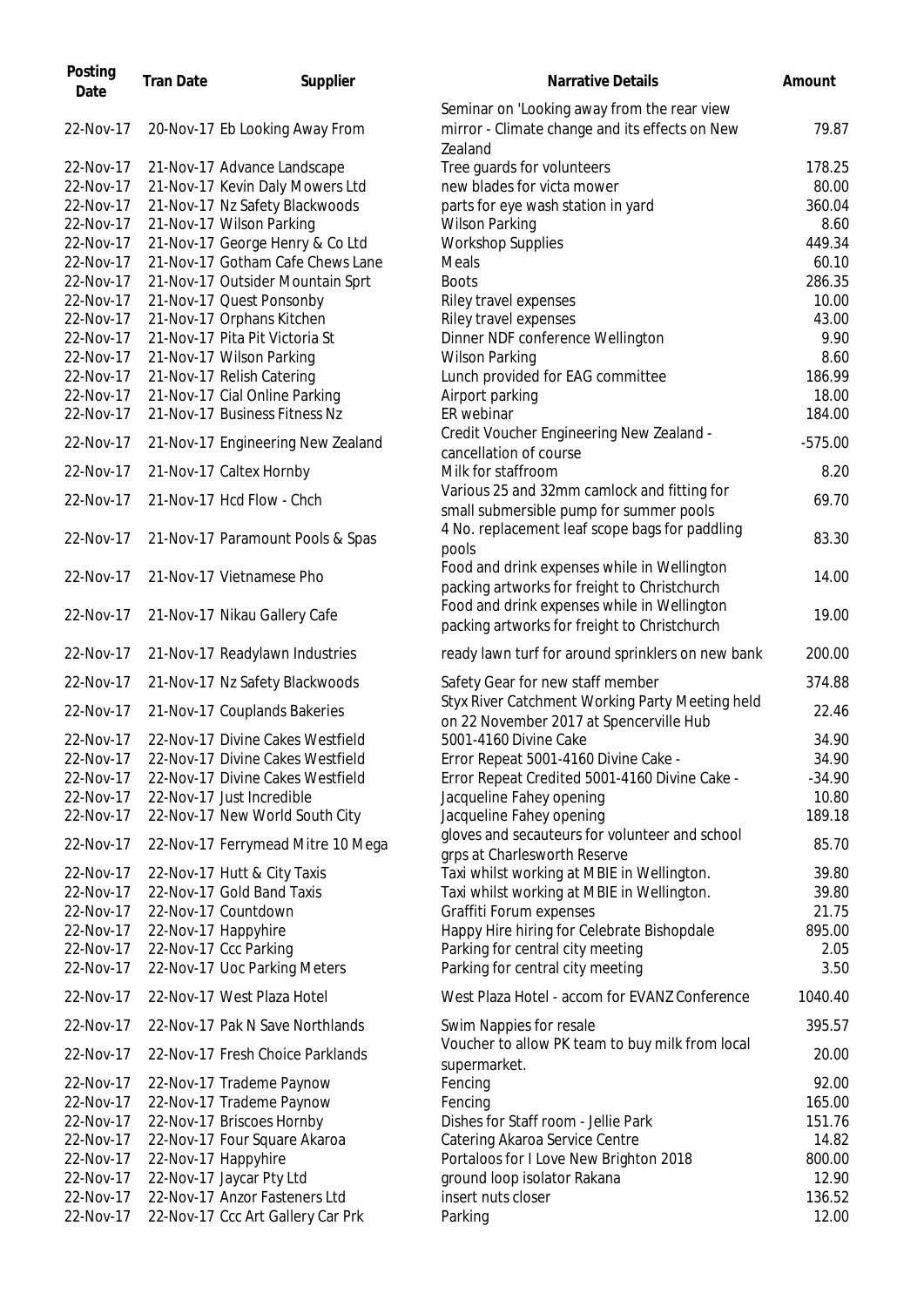| Posting Date | Tran Date | Supplier | Narrative Details | Amount |
|---|---|---|---|---|
| 22-Nov-17 | 20-Nov-17 | Eb Looking Away From | Seminar on 'Looking away from the rear view mirror - Climate change and its effects on New Zealand | 79.87 |
| 22-Nov-17 | 21-Nov-17 | Advance Landscape | Tree guards for volunteers | 178.25 |
| 22-Nov-17 | 21-Nov-17 | Kevin Daly Mowers Ltd | new blades for victa mower | 80.00 |
| 22-Nov-17 | 21-Nov-17 | Nz Safety Blackwoods | parts for eye wash station in yard | 360.04 |
| 22-Nov-17 | 21-Nov-17 | Wilson Parking | Wilson Parking | 8.60 |
| 22-Nov-17 | 21-Nov-17 | George Henry & Co Ltd | Workshop Supplies | 449.34 |
| 22-Nov-17 | 21-Nov-17 | Gotham Cafe Chews Lane | Meals | 60.10 |
| 22-Nov-17 | 21-Nov-17 | Outsider Mountain Sprt | Boots | 286.35 |
| 22-Nov-17 | 21-Nov-17 | Quest Ponsonby | Riley travel expenses | 10.00 |
| 22-Nov-17 | 21-Nov-17 | Orphans Kitchen | Riley travel expenses | 43.00 |
| 22-Nov-17 | 21-Nov-17 | Pita Pit Victoria St | Dinner NDF conference Wellington | 9.90 |
| 22-Nov-17 | 21-Nov-17 | Wilson Parking | Wilson Parking | 8.60 |
| 22-Nov-17 | 21-Nov-17 | Relish Catering | Lunch provided for EAG committee | 186.99 |
| 22-Nov-17 | 21-Nov-17 | Cial Online Parking | Airport parking | 18.00 |
| 22-Nov-17 | 21-Nov-17 | Business Fitness Nz | ER webinar | 184.00 |
| 22-Nov-17 | 21-Nov-17 | Engineering New Zealand | Credit Voucher Engineering New Zealand - cancellation of course | -575.00 |
| 22-Nov-17 | 21-Nov-17 | Caltex Hornby | Milk for staffroom | 8.20 |
| 22-Nov-17 | 21-Nov-17 | Hcd Flow - Chch | Various 25 and 32mm camlock and fitting for small submersible pump for summer pools | 69.70 |
| 22-Nov-17 | 21-Nov-17 | Paramount Pools & Spas | 4 No. replacement leaf scope bags for paddling pools | 83.30 |
| 22-Nov-17 | 21-Nov-17 | Vietnamese Pho | Food and drink expenses while in Wellington packing artworks for freight to Christchurch | 14.00 |
| 22-Nov-17 | 21-Nov-17 | Nikau Gallery Cafe | Food and drink expenses while in Wellington packing artworks for freight to Christchurch | 19.00 |
| 22-Nov-17 | 21-Nov-17 | Readylawn Industries | ready lawn turf for around sprinklers on new bank | 200.00 |
| 22-Nov-17 | 21-Nov-17 | Nz Safety Blackwoods | Safety Gear for new staff member | 374.88 |
| 22-Nov-17 | 21-Nov-17 | Couplands Bakeries | Styx River Catchment Working Party Meeting held on 22 November 2017 at Spencerville Hub | 22.46 |
| 22-Nov-17 | 22-Nov-17 | Divine Cakes Westfield | 5001-4160 Divine Cake | 34.90 |
| 22-Nov-17 | 22-Nov-17 | Divine Cakes Westfield | Error Repeat 5001-4160 Divine Cake - | 34.90 |
| 22-Nov-17 | 22-Nov-17 | Divine Cakes Westfield | Error Repeat Credited 5001-4160 Divine Cake - | -34.90 |
| 22-Nov-17 | 22-Nov-17 | Just Incredible | Jacqueline Fahey opening | 10.80 |
| 22-Nov-17 | 22-Nov-17 | New World South City | Jacqueline Fahey opening | 189.18 |
| 22-Nov-17 | 22-Nov-17 | Ferrymead Mitre 10 Mega | gloves and secauteurs for volunteer and school grps at Charlesworth Reserve | 85.70 |
| 22-Nov-17 | 22-Nov-17 | Hutt & City Taxis | Taxi whilst working at MBIE in Wellington. | 39.80 |
| 22-Nov-17 | 22-Nov-17 | Gold Band Taxis | Taxi whilst working at MBIE in Wellington. | 39.80 |
| 22-Nov-17 | 22-Nov-17 | Countdown | Graffiti Forum expenses | 21.75 |
| 22-Nov-17 | 22-Nov-17 | Happyhire | Happy Hire hiring for Celebrate Bishopdale | 895.00 |
| 22-Nov-17 | 22-Nov-17 | Ccc Parking | Parking for central city meeting | 2.05 |
| 22-Nov-17 | 22-Nov-17 | Uoc Parking Meters | Parking for central city meeting | 3.50 |
| 22-Nov-17 | 22-Nov-17 | West Plaza Hotel | West Plaza Hotel - accom for EVANZ Conference | 1040.40 |
| 22-Nov-17 | 22-Nov-17 | Pak N Save Northlands | Swim Nappies for resale | 395.57 |
| 22-Nov-17 | 22-Nov-17 | Fresh Choice Parklands | Voucher to allow PK team to buy milk from local supermarket. | 20.00 |
| 22-Nov-17 | 22-Nov-17 | Trademe Paynow | Fencing | 92.00 |
| 22-Nov-17 | 22-Nov-17 | Trademe Paynow | Fencing | 165.00 |
| 22-Nov-17 | 22-Nov-17 | Briscoes Hornby | Dishes for Staff room - Jellie Park | 151.76 |
| 22-Nov-17 | 22-Nov-17 | Four Square Akaroa | Catering Akaroa Service Centre | 14.82 |
| 22-Nov-17 | 22-Nov-17 | Happyhire | Portaloos for I Love New Brighton 2018 | 800.00 |
| 22-Nov-17 | 22-Nov-17 | Jaycar Pty Ltd | ground loop isolator Rakana | 12.90 |
| 22-Nov-17 | 22-Nov-17 | Anzor Fasteners Ltd | insert nuts closer | 136.52 |
| 22-Nov-17 | 22-Nov-17 | Ccc Art Gallery Car Prk | Parking | 12.00 |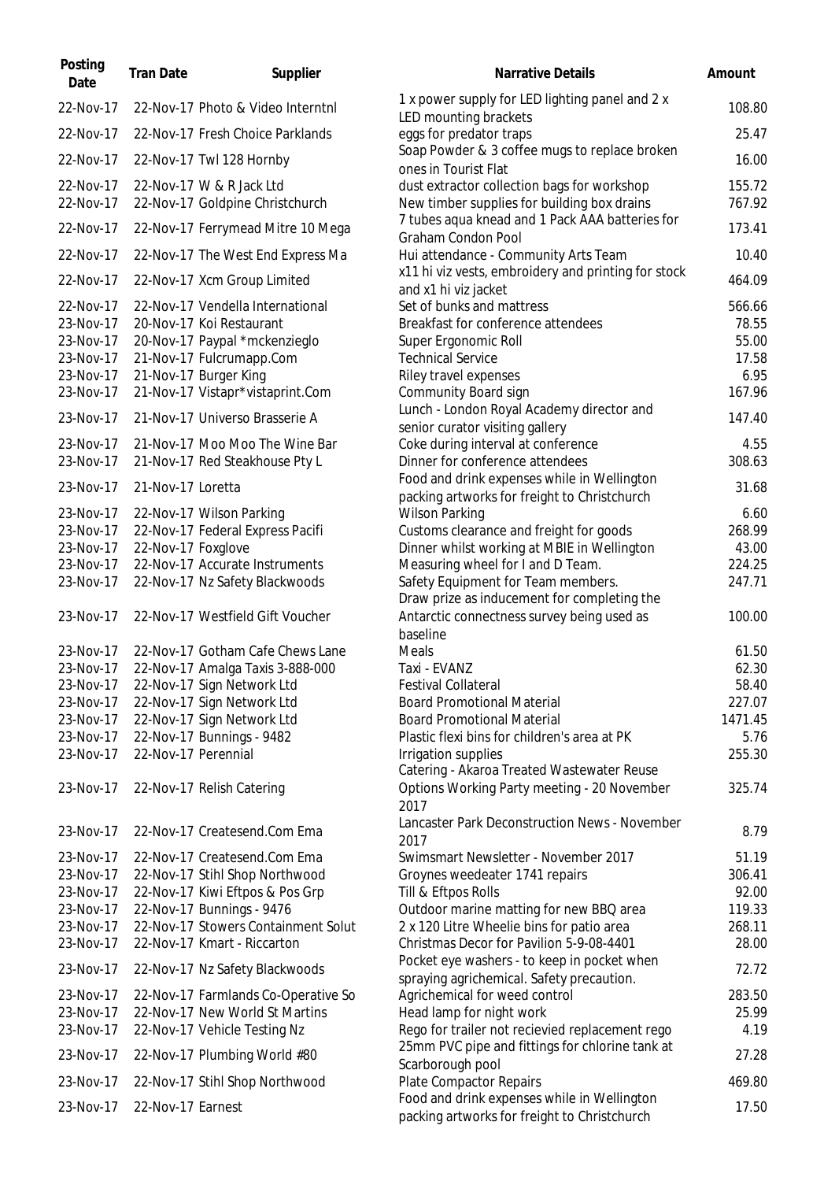| Posting Date | Tran Date | Supplier | Narrative Details | Amount |
|---|---|---|---|---|
| 22-Nov-17 | 22-Nov-17 | Photo & Video Interntnl | 1 x power supply for LED lighting panel and 2 x LED mounting brackets | 108.80 |
| 22-Nov-17 | 22-Nov-17 | Fresh Choice Parklands | eggs for predator traps | 25.47 |
| 22-Nov-17 | 22-Nov-17 | Twl 128 Hornby | Soap Powder & 3 coffee mugs to replace broken ones in Tourist Flat | 16.00 |
| 22-Nov-17 | 22-Nov-17 | W & R Jack Ltd | dust extractor collection bags for workshop | 155.72 |
| 22-Nov-17 | 22-Nov-17 | Goldpine Christchurch | New timber supplies for building box drains | 767.92 |
| 22-Nov-17 | 22-Nov-17 | Ferrymead Mitre 10 Mega | 7 tubes aqua knead and 1 Pack AAA batteries for Graham Condon Pool | 173.41 |
| 22-Nov-17 | 22-Nov-17 | The West End Express Ma | Hui attendance - Community Arts Team | 10.40 |
| 22-Nov-17 | 22-Nov-17 | Xcm Group Limited | x11 hi viz vests, embroidery and printing for stock and x1 hi viz jacket | 464.09 |
| 22-Nov-17 | 22-Nov-17 | Vendella International | Set of bunks and mattress | 566.66 |
| 23-Nov-17 | 20-Nov-17 | Koi Restaurant | Breakfast for conference attendees | 78.55 |
| 23-Nov-17 | 20-Nov-17 | Paypal *mckenzieglo | Super Ergonomic Roll | 55.00 |
| 23-Nov-17 | 21-Nov-17 | Fulcrumapp.Com | Technical Service | 17.58 |
| 23-Nov-17 | 21-Nov-17 | Burger King | Riley travel expenses | 6.95 |
| 23-Nov-17 | 21-Nov-17 | Vistapr*vistaprint.Com | Community Board sign | 167.96 |
| 23-Nov-17 | 21-Nov-17 | Universo Brasserie A | Lunch - London Royal Academy director and senior curator visiting gallery | 147.40 |
| 23-Nov-17 | 21-Nov-17 | Moo Moo The Wine Bar | Coke during interval at conference | 4.55 |
| 23-Nov-17 | 21-Nov-17 | Red Steakhouse Pty L | Dinner for conference attendees | 308.63 |
| 23-Nov-17 | 21-Nov-17 | Loretta | Food and drink expenses while in Wellington packing artworks for freight to Christchurch | 31.68 |
| 23-Nov-17 | 22-Nov-17 | Wilson Parking | Wilson Parking | 6.60 |
| 23-Nov-17 | 22-Nov-17 | Federal Express Pacifi | Customs clearance and freight for goods | 268.99 |
| 23-Nov-17 | 22-Nov-17 | Foxglove | Dinner whilst working at MBIE in Wellington | 43.00 |
| 23-Nov-17 | 22-Nov-17 | Accurate Instruments | Measuring wheel for I and D Team. | 224.25 |
| 23-Nov-17 | 22-Nov-17 | Nz Safety Blackwoods | Safety Equipment for Team members. | 247.71 |
| 23-Nov-17 | 22-Nov-17 | Westfield Gift Voucher | Draw prize as inducement for completing the Antarctic connectness survey being used as baseline | 100.00 |
| 23-Nov-17 | 22-Nov-17 | Gotham Cafe Chews Lane | Meals | 61.50 |
| 23-Nov-17 | 22-Nov-17 | Amalga Taxis 3-888-000 | Taxi - EVANZ | 62.30 |
| 23-Nov-17 | 22-Nov-17 | Sign Network Ltd | Festival Collateral | 58.40 |
| 23-Nov-17 | 22-Nov-17 | Sign Network Ltd | Board Promotional Material | 227.07 |
| 23-Nov-17 | 22-Nov-17 | Sign Network Ltd | Board Promotional Material | 1471.45 |
| 23-Nov-17 | 22-Nov-17 | Bunnings - 9482 | Plastic flexi bins for children's area at PK | 5.76 |
| 23-Nov-17 | 22-Nov-17 | Perennial | Irrigation supplies | 255.30 |
| 23-Nov-17 | 22-Nov-17 | Relish Catering | Catering - Akaroa Treated Wastewater Reuse Options Working Party meeting - 20 November 2017 | 325.74 |
| 23-Nov-17 | 22-Nov-17 | Createsend.Com Ema | Lancaster Park Deconstruction News - November 2017 | 8.79 |
| 23-Nov-17 | 22-Nov-17 | Createsend.Com Ema | Swimsmart Newsletter - November 2017 | 51.19 |
| 23-Nov-17 | 22-Nov-17 | Stihl Shop Northwood | Groynes weedeater 1741 repairs | 306.41 |
| 23-Nov-17 | 22-Nov-17 | Kiwi Eftpos & Pos Grp | Till & Eftpos Rolls | 92.00 |
| 23-Nov-17 | 22-Nov-17 | Bunnings - 9476 | Outdoor marine matting for new BBQ area | 119.33 |
| 23-Nov-17 | 22-Nov-17 | Stowers Containment Solut | 2 x 120 Litre Wheelie bins for patio area | 268.11 |
| 23-Nov-17 | 22-Nov-17 | Kmart - Riccarton | Christmas Decor for Pavilion 5-9-08-4401 | 28.00 |
| 23-Nov-17 | 22-Nov-17 | Nz Safety Blackwoods | Pocket eye washers - to keep in pocket when spraying agrichemical. Safety precaution. | 72.72 |
| 23-Nov-17 | 22-Nov-17 | Farmlands Co-Operative So | Agrichemical for weed control | 283.50 |
| 23-Nov-17 | 22-Nov-17 | New World St Martins | Head lamp for night work | 25.99 |
| 23-Nov-17 | 22-Nov-17 | Vehicle Testing Nz | Rego for trailer not recieved replacement rego | 4.19 |
| 23-Nov-17 | 22-Nov-17 | Plumbing World #80 | 25mm PVC pipe and fittings for chlorine tank at Scarborough pool | 27.28 |
| 23-Nov-17 | 22-Nov-17 | Stihl Shop Northwood | Plate Compactor Repairs | 469.80 |
| 23-Nov-17 | 22-Nov-17 | Earnest | Food and drink expenses while in Wellington packing artworks for freight to Christchurch | 17.50 |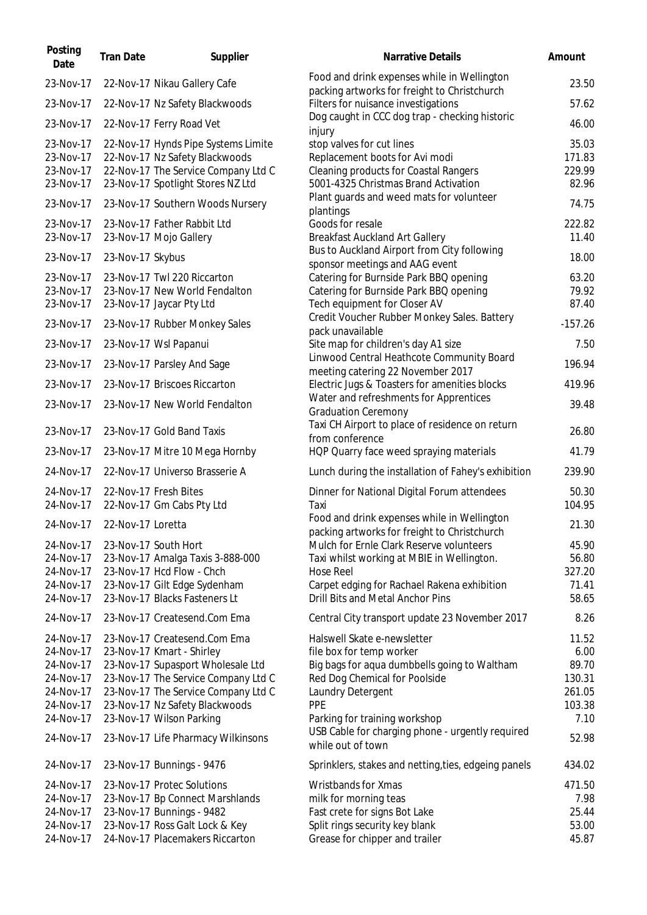| Posting Date | Tran Date | Supplier | Narrative Details | Amount |
|---|---|---|---|---|
| 23-Nov-17 | 22-Nov-17 | Nikau Gallery Cafe | Food and drink expenses while in Wellington packing artworks for freight to Christchurch | 23.50 |
| 23-Nov-17 | 22-Nov-17 | Nz Safety Blackwoods | Filters for nuisance investigations | 57.62 |
| 23-Nov-17 | 22-Nov-17 | Ferry Road Vet | Dog caught in CCC dog trap - checking historic injury | 46.00 |
| 23-Nov-17 | 22-Nov-17 | Hynds Pipe Systems Limite | stop valves for cut lines | 35.03 |
| 23-Nov-17 | 22-Nov-17 | Nz Safety Blackwoods | Replacement boots for Avi modi | 171.83 |
| 23-Nov-17 | 22-Nov-17 | The Service Company Ltd C | Cleaning products for Coastal Rangers | 229.99 |
| 23-Nov-17 | 23-Nov-17 | Spotlight Stores NZ Ltd | 5001-4325 Christmas Brand Activation | 82.96 |
| 23-Nov-17 | 23-Nov-17 | Southern Woods Nursery | Plant guards and weed mats for volunteer plantings | 74.75 |
| 23-Nov-17 | 23-Nov-17 | Father Rabbit Ltd | Goods for resale | 222.82 |
| 23-Nov-17 | 23-Nov-17 | Mojo Gallery | Breakfast Auckland Art Gallery | 11.40 |
| 23-Nov-17 | 23-Nov-17 | Skybus | Bus to Auckland Airport from City following sponsor meetings and AAG event | 18.00 |
| 23-Nov-17 | 23-Nov-17 | Twl 220 Riccarton | Catering for Burnside Park BBQ opening | 63.20 |
| 23-Nov-17 | 23-Nov-17 | New World Fendalton | Catering for Burnside Park BBQ opening | 79.92 |
| 23-Nov-17 | 23-Nov-17 | Jaycar Pty Ltd | Tech equipment for Closer AV | 87.40 |
| 23-Nov-17 | 23-Nov-17 | Rubber Monkey Sales | Credit Voucher Rubber Monkey Sales. Battery pack unavailable | -157.26 |
| 23-Nov-17 | 23-Nov-17 | Wsl Papanui | Site map for children's day A1 size | 7.50 |
| 23-Nov-17 | 23-Nov-17 | Parsley And Sage | Linwood Central Heathcote Community Board meeting catering 22 November 2017 | 196.94 |
| 23-Nov-17 | 23-Nov-17 | Briscoes Riccarton | Electric Jugs & Toasters for amenities blocks | 419.96 |
| 23-Nov-17 | 23-Nov-17 | New World Fendalton | Water and refreshments for Apprentices Graduation Ceremony | 39.48 |
| 23-Nov-17 | 23-Nov-17 | Gold Band Taxis | Taxi CH Airport to place of residence on return from conference | 26.80 |
| 23-Nov-17 | 23-Nov-17 | Mitre 10 Mega Hornby | HQP Quarry face weed spraying materials | 41.79 |
| 24-Nov-17 | 22-Nov-17 | Universo Brasserie A | Lunch during the installation of Fahey's exhibition | 239.90 |
| 24-Nov-17 | 22-Nov-17 | Fresh Bites | Dinner for National Digital Forum attendees | 50.30 |
| 24-Nov-17 | 22-Nov-17 | Gm Cabs Pty Ltd | Taxi | 104.95 |
| 24-Nov-17 | 22-Nov-17 | Loretta | Food and drink expenses while in Wellington packing artworks for freight to Christchurch | 21.30 |
| 24-Nov-17 | 23-Nov-17 | South Hort | Mulch for Ernle Clark Reserve volunteers | 45.90 |
| 24-Nov-17 | 23-Nov-17 | Amalga Taxis 3-888-000 | Taxi whilst working at MBIE in Wellington. | 56.80 |
| 24-Nov-17 | 23-Nov-17 | Hcd Flow - Chch | Hose Reel | 327.20 |
| 24-Nov-17 | 23-Nov-17 | Gilt Edge Sydenham | Carpet edging for Rachael Rakena exhibition | 71.41 |
| 24-Nov-17 | 23-Nov-17 | Blacks Fasteners Lt | Drill Bits and Metal Anchor Pins | 58.65 |
| 24-Nov-17 | 23-Nov-17 | Createsend.Com Ema | Central City transport update 23 November 2017 | 8.26 |
| 24-Nov-17 | 23-Nov-17 | Createsend.Com Ema | Halswell Skate e-newsletter | 11.52 |
| 24-Nov-17 | 23-Nov-17 | Kmart - Shirley | file box for temp worker | 6.00 |
| 24-Nov-17 | 23-Nov-17 | Supasport Wholesale Ltd | Big bags for aqua dumbbells going to Waltham | 89.70 |
| 24-Nov-17 | 23-Nov-17 | The Service Company Ltd C | Red Dog Chemical for Poolside | 130.31 |
| 24-Nov-17 | 23-Nov-17 | The Service Company Ltd C | Laundry Detergent | 261.05 |
| 24-Nov-17 | 23-Nov-17 | Nz Safety Blackwoods | PPE | 103.38 |
| 24-Nov-17 | 23-Nov-17 | Wilson Parking | Parking for training workshop | 7.10 |
| 24-Nov-17 | 23-Nov-17 | Life Pharmacy Wilkinsons | USB Cable for charging phone - urgently required while out of town | 52.98 |
| 24-Nov-17 | 23-Nov-17 | Bunnings - 9476 | Sprinklers, stakes and netting,ties, edgeing panels | 434.02 |
| 24-Nov-17 | 23-Nov-17 | Protec Solutions | Wristbands for Xmas | 471.50 |
| 24-Nov-17 | 23-Nov-17 | Bp Connect Marshlands | milk for morning teas | 7.98 |
| 24-Nov-17 | 23-Nov-17 | Bunnings - 9482 | Fast crete for signs Bot Lake | 25.44 |
| 24-Nov-17 | 23-Nov-17 | Ross Galt Lock & Key | Split rings security key blank | 53.00 |
| 24-Nov-17 | 24-Nov-17 | Placemakers Riccarton | Grease for chipper and trailer | 45.87 |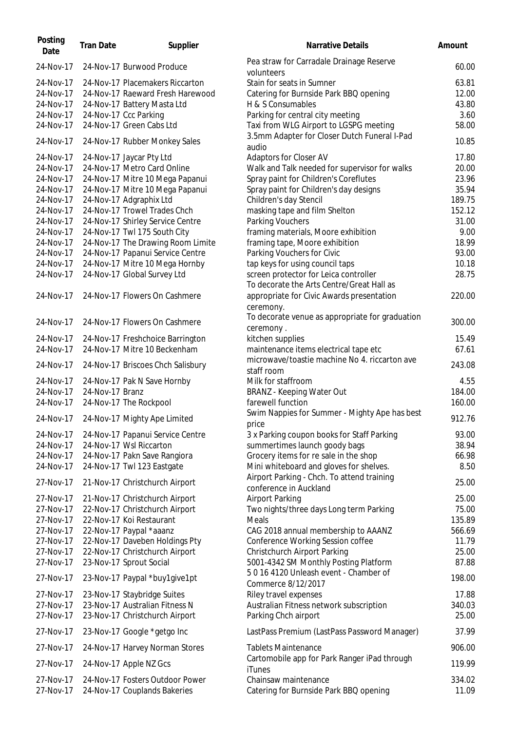| Posting Date | Tran Date | Supplier | Narrative Details | Amount |
|---|---|---|---|---|
| 24-Nov-17 | 24-Nov-17 | Burwood Produce | Pea straw for Carradale Drainage Reserve volunteers | 60.00 |
| 24-Nov-17 | 24-Nov-17 | Placemakers Riccarton | Stain for seats in Sumner | 63.81 |
| 24-Nov-17 | 24-Nov-17 | Raeward Fresh Harewood | Catering for Burnside Park BBQ opening | 12.00 |
| 24-Nov-17 | 24-Nov-17 | Battery Masta Ltd | H & S Consumables | 43.80 |
| 24-Nov-17 | 24-Nov-17 | Ccc Parking | Parking for central city meeting | 3.60 |
| 24-Nov-17 | 24-Nov-17 | Green Cabs Ltd | Taxi from WLG Airport to LGSPG meeting | 58.00 |
| 24-Nov-17 | 24-Nov-17 | Rubber Monkey Sales | 3.5mm Adapter for Closer Dutch Funeral I-Pad audio | 10.85 |
| 24-Nov-17 | 24-Nov-17 | Jaycar Pty Ltd | Adaptors for Closer AV | 17.80 |
| 24-Nov-17 | 24-Nov-17 | Metro Card Online | Walk and Talk needed for supervisor for walks | 20.00 |
| 24-Nov-17 | 24-Nov-17 | Mitre 10 Mega Papanui | Spray paint for Children's Coreflutes | 23.96 |
| 24-Nov-17 | 24-Nov-17 | Mitre 10 Mega Papanui | Spray paint for Children's day designs | 35.94 |
| 24-Nov-17 | 24-Nov-17 | Adgraphix Ltd | Children's day Stencil | 189.75 |
| 24-Nov-17 | 24-Nov-17 | Trowel Trades Chch | masking tape and film Shelton | 152.12 |
| 24-Nov-17 | 24-Nov-17 | Shirley Service Centre | Parking Vouchers | 31.00 |
| 24-Nov-17 | 24-Nov-17 | Twl 175 South City | framing materials, Moore exhibition | 9.00 |
| 24-Nov-17 | 24-Nov-17 | The Drawing Room Limite | framing tape, Moore exhibition | 18.99 |
| 24-Nov-17 | 24-Nov-17 | Papanui Service Centre | Parking Vouchers for Civic | 93.00 |
| 24-Nov-17 | 24-Nov-17 | Mitre 10 Mega Hornby | tap keys for using council taps | 10.18 |
| 24-Nov-17 | 24-Nov-17 | Global Survey Ltd | screen protector for Leica controller | 28.75 |
| 24-Nov-17 | 24-Nov-17 | Flowers On Cashmere | To decorate the Arts Centre/Great Hall as appropriate for Civic Awards presentation ceremony. | 220.00 |
| 24-Nov-17 | 24-Nov-17 | Flowers On Cashmere | To decorate venue as appropriate for graduation ceremony . | 300.00 |
| 24-Nov-17 | 24-Nov-17 | Freshchoice Barrington | kitchen supplies | 15.49 |
| 24-Nov-17 | 24-Nov-17 | Mitre 10 Beckenham | maintenance items electrical tape etc | 67.61 |
| 24-Nov-17 | 24-Nov-17 | Briscoes Chch Salisbury | microwave/toastie machine No 4. riccarton ave staff room | 243.08 |
| 24-Nov-17 | 24-Nov-17 | Pak N Save Hornby | Milk for staffroom | 4.55 |
| 24-Nov-17 | 24-Nov-17 | Branz | BRANZ - Keeping Water Out | 184.00 |
| 24-Nov-17 | 24-Nov-17 | The Rockpool | farewell function | 160.00 |
| 24-Nov-17 | 24-Nov-17 | Mighty Ape Limited | Swim Nappies for Summer - Mighty Ape has best price | 912.76 |
| 24-Nov-17 | 24-Nov-17 | Papanui Service Centre | 3 x Parking coupon books for Staff Parking | 93.00 |
| 24-Nov-17 | 24-Nov-17 | Wsl Riccarton | summertimes launch goody bags | 38.94 |
| 24-Nov-17 | 24-Nov-17 | Pakn Save Rangiora | Grocery items for re sale in the shop | 66.98 |
| 24-Nov-17 | 24-Nov-17 | Twl 123 Eastgate | Mini whiteboard and gloves for shelves. | 8.50 |
| 27-Nov-17 | 21-Nov-17 | Christchurch Airport | Airport Parking - Chch. To attend training conference in Auckland | 25.00 |
| 27-Nov-17 | 21-Nov-17 | Christchurch Airport | Airport Parking | 25.00 |
| 27-Nov-17 | 22-Nov-17 | Christchurch Airport | Two nights/three days Long term Parking | 75.00 |
| 27-Nov-17 | 22-Nov-17 | Koi Restaurant | Meals | 135.89 |
| 27-Nov-17 | 22-Nov-17 | Paypal *aaanz | CAG 2018 annual membership to AAANZ | 566.69 |
| 27-Nov-17 | 22-Nov-17 | Daveben Holdings Pty | Conference Working Session coffee | 11.79 |
| 27-Nov-17 | 22-Nov-17 | Christchurch Airport | Christchurch Airport Parking | 25.00 |
| 27-Nov-17 | 23-Nov-17 | Sprout Social | 5001-4342 SM Monthly Posting Platform | 87.88 |
| 27-Nov-17 | 23-Nov-17 | Paypal *buy1give1pt | 5 0 16 4120 Unleash event - Chamber of Commerce 8/12/2017 | 198.00 |
| 27-Nov-17 | 23-Nov-17 | Staybridge Suites | Riley travel expenses | 17.88 |
| 27-Nov-17 | 23-Nov-17 | Australian Fitness N | Australian Fitness network subscription | 340.03 |
| 27-Nov-17 | 23-Nov-17 | Christchurch Airport | Parking Chch airport | 25.00 |
| 27-Nov-17 | 23-Nov-17 | Google *getgo Inc | LastPass Premium (LastPass Password Manager) | 37.99 |
| 27-Nov-17 | 24-Nov-17 | Harvey Norman Stores | Tablets Maintenance | 906.00 |
| 27-Nov-17 | 24-Nov-17 | Apple NZ Gcs | Cartomobile app for Park Ranger iPad through iTunes | 119.99 |
| 27-Nov-17 | 24-Nov-17 | Fosters Outdoor Power | Chainsaw maintenance | 334.02 |
| 27-Nov-17 | 24-Nov-17 | Couplands Bakeries | Catering for Burnside Park BBQ opening | 11.09 |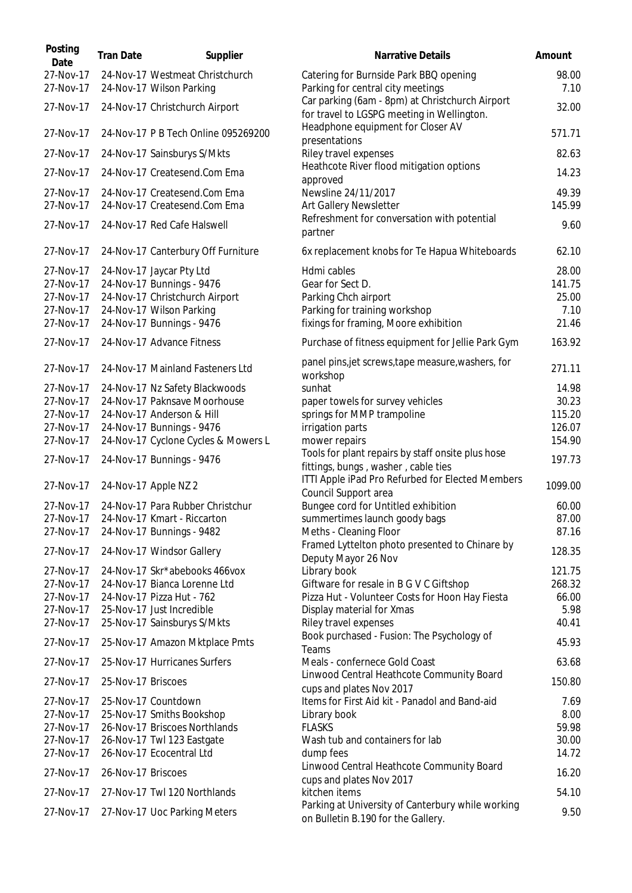| Posting Date | Tran Date | Supplier | Narrative Details | Amount |
|---|---|---|---|---|
| 27-Nov-17 | 24-Nov-17 | Westmeat Christchurch | Catering for Burnside Park BBQ opening | 98.00 |
| 27-Nov-17 | 24-Nov-17 | Wilson Parking | Parking for central city meetings | 7.10 |
| 27-Nov-17 | 24-Nov-17 | Christchurch Airport | Car parking (6am - 8pm) at Christchurch Airport for travel to LGSPG meeting in Wellington. | 32.00 |
| 27-Nov-17 | 24-Nov-17 | P B Tech Online 095269200 | Headphone equipment for Closer AV presentations | 571.71 |
| 27-Nov-17 | 24-Nov-17 | Sainsburys S/Mkts | Riley travel expenses | 82.63 |
| 27-Nov-17 | 24-Nov-17 | Createsend.Com Ema | Heathcote River flood mitigation options approved | 14.23 |
| 27-Nov-17 | 24-Nov-17 | Createsend.Com Ema | Newsline 24/11/2017 | 49.39 |
| 27-Nov-17 | 24-Nov-17 | Createsend.Com Ema | Art Gallery Newsletter | 145.99 |
| 27-Nov-17 | 24-Nov-17 | Red Cafe Halswell | Refreshment for conversation with potential partner | 9.60 |
| 27-Nov-17 | 24-Nov-17 | Canterbury Off Furniture | 6x replacement knobs for Te Hapua Whiteboards | 62.10 |
| 27-Nov-17 | 24-Nov-17 | Jaycar Pty Ltd | Hdmi cables | 28.00 |
| 27-Nov-17 | 24-Nov-17 | Bunnings - 9476 | Gear for Sect D. | 141.75 |
| 27-Nov-17 | 24-Nov-17 | Christchurch Airport | Parking Chch airport | 25.00 |
| 27-Nov-17 | 24-Nov-17 | Wilson Parking | Parking for training workshop | 7.10 |
| 27-Nov-17 | 24-Nov-17 | Bunnings - 9476 | fixings for framing, Moore exhibition | 21.46 |
| 27-Nov-17 | 24-Nov-17 | Advance Fitness | Purchase of fitness equipment for Jellie Park Gym | 163.92 |
| 27-Nov-17 | 24-Nov-17 | Mainland Fasteners Ltd | panel pins,jet screws,tape measure,washers, for workshop | 271.11 |
| 27-Nov-17 | 24-Nov-17 | Nz Safety Blackwoods | sunhat | 14.98 |
| 27-Nov-17 | 24-Nov-17 | Paknsave Moorhouse | paper towels for survey vehicles | 30.23 |
| 27-Nov-17 | 24-Nov-17 | Anderson & Hill | springs for MMP trampoline | 115.20 |
| 27-Nov-17 | 24-Nov-17 | Bunnings - 9476 | irrigation parts | 126.07 |
| 27-Nov-17 | 24-Nov-17 | Cyclone Cycles & Mowers L | mower repairs | 154.90 |
| 27-Nov-17 | 24-Nov-17 | Bunnings - 9476 | Tools for plant repairs by staff onsite plus hose fittings, bungs , washer , cable ties | 197.73 |
| 27-Nov-17 | 24-Nov-17 | Apple NZ 2 | ITTI Apple iPad Pro Refurbed for Elected Members Council Support area | 1099.00 |
| 27-Nov-17 | 24-Nov-17 | Para Rubber Christchur | Bungee cord for Untitled exhibition | 60.00 |
| 27-Nov-17 | 24-Nov-17 | Kmart - Riccarton | summertimes launch goody bags | 87.00 |
| 27-Nov-17 | 24-Nov-17 | Bunnings - 9482 | Meths - Cleaning Floor | 87.16 |
| 27-Nov-17 | 24-Nov-17 | Windsor Gallery | Framed Lyttelton photo presented to Chinare by Deputy Mayor 26 Nov | 128.35 |
| 27-Nov-17 | 24-Nov-17 | Skr*abebooks 466vox | Library book | 121.75 |
| 27-Nov-17 | 24-Nov-17 | Bianca Lorenne Ltd | Giftware for resale in B G V C Giftshop | 268.32 |
| 27-Nov-17 | 24-Nov-17 | Pizza Hut - 762 | Pizza Hut - Volunteer Costs for Hoon Hay Fiesta | 66.00 |
| 27-Nov-17 | 25-Nov-17 | Just Incredible | Display material for Xmas | 5.98 |
| 27-Nov-17 | 25-Nov-17 | Sainsburys S/Mkts | Riley travel expenses | 40.41 |
| 27-Nov-17 | 25-Nov-17 | Amazon Mktplace Pmts | Book purchased - Fusion: The Psychology of Teams | 45.93 |
| 27-Nov-17 | 25-Nov-17 | Hurricanes Surfers | Meals - confernece Gold Coast | 63.68 |
| 27-Nov-17 | 25-Nov-17 | Briscoes | Linwood Central Heathcote Community Board cups and plates Nov 2017 | 150.80 |
| 27-Nov-17 | 25-Nov-17 | Countdown | Items for First Aid kit - Panadol and Band-aid | 7.69 |
| 27-Nov-17 | 25-Nov-17 | Smiths Bookshop | Library book | 8.00 |
| 27-Nov-17 | 26-Nov-17 | Briscoes Northlands | FLASKS | 59.98 |
| 27-Nov-17 | 26-Nov-17 | Twl 123 Eastgate | Wash tub and containers for lab | 30.00 |
| 27-Nov-17 | 26-Nov-17 | Ecocentral Ltd | dump fees | 14.72 |
| 27-Nov-17 | 26-Nov-17 | Briscoes | Linwood Central Heathcote Community Board cups and plates Nov 2017 | 16.20 |
| 27-Nov-17 | 27-Nov-17 | Twl 120 Northlands | kitchen items | 54.10 |
| 27-Nov-17 | 27-Nov-17 | Uoc Parking Meters | Parking at University of Canterbury while working on Bulletin B.190 for the Gallery. | 9.50 |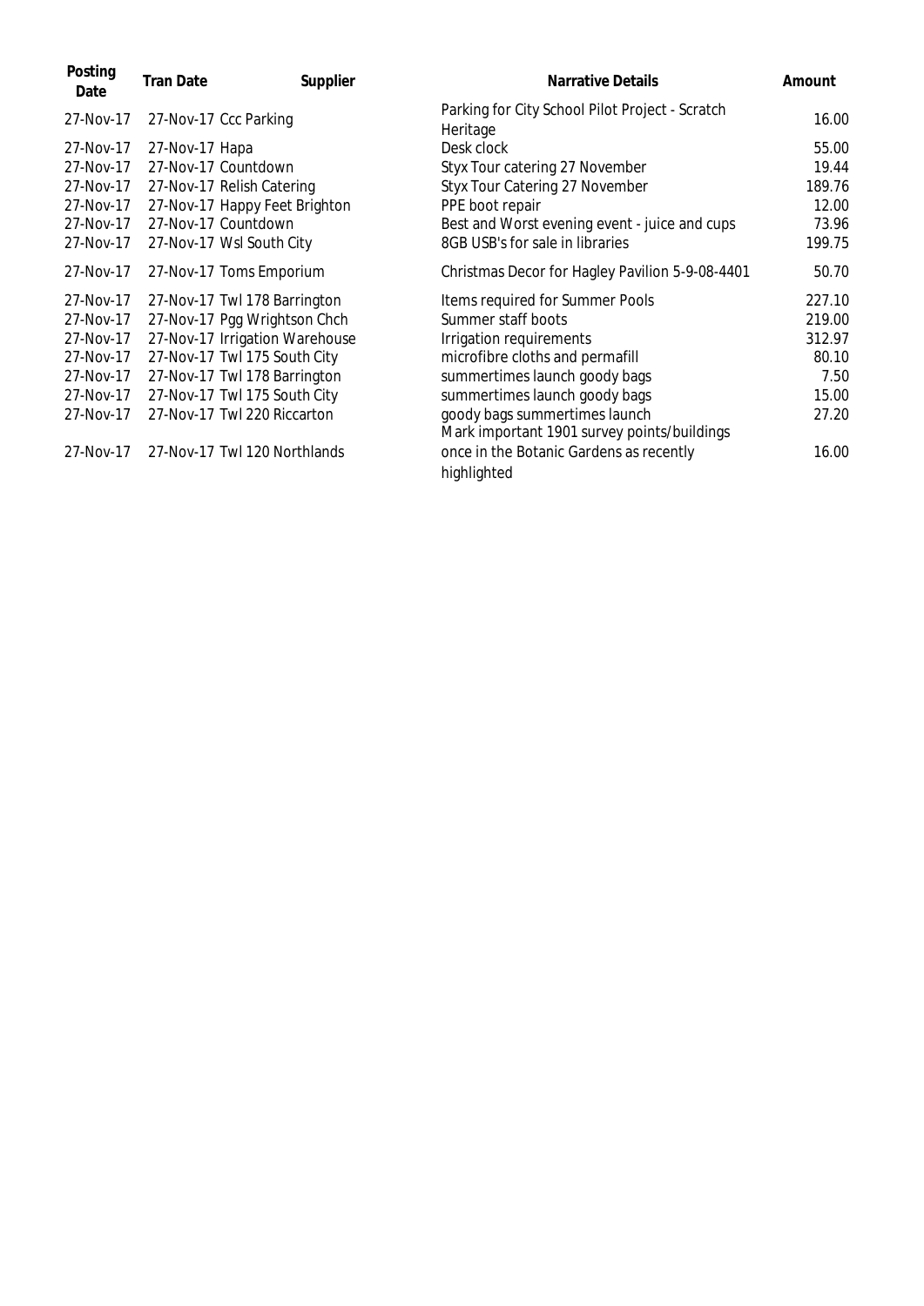| Posting Date | Tran Date | Supplier | Narrative Details | Amount |
|---|---|---|---|---|
| 27-Nov-17 | 27-Nov-17 | Ccc Parking | Parking for City School Pilot Project - Scratch Heritage | 16.00 |
| 27-Nov-17 | 27-Nov-17 | Hapa | Desk clock | 55.00 |
| 27-Nov-17 | 27-Nov-17 | Countdown | Styx Tour catering 27 November | 19.44 |
| 27-Nov-17 | 27-Nov-17 | Relish Catering | Styx Tour Catering 27 November | 189.76 |
| 27-Nov-17 | 27-Nov-17 | Happy Feet Brighton | PPE boot repair | 12.00 |
| 27-Nov-17 | 27-Nov-17 | Countdown | Best and Worst evening event - juice and cups | 73.96 |
| 27-Nov-17 | 27-Nov-17 | Wsl South City | 8GB USB's for sale in libraries | 199.75 |
| 27-Nov-17 | 27-Nov-17 | Toms Emporium | Christmas Decor for Hagley Pavilion 5-9-08-4401 | 50.70 |
| 27-Nov-17 | 27-Nov-17 | Twl 178 Barrington | Items required for Summer Pools | 227.10 |
| 27-Nov-17 | 27-Nov-17 | Pgg Wrightson Chch | Summer staff boots | 219.00 |
| 27-Nov-17 | 27-Nov-17 | Irrigation Warehouse | Irrigation requirements | 312.97 |
| 27-Nov-17 | 27-Nov-17 | Twl 175 South City | microfibre cloths and permafill | 80.10 |
| 27-Nov-17 | 27-Nov-17 | Twl 178 Barrington | summertimes launch goody bags | 7.50 |
| 27-Nov-17 | 27-Nov-17 | Twl 175 South City | summertimes launch goody bags | 15.00 |
| 27-Nov-17 | 27-Nov-17 | Twl 220 Riccarton | goody bags summertimes launch | 27.20 |
| 27-Nov-17 | 27-Nov-17 | Twl 120 Northlands | Mark important 1901 survey points/buildings once in the Botanic Gardens as recently highlighted | 16.00 |